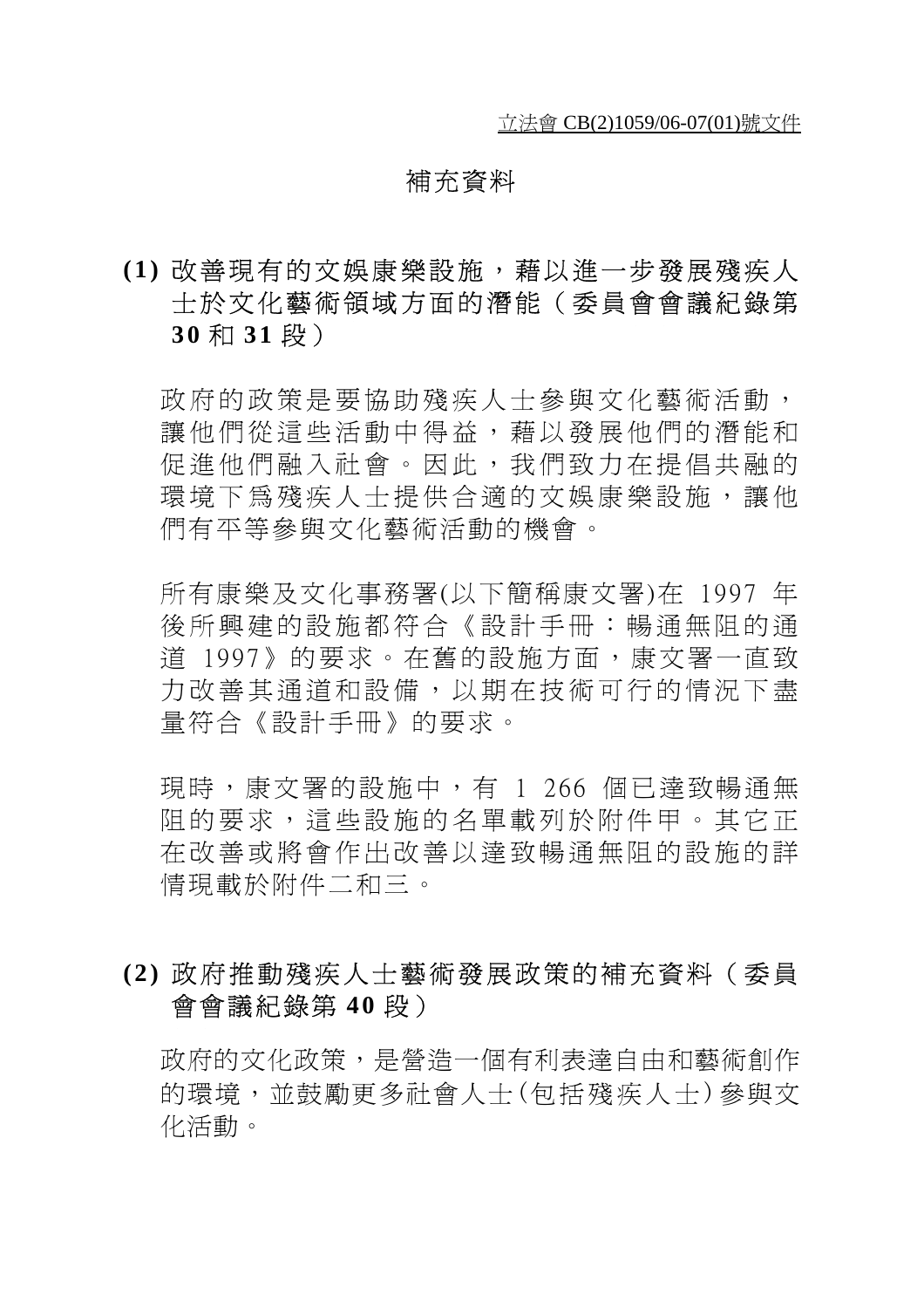立法會 CB(2)1059/06-07(01)號文件

# 補充資料

## (1) 改善現有的文娛康樂設施，藉以進一步發展殘疾人士於文化藝術領域方面的潛能（委員會會議紀錄第 30 和 31 段）

政府的政策是要協助殘疾人士參與文化藝術活動，讓他們從這些活動中得益，藉以發展他們的潛能和促進他們融入社會。因此，我們致力在提倡共融的環境下為殘疾人士提供合適的文娛康樂設施，讓他們有平等參與文化藝術活動的機會。

所有康樂及文化事務署(以下簡稱康文署)在 1997 年後所興建的設施都符合《設計手冊：暢通無阻的通道 1997》的要求。在舊的設施方面，康文署一直致力改善其通道和設備，以期在技術可行的情況下盡量符合《設計手冊》的要求。

現時，康文署的設施中，有 1 266 個已達致暢通無阻的要求，這些設施的名單載列於附件甲。其它正在改善或將會作出改善以達致暢通無阻的設施的詳情現載於附件二和三。

## (2) 政府推動殘疾人士藝術發展政策的補充資料（委員會會議紀錄第 40 段）

政府的文化政策，是營造一個有利表達自由和藝術創作的環境，並鼓勵更多社會人士(包括殘疾人士)參與文化活動。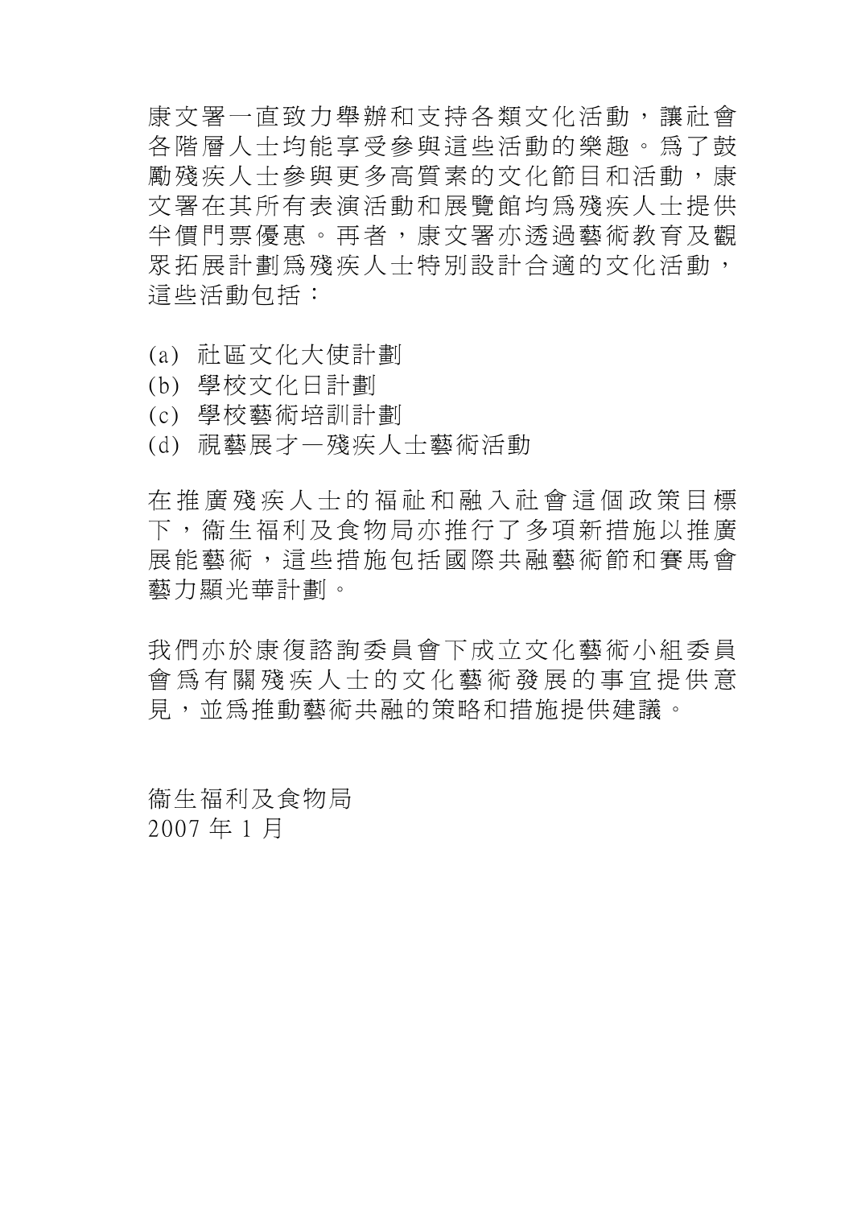康文署一直致力舉辦和支持各類文化活動，讓社會各階層人士均能享受參與這些活動的樂趣。爲了鼓勵殘疾人士參與更多高質素的文化節目和活動，康文署在其所有表演活動和展覽館均爲殘疾人士提供半價門票優惠。再者，康文署亦透過藝術教育及觀眾拓展計劃爲殘疾人士特別設計合適的文化活動，這些活動包括：

(a) 社區文化大使計劃
(b) 學校文化日計劃
(c) 學校藝術培訓計劃
(d) 視藝展才—殘疾人士藝術活動

在推廣殘疾人士的福祉和融入社會這個政策目標下，衞生福利及食物局亦推行了多項新措施以推廣展能藝術，這些措施包括國際共融藝術節和賽馬會藝力顯光華計劃。

我們亦於康復諮詢委員會下成立文化藝術小組委員會爲有關殘疾人士的文化藝術發展的事宜提供意見，並爲推動藝術共融的策略和措施提供建議。

衞生福利及食物局
2007 年 1 月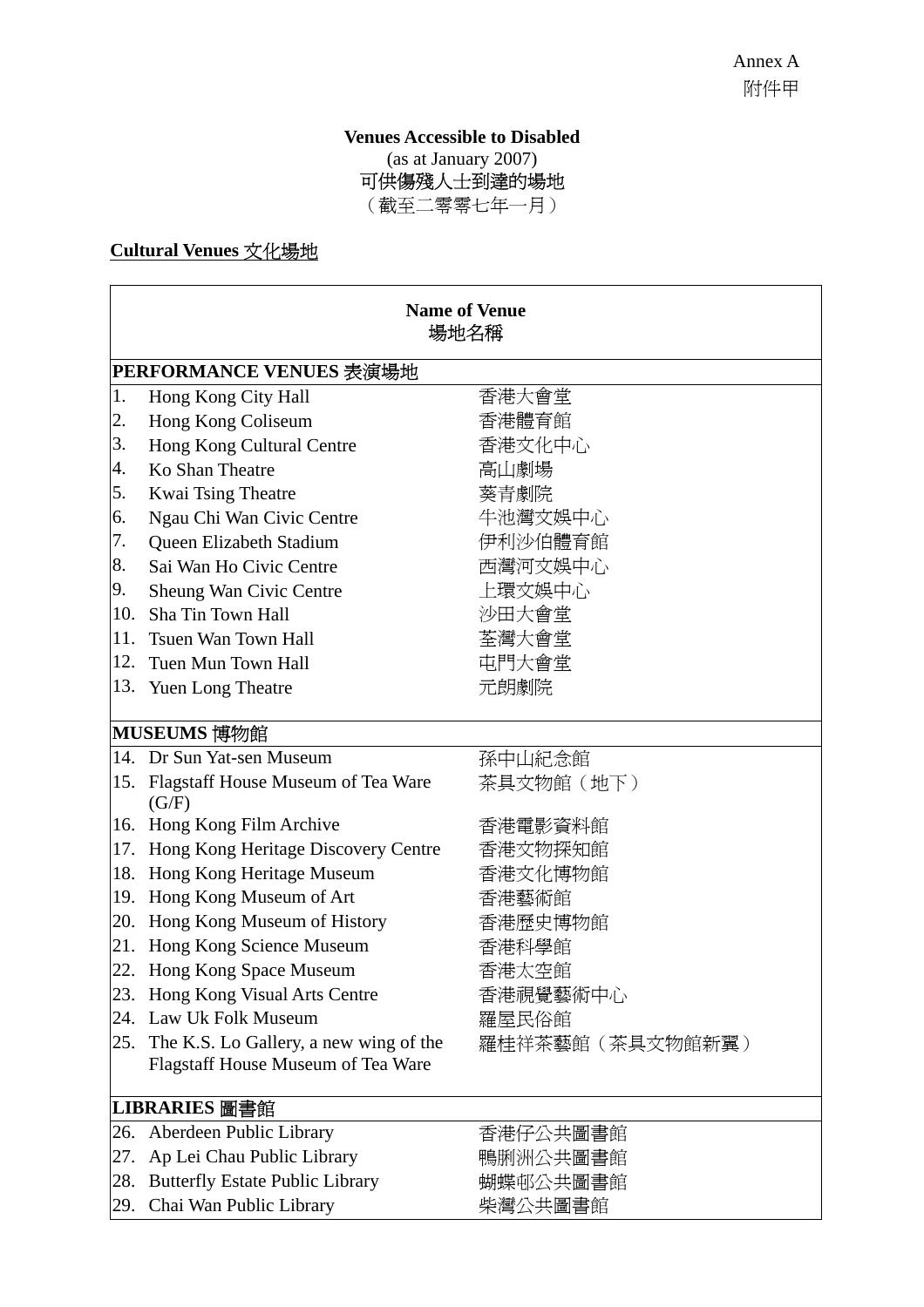Annex A
附件甲

**Venues Accessible to Disabled**
(as at January 2007)
可供傷殘人士到達的場地
（截至二零零七年一月）

**Cultural Venues 文化場地**

| Name of Venue 場地名稱 | | |
|---|---|---|
| **PERFORMANCE VENUES 表演場地** | | |
| 1. | Hong Kong City Hall | 香港大會堂 |
| 2. | Hong Kong Coliseum | 香港體育館 |
| 3. | Hong Kong Cultural Centre | 香港文化中心 |
| 4. | Ko Shan Theatre | 高山劇場 |
| 5. | Kwai Tsing Theatre | 葵青劇院 |
| 6. | Ngau Chi Wan Civic Centre | 牛池灣文娛中心 |
| 7. | Queen Elizabeth Stadium | 伊利沙伯體育館 |
| 8. | Sai Wan Ho Civic Centre | 西灣河文娛中心 |
| 9. | Sheung Wan Civic Centre | 上環文娛中心 |
| 10. | Sha Tin Town Hall | 沙田大會堂 |
| 11. | Tsuen Wan Town Hall | 荃灣大會堂 |
| 12. | Tuen Mun Town Hall | 屯門大會堂 |
| 13. | Yuen Long Theatre | 元朗劇院 |
| **MUSEUMS 博物館** | | |
| 14. | Dr Sun Yat-sen Museum | 孫中山紀念館 |
| 15. | Flagstaff House Museum of Tea Ware (G/F) | 茶具文物館（地下） |
| 16. | Hong Kong Film Archive | 香港電影資料館 |
| 17. | Hong Kong Heritage Discovery Centre | 香港文物探知館 |
| 18. | Hong Kong Heritage Museum | 香港文化博物館 |
| 19. | Hong Kong Museum of Art | 香港藝術館 |
| 20. | Hong Kong Museum of History | 香港歷史博物館 |
| 21. | Hong Kong Science Museum | 香港科學館 |
| 22. | Hong Kong Space Museum | 香港太空館 |
| 23. | Hong Kong Visual Arts Centre | 香港視覺藝術中心 |
| 24. | Law Uk Folk Museum | 羅屋民俗館 |
| 25. | The K.S. Lo Gallery, a new wing of the Flagstaff House Museum of Tea Ware | 羅桂祥茶藝館（茶具文物館新翼） |
| **LIBRARIES 圖書館** | | |
| 26. | Aberdeen Public Library | 香港仔公共圖書館 |
| 27. | Ap Lei Chau Public Library | 鴨脷洲公共圖書館 |
| 28. | Butterfly Estate Public Library | 蝴蝶邨公共圖書館 |
| 29. | Chai Wan Public Library | 柴灣公共圖書館 |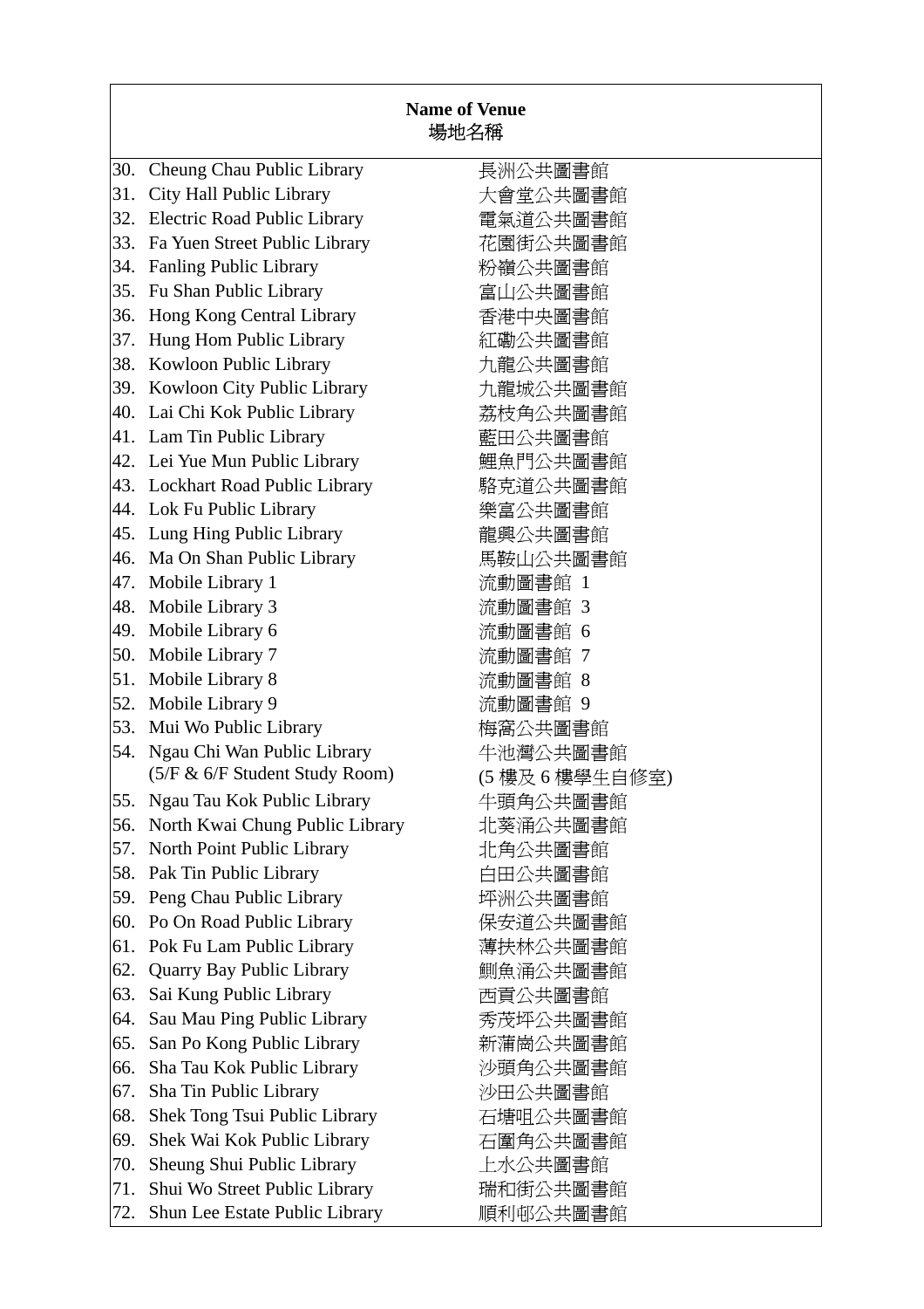| Name of Venue<br>場地名稱 | |
|---|---|
| 30. Cheung Chau Public Library | 長洲公共圖書館 |
| 31. City Hall Public Library | 大會堂公共圖書館 |
| 32. Electric Road Public Library | 電氣道公共圖書館 |
| 33. Fa Yuen Street Public Library | 花園街公共圖書館 |
| 34. Fanling Public Library | 粉嶺公共圖書館 |
| 35. Fu Shan Public Library | 富山公共圖書館 |
| 36. Hong Kong Central Library | 香港中央圖書館 |
| 37. Hung Hom Public Library | 紅磡公共圖書館 |
| 38. Kowloon Public Library | 九龍公共圖書館 |
| 39. Kowloon City Public Library | 九龍城公共圖書館 |
| 40. Lai Chi Kok Public Library | 荔枝角公共圖書館 |
| 41. Lam Tin Public Library | 藍田公共圖書館 |
| 42. Lei Yue Mun Public Library | 鯉魚門公共圖書館 |
| 43. Lockhart Road Public Library | 駱克道公共圖書館 |
| 44. Lok Fu Public Library | 樂富公共圖書館 |
| 45. Lung Hing Public Library | 龍興公共圖書館 |
| 46. Ma On Shan Public Library | 馬鞍山公共圖書館 |
| 47. Mobile Library 1 | 流動圖書館 1 |
| 48. Mobile Library 3 | 流動圖書館 3 |
| 49. Mobile Library 6 | 流動圖書館 6 |
| 50. Mobile Library 7 | 流動圖書館 7 |
| 51. Mobile Library 8 | 流動圖書館 8 |
| 52. Mobile Library 9 | 流動圖書館 9 |
| 53. Mui Wo Public Library | 梅窩公共圖書館 |
| 54. Ngau Chi Wan Public Library (5/F & 6/F Student Study Room) | 牛池灣公共圖書館 (5 樓及 6 樓學生自修室) |
| 55. Ngau Tau Kok Public Library | 牛頭角公共圖書館 |
| 56. North Kwai Chung Public Library | 北葵涌公共圖書館 |
| 57. North Point Public Library | 北角公共圖書館 |
| 58. Pak Tin Public Library | 白田公共圖書館 |
| 59. Peng Chau Public Library | 坪洲公共圖書館 |
| 60. Po On Road Public Library | 保安道公共圖書館 |
| 61. Pok Fu Lam Public Library | 薄扶林公共圖書館 |
| 62. Quarry Bay Public Library | 鰂魚涌公共圖書館 |
| 63. Sai Kung Public Library | 西貢公共圖書館 |
| 64. Sau Mau Ping Public Library | 秀茂坪公共圖書館 |
| 65. San Po Kong Public Library | 新蒲崗公共圖書館 |
| 66. Sha Tau Kok Public Library | 沙頭角公共圖書館 |
| 67. Sha Tin Public Library | 沙田公共圖書館 |
| 68. Shek Tong Tsui Public Library | 石塘咀公共圖書館 |
| 69. Shek Wai Kok Public Library | 石圍角公共圖書館 |
| 70. Sheung Shui Public Library | 上水公共圖書館 |
| 71. Shui Wo Street Public Library | 瑞和街公共圖書館 |
| 72. Shun Lee Estate Public Library | 順利邨公共圖書館 |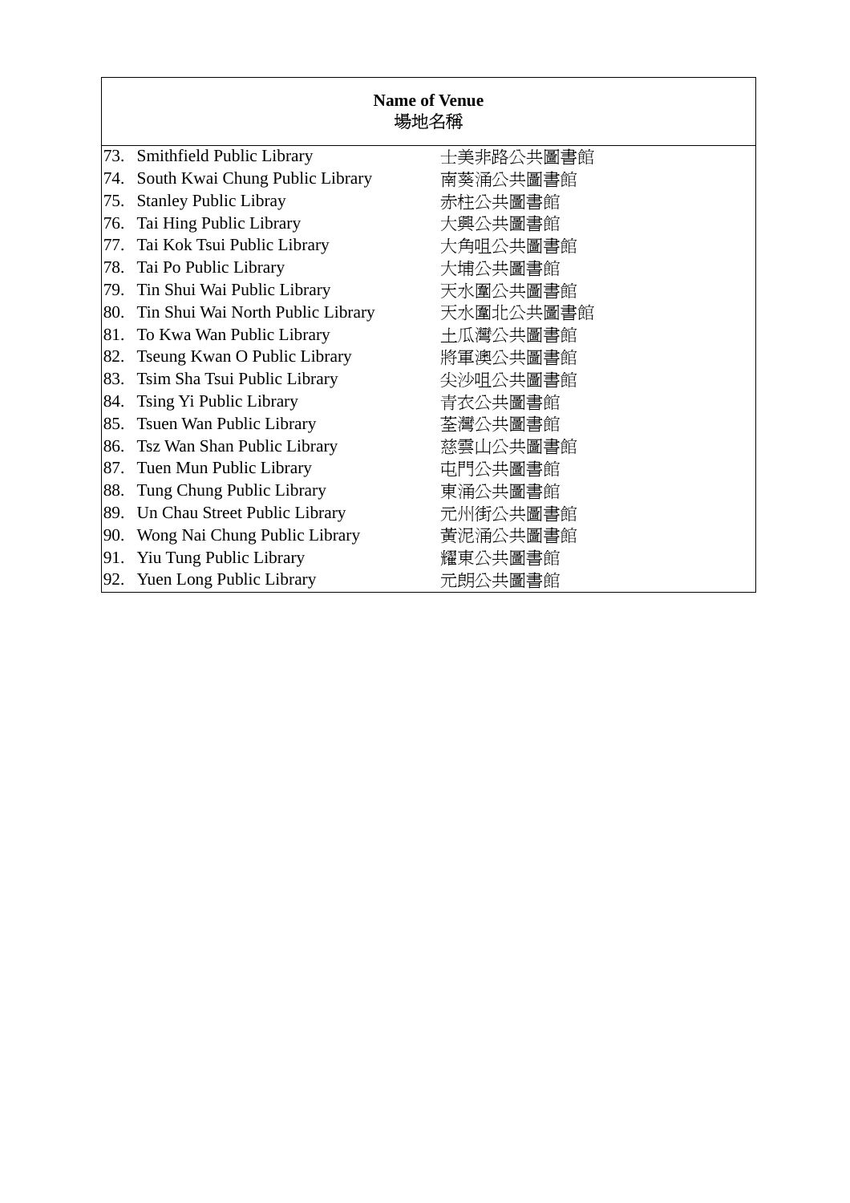| Name of Venue<br>場地名稱 | |
|---|---|
| 73. Smithfield Public Library | 士美非路公共圖書館 |
| 74. South Kwai Chung Public Library | 南葵涌公共圖書館 |
| 75. Stanley Public Libray | 赤柱公共圖書館 |
| 76. Tai Hing Public Library | 大興公共圖書館 |
| 77. Tai Kok Tsui Public Library | 大角咀公共圖書館 |
| 78. Tai Po Public Library | 大埔公共圖書館 |
| 79. Tin Shui Wai Public Library | 天水圍公共圖書館 |
| 80. Tin Shui Wai North Public Library | 天水圍北公共圖書館 |
| 81. To Kwa Wan Public Library | 土瓜灣公共圖書館 |
| 82. Tseung Kwan O Public Library | 將軍澳公共圖書館 |
| 83. Tsim Sha Tsui Public Library | 尖沙咀公共圖書館 |
| 84. Tsing Yi Public Library | 青衣公共圖書館 |
| 85. Tsuen Wan Public Library | 荃灣公共圖書館 |
| 86. Tsz Wan Shan Public Library | 慈雲山公共圖書館 |
| 87. Tuen Mun Public Library | 屯門公共圖書館 |
| 88. Tung Chung Public Library | 東涌公共圖書館 |
| 89. Un Chau Street Public Library | 元州街公共圖書館 |
| 90. Wong Nai Chung Public Library | 黃泥涌公共圖書館 |
| 91. Yiu Tung Public Library | 耀東公共圖書館 |
| 92. Yuen Long Public Library | 元朗公共圖書館 |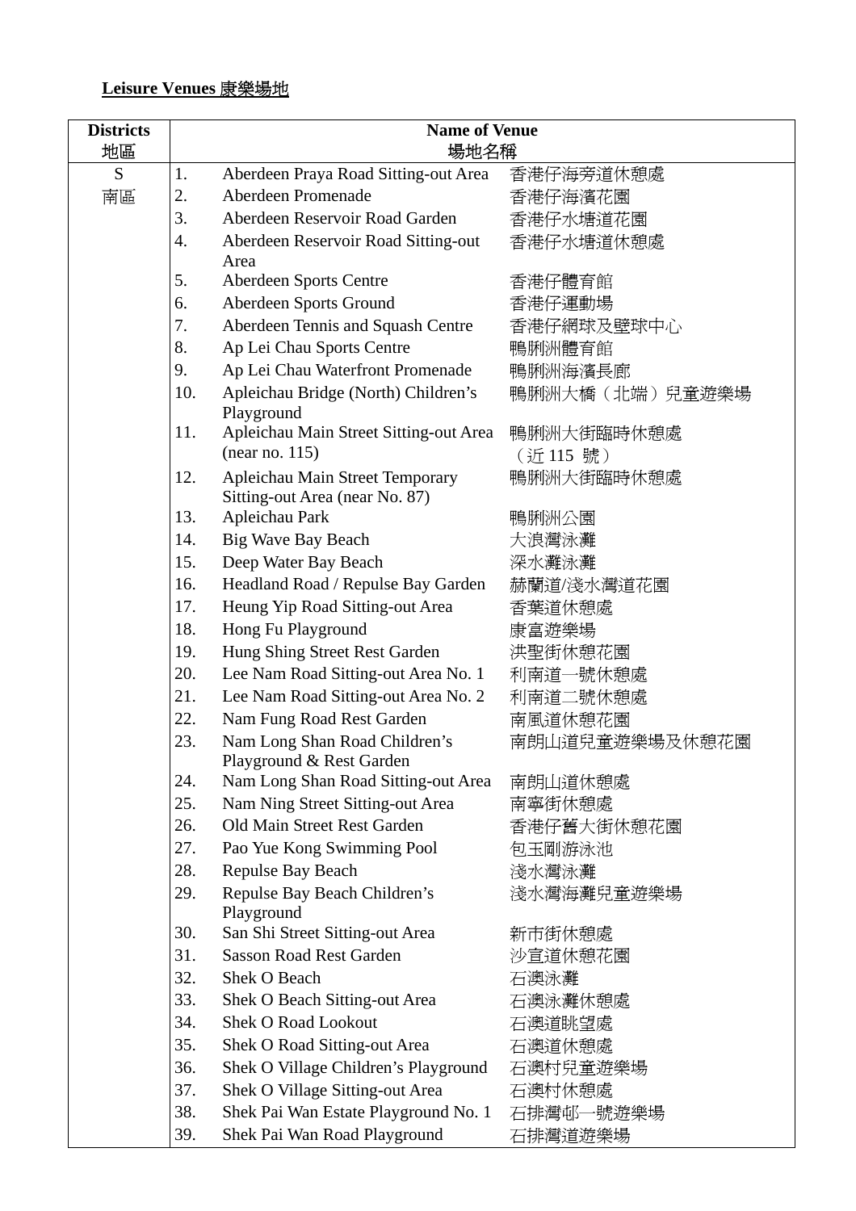**Leisure Venues 康樂場地**

| Districts 地區 | Name of Venue 場地名稱 | | |
|---|---|---|---|
| S 南區 | 1. | Aberdeen Praya Road Sitting-out Area | 香港仔海旁道休憩處 |
| | 2. | Aberdeen Promenade | 香港仔海濱花園 |
| | 3. | Aberdeen Reservoir Road Garden | 香港仔水塘道花園 |
| | 4. | Aberdeen Reservoir Road Sitting-out Area | 香港仔水塘道休憩處 |
| | 5. | Aberdeen Sports Centre | 香港仔體育館 |
| | 6. | Aberdeen Sports Ground | 香港仔運動場 |
| | 7. | Aberdeen Tennis and Squash Centre | 香港仔網球及壁球中心 |
| | 8. | Ap Lei Chau Sports Centre | 鴨脷洲體育館 |
| | 9. | Ap Lei Chau Waterfront Promenade | 鴨脷洲海濱長廊 |
| | 10. | Apleichau Bridge (North) Children's Playground | 鴨脷洲大橋（北端）兒童遊樂場 |
| | 11. | Apleichau Main Street Sitting-out Area (near no. 115) | 鴨脷洲大街臨時休憩處（近 115 號） |
| | 12. | Apleichau Main Street Temporary Sitting-out Area (near No. 87) | 鴨脷洲大街臨時休憩處 |
| | 13. | Apleichau Park | 鴨脷洲公園 |
| | 14. | Big Wave Bay Beach | 大浪灣泳灘 |
| | 15. | Deep Water Bay Beach | 深水灣泳灘 |
| | 16. | Headland Road / Repulse Bay Garden | 赫蘭道/淺水灣道花園 |
| | 17. | Heung Yip Road Sitting-out Area | 香葉道休憩處 |
| | 18. | Hong Fu Playground | 康富遊樂場 |
| | 19. | Hung Shing Street Rest Garden | 洪聖街休憩花園 |
| | 20. | Lee Nam Road Sitting-out Area No. 1 | 利南道一號休憩處 |
| | 21. | Lee Nam Road Sitting-out Area No. 2 | 利南道二號休憩處 |
| | 22. | Nam Fung Road Rest Garden | 南風道休憩花園 |
| | 23. | Nam Long Shan Road Children's Playground & Rest Garden | 南朗山道兒童遊樂場及休憩花園 |
| | 24. | Nam Long Shan Road Sitting-out Area | 南朗山道休憩處 |
| | 25. | Nam Ning Street Sitting-out Area | 南寧街休憩處 |
| | 26. | Old Main Street Rest Garden | 香港仔舊大街休憩花園 |
| | 27. | Pao Yue Kong Swimming Pool | 包玉剛游泳池 |
| | 28. | Repulse Bay Beach | 淺水灣泳灘 |
| | 29. | Repulse Bay Beach Children's Playground | 淺水灣海灘兒童遊樂場 |
| | 30. | San Shi Street Sitting-out Area | 新市街休憩處 |
| | 31. | Sasson Road Rest Garden | 沙宣道休憩花園 |
| | 32. | Shek O Beach | 石澳泳灘 |
| | 33. | Shek O Beach Sitting-out Area | 石澳泳灘休憩處 |
| | 34. | Shek O Road Lookout | 石澳道眺望處 |
| | 35. | Shek O Road Sitting-out Area | 石澳道休憩處 |
| | 36. | Shek O Village Children's Playground | 石澳村兒童遊樂場 |
| | 37. | Shek O Village Sitting-out Area | 石澳村休憩處 |
| | 38. | Shek Pai Wan Estate Playground No. 1 | 石排灣邨一號遊樂場 |
| | 39. | Shek Pai Wan Road Playground | 石排灣道遊樂場 |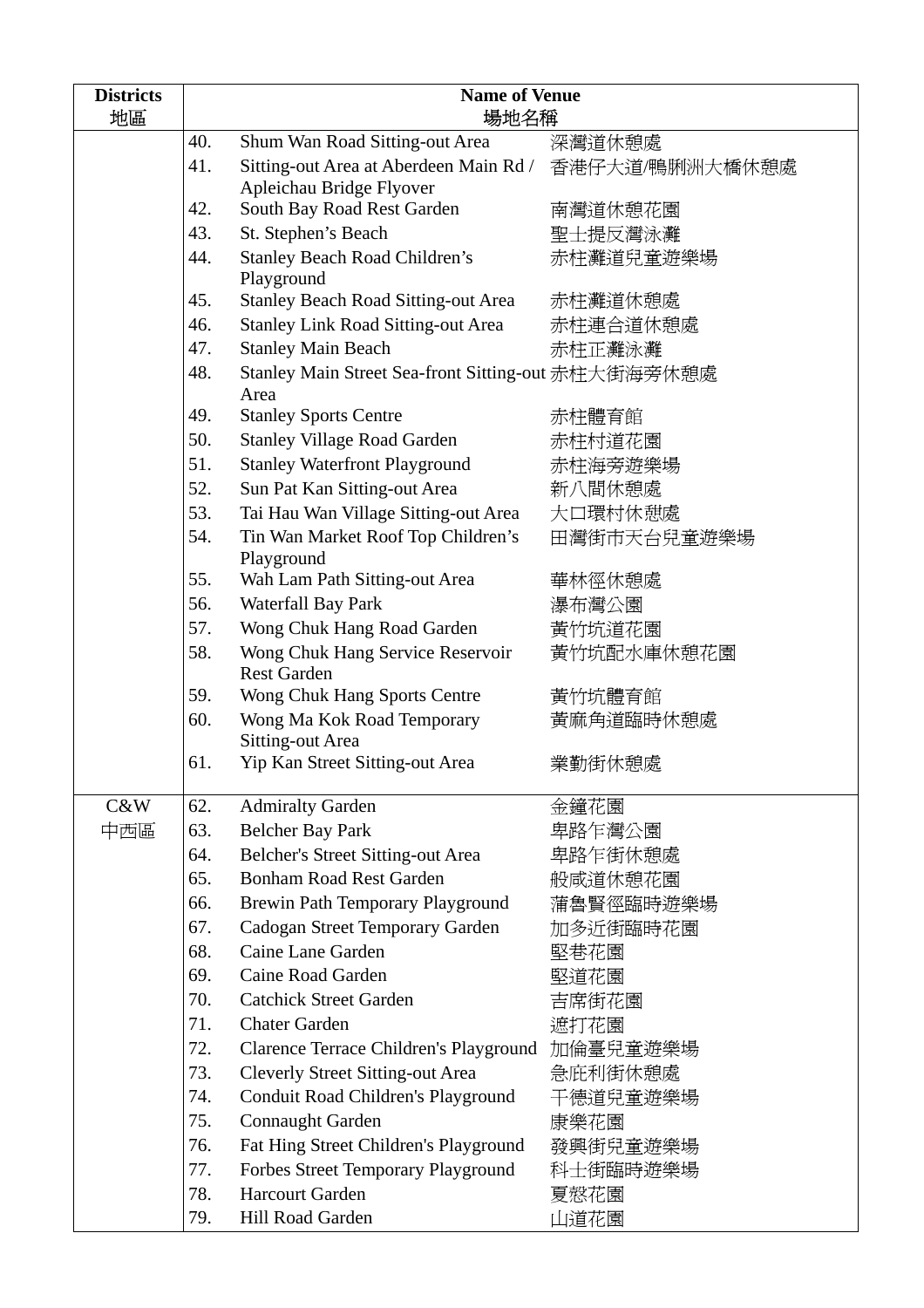| Districts 地區 | Name of Venue 場地名稱 | | |
|---|---|---|---|
| | 40. | Shum Wan Road Sitting-out Area | 深灣道休憩處 |
| | 41. | Sitting-out Area at Aberdeen Main Rd / Apleichau Bridge Flyover | 香港仔大道/鴨脷洲大橋休憩處 |
| | 42. | South Bay Road Rest Garden | 南灣道休憩花園 |
| | 43. | St. Stephen's Beach | 聖士提反灣泳灘 |
| | 44. | Stanley Beach Road Children's Playground | 赤柱灘道兒童遊樂場 |
| | 45. | Stanley Beach Road Sitting-out Area | 赤柱灘道休憩處 |
| | 46. | Stanley Link Road Sitting-out Area | 赤柱連合道休憩處 |
| | 47. | Stanley Main Beach | 赤柱正灘泳灘 |
| | 48. | Stanley Main Street Sea-front Sitting-out Area | 赤柱大街海旁休憩處 |
| | 49. | Stanley Sports Centre | 赤柱體育館 |
| | 50. | Stanley Village Road Garden | 赤柱村道花園 |
| | 51. | Stanley Waterfront Playground | 赤柱海旁遊樂場 |
| | 52. | Sun Pat Kan Sitting-out Area | 新八間休憩處 |
| | 53. | Tai Hau Wan Village Sitting-out Area | 大口環村休憩處 |
| | 54. | Tin Wan Market Roof Top Children's Playground | 田灣街市天台兒童遊樂場 |
| | 55. | Wah Lam Path Sitting-out Area | 華林徑休憩處 |
| | 56. | Waterfall Bay Park | 瀑布灣公園 |
| | 57. | Wong Chuk Hang Road Garden | 黃竹坑道花園 |
| | 58. | Wong Chuk Hang Service Reservoir Rest Garden | 黃竹坑配水庫休憩花園 |
| | 59. | Wong Chuk Hang Sports Centre | 黃竹坑體育館 |
| | 60. | Wong Ma Kok Road Temporary Sitting-out Area | 黃麻角道臨時休憩處 |
| | 61. | Yip Kan Street Sitting-out Area | 業勤街休憩處 |
| C&W 中西區 | 62. | Admiralty Garden | 金鐘花園 |
| | 63. | Belcher Bay Park | 卑路乍灣公園 |
| | 64. | Belcher's Street Sitting-out Area | 卑路乍街休憩處 |
| | 65. | Bonham Road Rest Garden | 般咸道休憩花園 |
| | 66. | Brewin Path Temporary Playground | 蒲魯賢徑臨時遊樂場 |
| | 67. | Cadogan Street Temporary Garden | 加多近街臨時花園 |
| | 68. | Caine Lane Garden | 堅巷花園 |
| | 69. | Caine Road Garden | 堅道花園 |
| | 70. | Catchick Street Garden | 吉席街花園 |
| | 71. | Chater Garden | 遮打花園 |
| | 72. | Clarence Terrace Children's Playground | 加倫臺兒童遊樂場 |
| | 73. | Cleverly Street Sitting-out Area | 急庇利街休憩處 |
| | 74. | Conduit Road Children's Playground | 干德道兒童遊樂場 |
| | 75. | Connaught Garden | 康樂花園 |
| | 76. | Fat Hing Street Children's Playground | 發興街兒童遊樂場 |
| | 77. | Forbes Street Temporary Playground | 科士街臨時遊樂場 |
| | 78. | Harcourt Garden | 夏愨花園 |
| | 79. | Hill Road Garden | 山道花園 |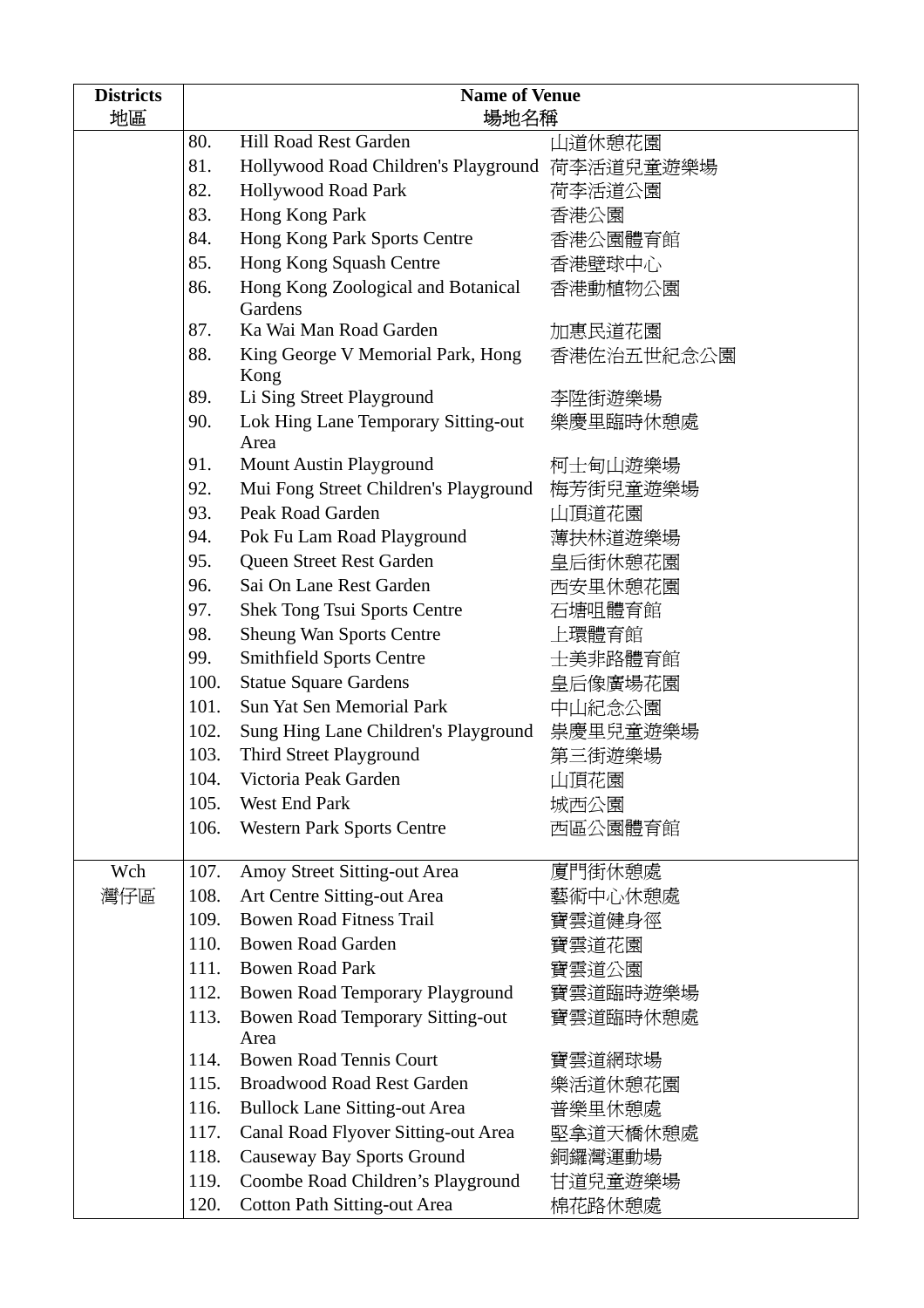| Districts<br>地區 | Name of Venue<br>場地名稱 | | |
|---|---|---|---|
| | 80. | Hill Road Rest Garden | 山道休憩花園 |
| | 81. | Hollywood Road Children's Playground | 荷李活道兒童遊樂場 |
| | 82. | Hollywood Road Park | 荷李活道公園 |
| | 83. | Hong Kong Park | 香港公園 |
| | 84. | Hong Kong Park Sports Centre | 香港公園體育館 |
| | 85. | Hong Kong Squash Centre | 香港壁球中心 |
| | 86. | Hong Kong Zoological and Botanical Gardens | 香港動植物公園 |
| | 87. | Ka Wai Man Road Garden | 加惠民道花園 |
| | 88. | King George V Memorial Park, Hong Kong | 香港佐治五世紀念公園 |
| | 89. | Li Sing Street Playground | 李陞街遊樂場 |
| | 90. | Lok Hing Lane Temporary Sitting-out Area | 樂慶里臨時休憩處 |
| | 91. | Mount Austin Playground | 柯士甸山遊樂場 |
| | 92. | Mui Fong Street Children's Playground | 梅芳街兒童遊樂場 |
| | 93. | Peak Road Garden | 山頂道花園 |
| | 94. | Pok Fu Lam Road Playground | 薄扶林道遊樂場 |
| | 95. | Queen Street Rest Garden | 皇后街休憩花園 |
| | 96. | Sai On Lane Rest Garden | 西安里休憩花園 |
| | 97. | Shek Tong Tsui Sports Centre | 石塘咀體育館 |
| | 98. | Sheung Wan Sports Centre | 上環體育館 |
| | 99. | Smithfield Sports Centre | 士美非路體育館 |
| | 100. | Statue Square Gardens | 皇后像廣場花園 |
| | 101. | Sun Yat Sen Memorial Park | 中山紀念公園 |
| | 102. | Sung Hing Lane Children's Playground | 崇慶里兒童遊樂場 |
| | 103. | Third Street Playground | 第三街遊樂場 |
| | 104. | Victoria Peak Garden | 山頂花園 |
| | 105. | West End Park | 城西公園 |
| | 106. | Western Park Sports Centre | 西區公園體育館 |
| Wch<br>灣仔區 | 107. | Amoy Street Sitting-out Area | 廈門街休憩處 |
| | 108. | Art Centre Sitting-out Area | 藝術中心休憩處 |
| | 109. | Bowen Road Fitness Trail | 寶雲道健身徑 |
| | 110. | Bowen Road Garden | 寶雲道花園 |
| | 111. | Bowen Road Park | 寶雲道公園 |
| | 112. | Bowen Road Temporary Playground | 寶雲道臨時遊樂場 |
| | 113. | Bowen Road Temporary Sitting-out Area | 寶雲道臨時休憩處 |
| | 114. | Bowen Road Tennis Court | 寶雲道網球場 |
| | 115. | Broadwood Road Rest Garden | 樂活道休憩花園 |
| | 116. | Bullock Lane Sitting-out Area | 普樂里休憩處 |
| | 117. | Canal Road Flyover Sitting-out Area | 堅拿道天橋休憩處 |
| | 118. | Causeway Bay Sports Ground | 銅鑼灣運動場 |
| | 119. | Coombe Road Children's Playground | 甘道兒童遊樂場 |
| | 120. | Cotton Path Sitting-out Area | 棉花路休憩處 |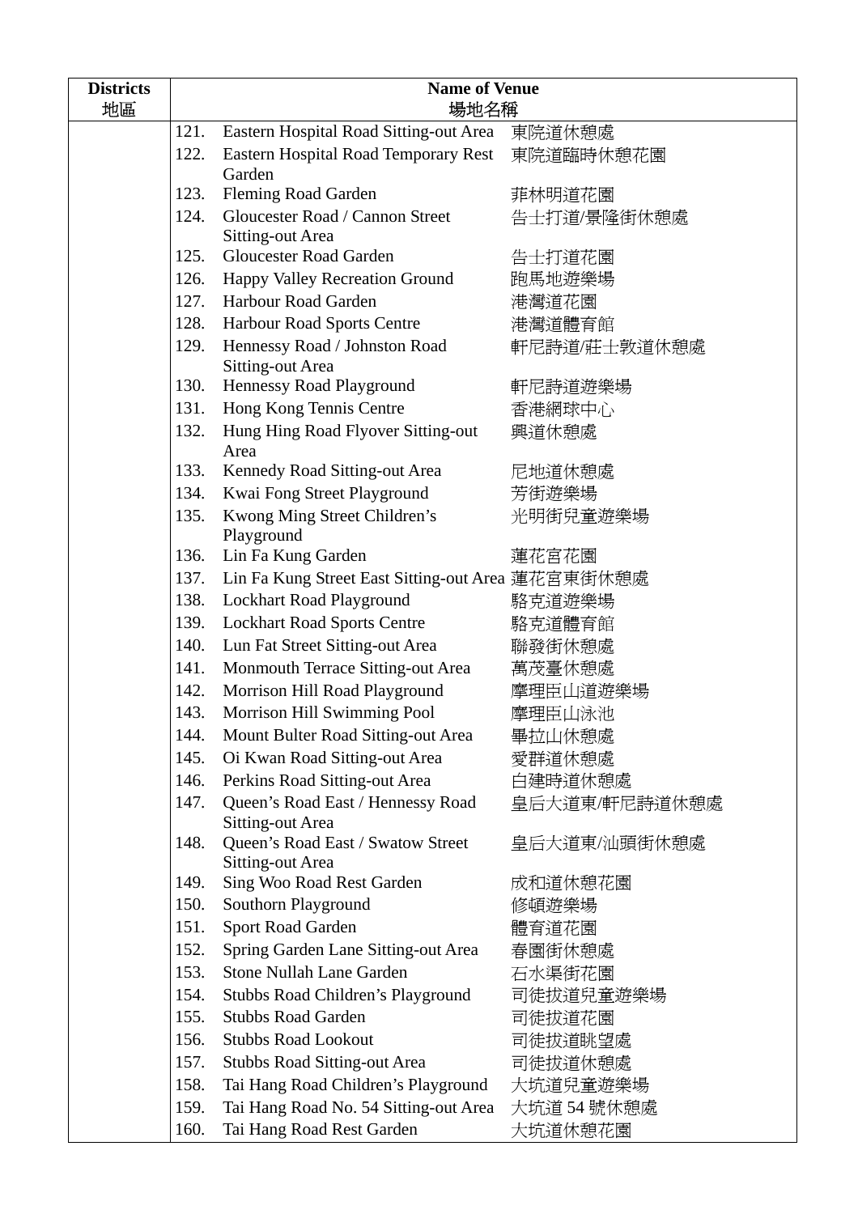| Districts<br>地區 | Name of Venue<br>場地名稱 | | |
|---|---|---|---|
| | 121. | Eastern Hospital Road Sitting-out Area | 東院道休憩處 |
| | 122. | Eastern Hospital Road Temporary Rest Garden | 東院道臨時休憩花園 |
| | 123. | Fleming Road Garden | 菲林明道花園 |
| | 124. | Gloucester Road / Cannon Street Sitting-out Area | 告士打道/景隆街休憩處 |
| | 125. | Gloucester Road Garden | 告士打道花園 |
| | 126. | Happy Valley Recreation Ground | 跑馬地遊樂場 |
| | 127. | Harbour Road Garden | 港灣道花園 |
| | 128. | Harbour Road Sports Centre | 港灣道體育館 |
| | 129. | Hennessy Road / Johnston Road Sitting-out Area | 軒尼詩道/莊士敦道休憩處 |
| | 130. | Hennessy Road Playground | 軒尼詩道遊樂場 |
| | 131. | Hong Kong Tennis Centre | 香港網球中心 |
| | 132. | Hung Hing Road Flyover Sitting-out Area | 興道休憩處 |
| | 133. | Kennedy Road Sitting-out Area | 尼地道休憩處 |
| | 134. | Kwai Fong Street Playground | 芳街遊樂場 |
| | 135. | Kwong Ming Street Children's Playground | 光明街兒童遊樂場 |
| | 136. | Lin Fa Kung Garden | 蓮花宮花園 |
| | 137. | Lin Fa Kung Street East Sitting-out Area | 蓮花宮東街休憩處 |
| | 138. | Lockhart Road Playground | 駱克道遊樂場 |
| | 139. | Lockhart Road Sports Centre | 駱克道體育館 |
| | 140. | Lun Fat Street Sitting-out Area | 聯發街休憩處 |
| | 141. | Monmouth Terrace Sitting-out Area | 萬茂臺休憩處 |
| | 142. | Morrison Hill Road Playground | 摩理臣山道遊樂場 |
| | 143. | Morrison Hill Swimming Pool | 摩理臣山泳池 |
| | 144. | Mount Bulter Road Sitting-out Area | 畢拉山休憩處 |
| | 145. | Oi Kwan Road Sitting-out Area | 愛群道休憩處 |
| | 146. | Perkins Road Sitting-out Area | 白建時道休憩處 |
| | 147. | Queen's Road East / Hennessy Road Sitting-out Area | 皇后大道東/軒尼詩道休憩處 |
| | 148. | Queen's Road East / Swatow Street Sitting-out Area | 皇后大道東/汕頭街休憩處 |
| | 149. | Sing Woo Road Rest Garden | 成和道休憩花園 |
| | 150. | Southorn Playground | 修頓遊樂場 |
| | 151. | Sport Road Garden | 體育道花園 |
| | 152. | Spring Garden Lane Sitting-out Area | 春園街休憩處 |
| | 153. | Stone Nullah Lane Garden | 石水渠街花園 |
| | 154. | Stubbs Road Children's Playground | 司徒拔道兒童遊樂場 |
| | 155. | Stubbs Road Garden | 司徒拔道花園 |
| | 156. | Stubbs Road Lookout | 司徒拔道眺望處 |
| | 157. | Stubbs Road Sitting-out Area | 司徒拔道休憩處 |
| | 158. | Tai Hang Road Children's Playground | 大坑道兒童遊樂場 |
| | 159. | Tai Hang Road No. 54 Sitting-out Area | 大坑道 54 號休憩處 |
| | 160. | Tai Hang Road Rest Garden | 大坑道休憩花園 |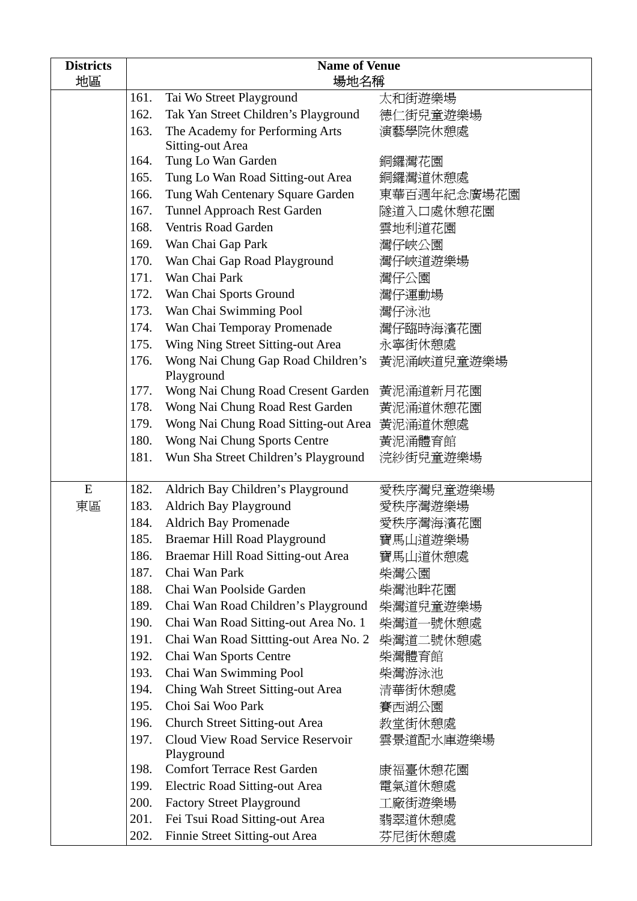| Districts 地區 | Name of Venue 場地名稱 | | |
|---|---|---|---|
| | 161. | Tai Wo Street Playground | 太和街遊樂場 |
| | 162. | Tak Yan Street Children's Playground | 德仁街兒童遊樂場 |
| | 163. | The Academy for Performing Arts Sitting-out Area | 演藝學院休憩處 |
| | 164. | Tung Lo Wan Garden | 銅鑼灣花園 |
| | 165. | Tung Lo Wan Road Sitting-out Area | 銅鑼灣道休憩處 |
| | 166. | Tung Wah Centenary Square Garden | 東華百週年紀念廣場花園 |
| | 167. | Tunnel Approach Rest Garden | 隧道入口處休憩花園 |
| | 168. | Ventris Road Garden | 雲地利道花園 |
| | 169. | Wan Chai Gap Park | 灣仔峽公園 |
| | 170. | Wan Chai Gap Road Playground | 灣仔峽道遊樂場 |
| | 171. | Wan Chai Park | 灣仔公園 |
| | 172. | Wan Chai Sports Ground | 灣仔運動場 |
| | 173. | Wan Chai Swimming Pool | 灣仔泳池 |
| | 174. | Wan Chai Temporay Promenade | 灣仔臨時海濱花園 |
| | 175. | Wing Ning Street Sitting-out Area | 永寧街休憩處 |
| | 176. | Wong Nai Chung Gap Road Children's Playground | 黃泥涌峽道兒童遊樂場 |
| | 177. | Wong Nai Chung Road Cresent Garden | 黃泥涌道新月花園 |
| | 178. | Wong Nai Chung Road Rest Garden | 黃泥涌道休憩花園 |
| | 179. | Wong Nai Chung Road Sitting-out Area | 黃泥涌道休憩處 |
| | 180. | Wong Nai Chung Sports Centre | 黃泥涌體育館 |
| | 181. | Wun Sha Street Children's Playground | 浣紗街兒童遊樂場 |
| E 東區 | 182. | Aldrich Bay Children's Playground | 愛秩序灣兒童遊樂場 |
| | 183. | Aldrich Bay Playground | 愛秩序灣遊樂場 |
| | 184. | Aldrich Bay Promenade | 愛秩序灣海濱花園 |
| | 185. | Braemar Hill Road Playground | 寶馬山道遊樂場 |
| | 186. | Braemar Hill Road Sitting-out Area | 寶馬山道休憩處 |
| | 187. | Chai Wan Park | 柴灣公園 |
| | 188. | Chai Wan Poolside Garden | 柴灣池畔花園 |
| | 189. | Chai Wan Road Children's Playground | 柴灣道兒童遊樂場 |
| | 190. | Chai Wan Road Sitting-out Area No. 1 | 柴灣道一號休憩處 |
| | 191. | Chai Wan Road Sittting-out Area No. 2 | 柴灣道二號休憩處 |
| | 192. | Chai Wan Sports Centre | 柴灣體育館 |
| | 193. | Chai Wan Swimming Pool | 柴灣游泳池 |
| | 194. | Ching Wah Street Sitting-out Area | 清華街休憩處 |
| | 195. | Choi Sai Woo Park | 賽西湖公園 |
| | 196. | Church Street Sitting-out Area | 教堂街休憩處 |
| | 197. | Cloud View Road Service Reservoir Playground | 雲景道配水庫遊樂場 |
| | 198. | Comfort Terrace Rest Garden | 康福臺休憩花園 |
| | 199. | Electric Road Sitting-out Area | 電氣道休憩處 |
| | 200. | Factory Street Playground | 工廠街遊樂場 |
| | 201. | Fei Tsui Road Sitting-out Area | 翡翠道休憩處 |
| | 202. | Finnie Street Sitting-out Area | 芬尼街休憩處 |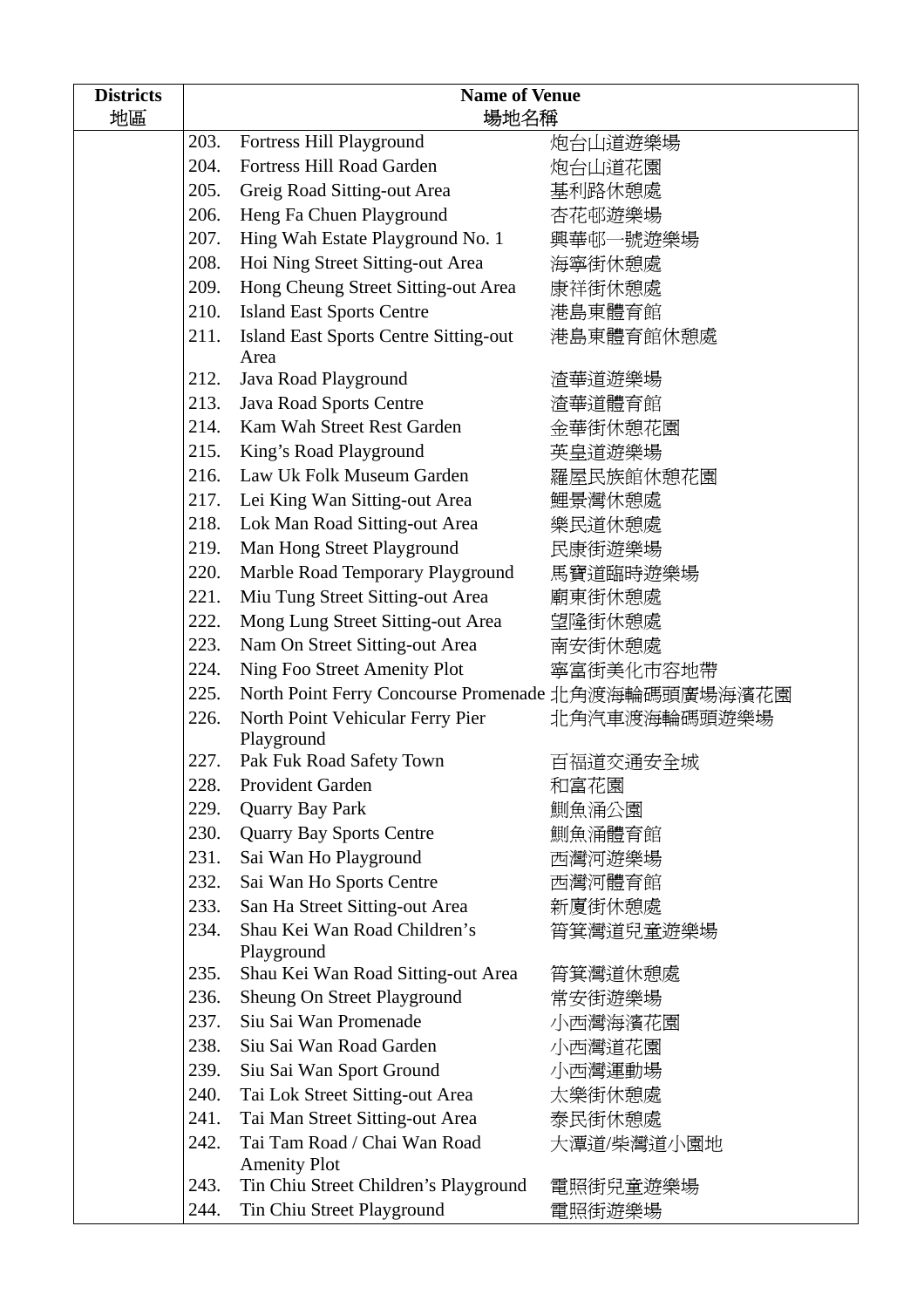| Districts 地區 | Name of Venue 場地名稱 | | |
|---|---|---|---|
| | 203. | Fortress Hill Playground | 炮台山道遊樂場 |
| | 204. | Fortress Hill Road Garden | 炮台山道花園 |
| | 205. | Greig Road Sitting-out Area | 基利路休憩處 |
| | 206. | Heng Fa Chuen Playground | 杏花邨遊樂場 |
| | 207. | Hing Wah Estate Playground No. 1 | 興華邨一號遊樂場 |
| | 208. | Hoi Ning Street Sitting-out Area | 海寧街休憩處 |
| | 209. | Hong Cheung Street Sitting-out Area | 康祥街休憩處 |
| | 210. | Island East Sports Centre | 港島東體育館 |
| | 211. | Island East Sports Centre Sitting-out Area | 港島東體育館休憩處 |
| | 212. | Java Road Playground | 渣華道遊樂場 |
| | 213. | Java Road Sports Centre | 渣華道體育館 |
| | 214. | Kam Wah Street Rest Garden | 金華街休憩花園 |
| | 215. | King's Road Playground | 英皇道遊樂場 |
| | 216. | Law Uk Folk Museum Garden | 羅屋民族館休憩花園 |
| | 217. | Lei King Wan Sitting-out Area | 鯉景灣休憩處 |
| | 218. | Lok Man Road Sitting-out Area | 樂民道休憩處 |
| | 219. | Man Hong Street Playground | 民康街遊樂場 |
| | 220. | Marble Road Temporary Playground | 馬寶道臨時遊樂場 |
| | 221. | Miu Tung Street Sitting-out Area | 廟東街休憩處 |
| | 222. | Mong Lung Street Sitting-out Area | 望隆街休憩處 |
| | 223. | Nam On Street Sitting-out Area | 南安街休憩處 |
| | 224. | Ning Foo Street Amenity Plot | 寧富街美化市容地帶 |
| | 225. | North Point Ferry Concourse Promenade | 北角渡海輪碼頭廣場海濱花園 |
| | 226. | North Point Vehicular Ferry Pier Playground | 北角汽車渡海輪碼頭遊樂場 |
| | 227. | Pak Fuk Road Safety Town | 百福道交通安全城 |
| | 228. | Provident Garden | 和富花園 |
| | 229. | Quarry Bay Park | 鰂魚涌公園 |
| | 230. | Quarry Bay Sports Centre | 鰂魚涌體育館 |
| | 231. | Sai Wan Ho Playground | 西灣河遊樂場 |
| | 232. | Sai Wan Ho Sports Centre | 西灣河體育館 |
| | 233. | San Ha Street Sitting-out Area | 新廈街休憩處 |
| | 234. | Shau Kei Wan Road Children's Playground | 筲箕灣道兒童遊樂場 |
| | 235. | Shau Kei Wan Road Sitting-out Area | 筲箕灣道休憩處 |
| | 236. | Sheung On Street Playground | 常安街遊樂場 |
| | 237. | Siu Sai Wan Promenade | 小西灣海濱花園 |
| | 238. | Siu Sai Wan Road Garden | 小西灣道花園 |
| | 239. | Siu Sai Wan Sport Ground | 小西灣運動場 |
| | 240. | Tai Lok Street Sitting-out Area | 太樂街休憩處 |
| | 241. | Tai Man Street Sitting-out Area | 泰民街休憩處 |
| | 242. | Tai Tam Road / Chai Wan Road Amenity Plot | 大潭道/柴灣道小園地 |
| | 243. | Tin Chiu Street Children's Playground | 電照街兒童遊樂場 |
| | 244. | Tin Chiu Street Playground | 電照街遊樂場 |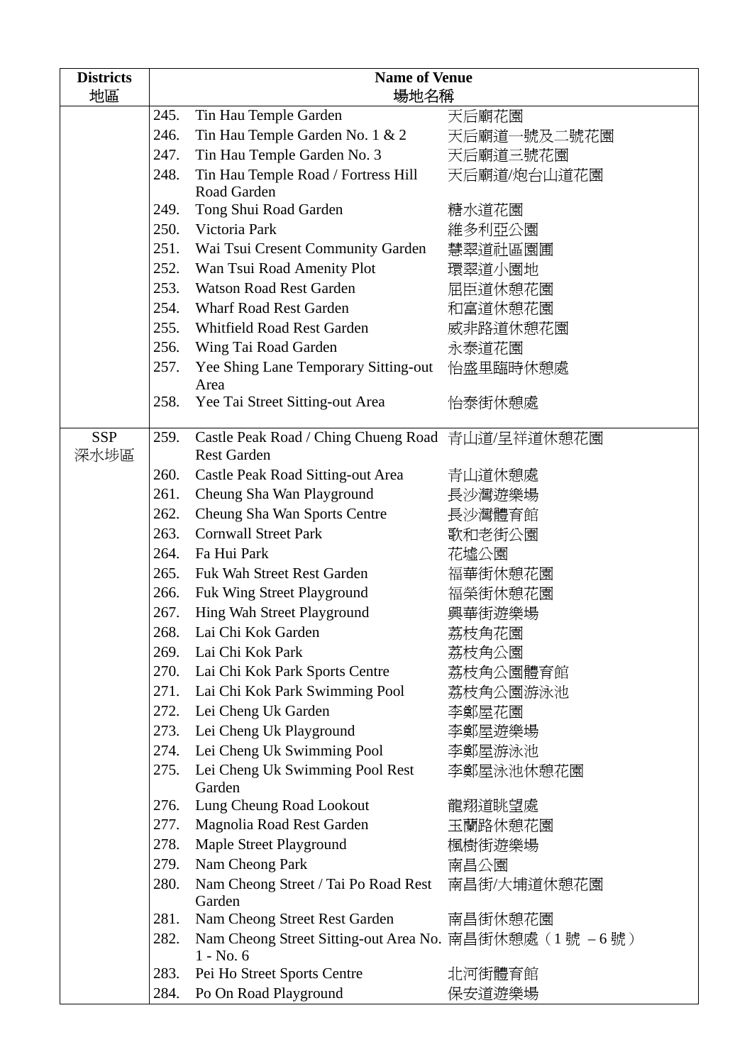| Districts<br>地區 | Name of Venue<br>場地名稱 | | |
|---|---|---|---|
| | 245. | Tin Hau Temple Garden | 天后廟花園 |
| | 246. | Tin Hau Temple Garden No. 1 & 2 | 天后廟道一號及二號花園 |
| | 247. | Tin Hau Temple Garden No. 3 | 天后廟道三號花園 |
| | 248. | Tin Hau Temple Road / Fortress Hill Road Garden | 天后廟道/炮台山道花園 |
| | 249. | Tong Shui Road Garden | 糖水道花園 |
| | 250. | Victoria Park | 維多利亞公園 |
| | 251. | Wai Tsui Cresent Community Garden | 慧翠道社區園圃 |
| | 252. | Wan Tsui Road Amenity Plot | 環翠道小園地 |
| | 253. | Watson Road Rest Garden | 屈臣道休憩花園 |
| | 254. | Wharf Road Rest Garden | 和富道休憩花園 |
| | 255. | Whitfield Road Rest Garden | 威非路道休憩花園 |
| | 256. | Wing Tai Road Garden | 永泰道花園 |
| | 257. | Yee Shing Lane Temporary Sitting-out Area | 怡盛里臨時休憩處 |
| | 258. | Yee Tai Street Sitting-out Area | 怡泰街休憩處 |
| SSP<br>深水埗區 | 259. | Castle Peak Road / Ching Chueng Road Rest Garden | 青山道/呈祥道休憩花園 |
| | 260. | Castle Peak Road Sitting-out Area | 青山道休憩處 |
| | 261. | Cheung Sha Wan Playground | 長沙灣遊樂場 |
| | 262. | Cheung Sha Wan Sports Centre | 長沙灣體育館 |
| | 263. | Cornwall Street Park | 歌和老街公園 |
| | 264. | Fa Hui Park | 花墟公園 |
| | 265. | Fuk Wah Street Rest Garden | 福華街休憩花園 |
| | 266. | Fuk Wing Street Playground | 福榮街休憩花園 |
| | 267. | Hing Wah Street Playground | 興華街遊樂場 |
| | 268. | Lai Chi Kok Garden | 荔枝角花園 |
| | 269. | Lai Chi Kok Park | 荔枝角公園 |
| | 270. | Lai Chi Kok Park Sports Centre | 荔枝角公園體育館 |
| | 271. | Lai Chi Kok Park Swimming Pool | 荔枝角公園游泳池 |
| | 272. | Lei Cheng Uk Garden | 李鄭屋花園 |
| | 273. | Lei Cheng Uk Playground | 李鄭屋遊樂場 |
| | 274. | Lei Cheng Uk Swimming Pool | 李鄭屋游泳池 |
| | 275. | Lei Cheng Uk Swimming Pool Rest Garden | 李鄭屋泳池休憩花園 |
| | 276. | Lung Cheung Road Lookout | 龍翔道眺望處 |
| | 277. | Magnolia Road Rest Garden | 玉蘭路休憩花園 |
| | 278. | Maple Street Playground | 楓樹街遊樂場 |
| | 279. | Nam Cheong Park | 南昌公園 |
| | 280. | Nam Cheong Street / Tai Po Road Rest Garden | 南昌街/大埔道休憩花園 |
| | 281. | Nam Cheong Street Rest Garden | 南昌街休憩花園 |
| | 282. | Nam Cheong Street Sitting-out Area No. 1 - No. 6 | 南昌街休憩處（1 號 – 6 號） |
| | 283. | Pei Ho Street Sports Centre | 北河街體育館 |
| | 284. | Po On Road Playground | 保安道遊樂場 |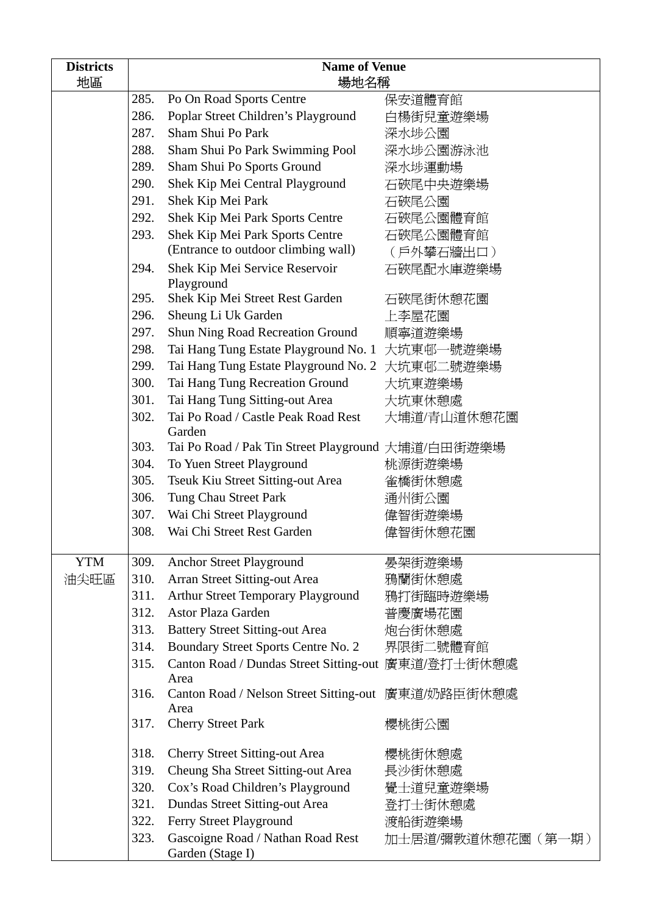| Districts 地區 | Name of Venue 場地名稱 | | |
|---|---|---|---|
| | 285. | Po On Road Sports Centre | 保安道體育館 |
| | 286. | Poplar Street Children's Playground | 白楊街兒童遊樂場 |
| | 287. | Sham Shui Po Park | 深水埗公園 |
| | 288. | Sham Shui Po Park Swimming Pool | 深水埗公園游泳池 |
| | 289. | Sham Shui Po Sports Ground | 深水埗運動場 |
| | 290. | Shek Kip Mei Central Playground | 石硤尾中央遊樂場 |
| | 291. | Shek Kip Mei Park | 石硤尾公園 |
| | 292. | Shek Kip Mei Park Sports Centre | 石硤尾公園體育館 |
| | 293. | Shek Kip Mei Park Sports Centre (Entrance to outdoor climbing wall) | 石硤尾公園體育館（戶外攀石牆出口） |
| | 294. | Shek Kip Mei Service Reservoir Playground | 石硤尾配水庫遊樂場 |
| | 295. | Shek Kip Mei Street Rest Garden | 石硤尾街休憩花園 |
| | 296. | Sheung Li Uk Garden | 上李屋花園 |
| | 297. | Shun Ning Road Recreation Ground | 順寧道遊樂場 |
| | 298. | Tai Hang Tung Estate Playground No. 1 | 大坑東邨一號遊樂場 |
| | 299. | Tai Hang Tung Estate Playground No. 2 | 大坑東邨二號遊樂場 |
| | 300. | Tai Hang Tung Recreation Ground | 大坑東遊樂場 |
| | 301. | Tai Hang Tung Sitting-out Area | 大坑東休憩處 |
| | 302. | Tai Po Road / Castle Peak Road Rest Garden | 大埔道/青山道休憩花園 |
| | 303. | Tai Po Road / Pak Tin Street Playground | 大埔道/白田街遊樂場 |
| | 304. | To Yuen Street Playground | 桃源街遊樂場 |
| | 305. | Tseuk Kiu Street Sitting-out Area | 雀橋街休憩處 |
| | 306. | Tung Chau Street Park | 通州街公園 |
| | 307. | Wai Chi Street Playground | 偉智街遊樂場 |
| | 308. | Wai Chi Street Rest Garden | 偉智街休憩花園 |
| YTM 油尖旺區 | 309. | Anchor Street Playground | 晏架街遊樂場 |
| | 310. | Arran Street Sitting-out Area | 鴉蘭街休憩處 |
| | 311. | Arthur Street Temporary Playground | 鴉打街臨時遊樂場 |
| | 312. | Astor Plaza Garden | 普慶廣場花園 |
| | 313. | Battery Street Sitting-out Area | 炮台街休憩處 |
| | 314. | Boundary Street Sports Centre No. 2 | 界限街二號體育館 |
| | 315. | Canton Road / Dundas Street Sitting-out Area | 廣東道/登打士街休憩處 |
| | 316. | Canton Road / Nelson Street Sitting-out Area | 廣東道/奶路臣街休憩處 |
| | 317. | Cherry Street Park | 櫻桃街公園 |
| | 318. | Cherry Street Sitting-out Area | 櫻桃街休憩處 |
| | 319. | Cheung Sha Street Sitting-out Area | 長沙街休憩處 |
| | 320. | Cox's Road Children's Playground | 覺士道兒童遊樂場 |
| | 321. | Dundas Street Sitting-out Area | 登打士街休憩處 |
| | 322. | Ferry Street Playground | 渡船街遊樂場 |
| | 323. | Gascoigne Road / Nathan Road Rest Garden (Stage I) | 加士居道/彌敦道休憩花園（第一期） |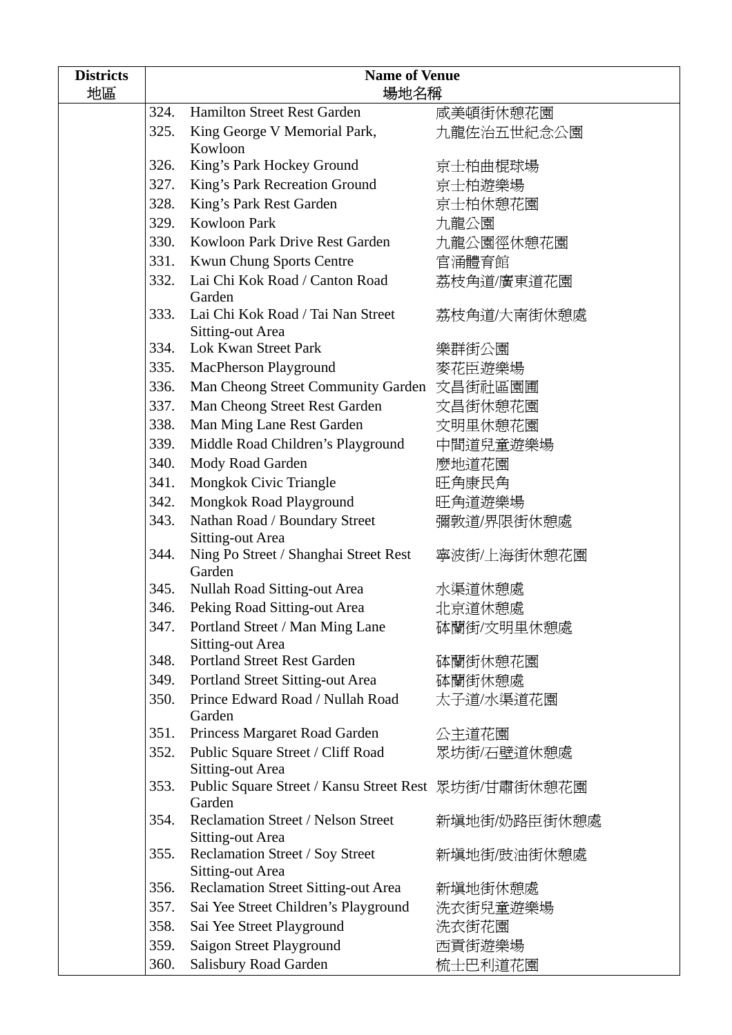| Districts<br>地區 | Name of Venue<br>場地名稱 | | |
|---|---|---|---|
| | 324. | Hamilton Street Rest Garden | 咸美頓街休憩花園 |
| | 325. | King George V Memorial Park, Kowloon | 九龍佐治五世紀念公園 |
| | 326. | King's Park Hockey Ground | 京士柏曲棍球場 |
| | 327. | King's Park Recreation Ground | 京士柏遊樂場 |
| | 328. | King's Park Rest Garden | 京士柏休憩花園 |
| | 329. | Kowloon Park | 九龍公園 |
| | 330. | Kowloon Park Drive Rest Garden | 九龍公園徑休憩花園 |
| | 331. | Kwun Chung Sports Centre | 官涌體育館 |
| | 332. | Lai Chi Kok Road / Canton Road Garden | 荔枝角道/廣東道花園 |
| | 333. | Lai Chi Kok Road / Tai Nan Street Sitting-out Area | 荔枝角道/大南街休憩處 |
| | 334. | Lok Kwan Street Park | 樂群街公園 |
| | 335. | MacPherson Playground | 麥花臣遊樂場 |
| | 336. | Man Cheong Street Community Garden | 文昌街社區園圃 |
| | 337. | Man Cheong Street Rest Garden | 文昌街休憩花園 |
| | 338. | Man Ming Lane Rest Garden | 文明里休憩花園 |
| | 339. | Middle Road Children's Playground | 中間道兒童遊樂場 |
| | 340. | Mody Road Garden | 麼地道花園 |
| | 341. | Mongkok Civic Triangle | 旺角康民角 |
| | 342. | Mongkok Road Playground | 旺角道遊樂場 |
| | 343. | Nathan Road / Boundary Street Sitting-out Area | 彌敦道/界限街休憩處 |
| | 344. | Ning Po Street / Shanghai Street Rest Garden | 寧波街/上海街休憩花園 |
| | 345. | Nullah Road Sitting-out Area | 水渠道休憩處 |
| | 346. | Peking Road Sitting-out Area | 北京道休憩處 |
| | 347. | Portland Street / Man Ming Lane Sitting-out Area | 砵蘭街/文明里休憩處 |
| | 348. | Portland Street Rest Garden | 砵蘭街休憩花園 |
| | 349. | Portland Street Sitting-out Area | 砵蘭街休憩處 |
| | 350. | Prince Edward Road / Nullah Road Garden | 太子道/水渠道花園 |
| | 351. | Princess Margaret Road Garden | 公主道花園 |
| | 352. | Public Square Street / Cliff Road Sitting-out Area | 眾坊街/石壁道休憩處 |
| | 353. | Public Square Street / Kansu Street Rest Garden | 眾坊街/甘肅街休憩花園 |
| | 354. | Reclamation Street / Nelson Street Sitting-out Area | 新填地街/奶路臣街休憩處 |
| | 355. | Reclamation Street / Soy Street Sitting-out Area | 新填地街/豉油街休憩處 |
| | 356. | Reclamation Street Sitting-out Area | 新填地街休憩處 |
| | 357. | Sai Yee Street Children's Playground | 洗衣街兒童遊樂場 |
| | 358. | Sai Yee Street Playground | 洗衣街花園 |
| | 359. | Saigon Street Playground | 西貢街遊樂場 |
| | 360. | Salisbury Road Garden | 梳士巴利道花園 |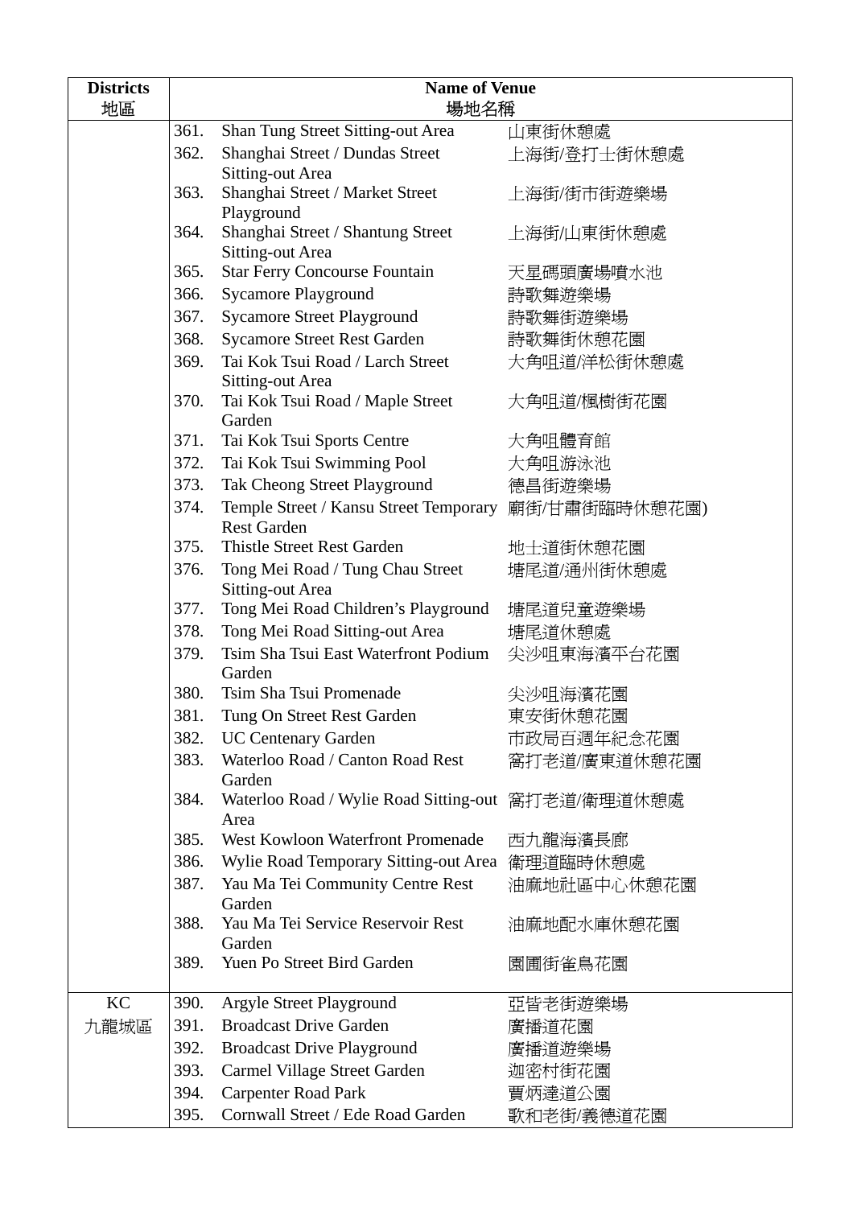| Districts<br>地區 | Name of Venue<br>場地名稱 | | |
|---|---|---|---|
| | 361. | Shan Tung Street Sitting-out Area | 山東街休憩處 |
| | 362. | Shanghai Street / Dundas Street Sitting-out Area | 上海街/登打士街休憩處 |
| | 363. | Shanghai Street / Market Street Playground | 上海街/街市街遊樂場 |
| | 364. | Shanghai Street / Shantung Street Sitting-out Area | 上海街/山東街休憩處 |
| | 365. | Star Ferry Concourse Fountain | 天星碼頭廣場噴水池 |
| | 366. | Sycamore Playground | 詩歌舞遊樂場 |
| | 367. | Sycamore Street Playground | 詩歌舞街遊樂場 |
| | 368. | Sycamore Street Rest Garden | 詩歌舞街休憩花園 |
| | 369. | Tai Kok Tsui Road / Larch Street Sitting-out Area | 大角咀道/洋松街休憩處 |
| | 370. | Tai Kok Tsui Road / Maple Street Garden | 大角咀道/楓樹街花園 |
| | 371. | Tai Kok Tsui Sports Centre | 大角咀體育館 |
| | 372. | Tai Kok Tsui Swimming Pool | 大角咀游泳池 |
| | 373. | Tak Cheong Street Playground | 德昌街遊樂場 |
| | 374. | Temple Street / Kansu Street Temporary Rest Garden | 廟街/甘肅街臨時休憩花園) |
| | 375. | Thistle Street Rest Garden | 地士道街休憩花園 |
| | 376. | Tong Mei Road / Tung Chau Street Sitting-out Area | 塘尾道/通州街休憩處 |
| | 377. | Tong Mei Road Children's Playground | 塘尾道兒童遊樂場 |
| | 378. | Tong Mei Road Sitting-out Area | 塘尾道休憩處 |
| | 379. | Tsim Sha Tsui East Waterfront Podium Garden | 尖沙咀東海濱平台花園 |
| | 380. | Tsim Sha Tsui Promenade | 尖沙咀海濱花園 |
| | 381. | Tung On Street Rest Garden | 東安街休憩花園 |
| | 382. | UC Centenary Garden | 市政局百週年紀念花園 |
| | 383. | Waterloo Road / Canton Road Rest Garden | 窩打老道/廣東道休憩花園 |
| | 384. | Waterloo Road / Wylie Road Sitting-out Area | 窩打老道/衞理道休憩處 |
| | 385. | West Kowloon Waterfront Promenade | 西九龍海濱長廊 |
| | 386. | Wylie Road Temporary Sitting-out Area | 衞理道臨時休憩處 |
| | 387. | Yau Ma Tei Community Centre Rest Garden | 油麻地社區中心休憩花園 |
| | 388. | Yau Ma Tei Service Reservoir Rest Garden | 油麻地配水庫休憩花園 |
| | 389. | Yuen Po Street Bird Garden | 園圃街雀鳥花園 |
| KC<br>九龍城區 | 390. | Argyle Street Playground | 亞皆老街遊樂場 |
| | 391. | Broadcast Drive Garden | 廣播道花園 |
| | 392. | Broadcast Drive Playground | 廣播道遊樂場 |
| | 393. | Carmel Village Street Garden | 迦密村街花園 |
| | 394. | Carpenter Road Park | 賈炳達道公園 |
| | 395. | Cornwall Street / Ede Road Garden | 歌和老街/義德道花園 |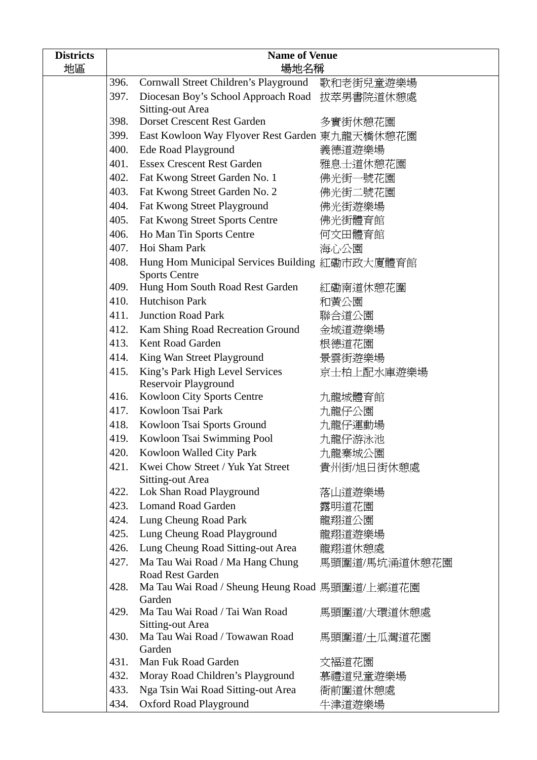| Districts 地區 | Name of Venue 場地名稱 | | |
|---|---|---|---|
| | 396. | Cornwall Street Children's Playground | 歌和老街兒童遊樂場 |
| | 397. | Diocesan Boy's School Approach Road Sitting-out Area | 拔萃男書院道休憩處 |
| | 398. | Dorset Crescent Rest Garden | 多實街休憩花園 |
| | 399. | East Kowloon Way Flyover Rest Garden | 東九龍天橋休憩花園 |
| | 400. | Ede Road Playground | 義德道遊樂場 |
| | 401. | Essex Crescent Rest Garden | 雅息士道休憩花園 |
| | 402. | Fat Kwong Street Garden No. 1 | 佛光街一號花園 |
| | 403. | Fat Kwong Street Garden No. 2 | 佛光街二號花園 |
| | 404. | Fat Kwong Street Playground | 佛光街遊樂場 |
| | 405. | Fat Kwong Street Sports Centre | 佛光街體育館 |
| | 406. | Ho Man Tin Sports Centre | 何文田體育館 |
| | 407. | Hoi Sham Park | 海心公園 |
| | 408. | Hung Hom Municipal Services Building Sports Centre | 紅磡市政大廈體育館 |
| | 409. | Hung Hom South Road Rest Garden | 紅磡南道休憩花園 |
| | 410. | Hutchison Park | 和黃公園 |
| | 411. | Junction Road Park | 聯合道公園 |
| | 412. | Kam Shing Road Recreation Ground | 金城道遊樂場 |
| | 413. | Kent Road Garden | 根德道花園 |
| | 414. | King Wan Street Playground | 景雲街遊樂場 |
| | 415. | King's Park High Level Services Reservoir Playground | 京士柏上配水庫遊樂場 |
| | 416. | Kowloon City Sports Centre | 九龍城體育館 |
| | 417. | Kowloon Tsai Park | 九龍仔公園 |
| | 418. | Kowloon Tsai Sports Ground | 九龍仔運動場 |
| | 419. | Kowloon Tsai Swimming Pool | 九龍仔游泳池 |
| | 420. | Kowloon Walled City Park | 九龍寨城公園 |
| | 421. | Kwei Chow Street / Yuk Yat Street Sitting-out Area | 貴州街/旭日街休憩處 |
| | 422. | Lok Shan Road Playground | 落山道遊樂場 |
| | 423. | Lomand Road Garden | 露明道花園 |
| | 424. | Lung Cheung Road Park | 龍翔道公園 |
| | 425. | Lung Cheung Road Playground | 龍翔道遊樂場 |
| | 426. | Lung Cheung Road Sitting-out Area | 龍翔道休憩處 |
| | 427. | Ma Tau Wai Road / Ma Hang Chung Road Rest Garden | 馬頭圍道/馬坑涌道休憩花園 |
| | 428. | Ma Tau Wai Road / Sheung Heung Road Garden | 馬頭圍道/上鄉道花園 |
| | 429. | Ma Tau Wai Road / Tai Wan Road Sitting-out Area | 馬頭圍道/大環道休憩處 |
| | 430. | Ma Tau Wai Road / Towawan Road Garden | 馬頭圍道/土瓜灣道花園 |
| | 431. | Man Fuk Road Garden | 文福道花園 |
| | 432. | Moray Road Children's Playground | 慕禮道兒童遊樂場 |
| | 433. | Nga Tsin Wai Road Sitting-out Area | 衙前圍道休憩處 |
| | 434. | Oxford Road Playground | 牛津道遊樂場 |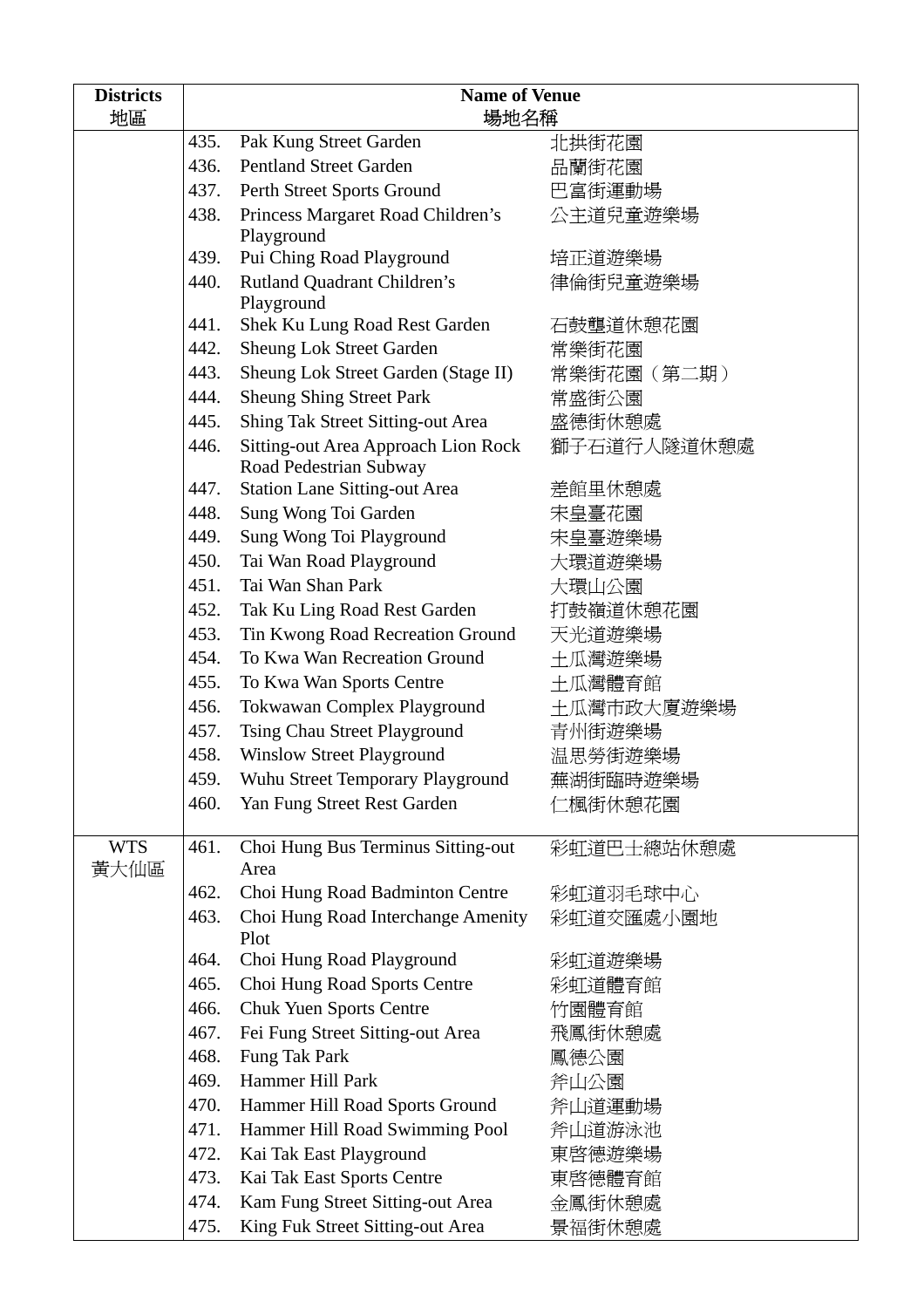| Districts<br>地區 | | Name of Venue<br>場地名稱 | |
|---|---|---|---|
| | 435. | Pak Kung Street Garden | 北拱街花園 |
| | 436. | Pentland Street Garden | 品蘭街花園 |
| | 437. | Perth Street Sports Ground | 巴富街運動場 |
| | 438. | Princess Margaret Road Children's Playground | 公主道兒童遊樂場 |
| | 439. | Pui Ching Road Playground | 培正道遊樂場 |
| | 440. | Rutland Quadrant Children's Playground | 律倫街兒童遊樂場 |
| | 441. | Shek Ku Lung Road Rest Garden | 石鼓壟道休憩花園 |
| | 442. | Sheung Lok Street Garden | 常樂街花園 |
| | 443. | Sheung Lok Street Garden (Stage II) | 常樂街花園（第二期） |
| | 444. | Sheung Shing Street Park | 常盛街公園 |
| | 445. | Shing Tak Street Sitting-out Area | 盛德街休憩處 |
| | 446. | Sitting-out Area Approach Lion Rock Road Pedestrian Subway | 獅子石道行人隧道休憩處 |
| | 447. | Station Lane Sitting-out Area | 差館里休憩處 |
| | 448. | Sung Wong Toi Garden | 宋皇臺花園 |
| | 449. | Sung Wong Toi Playground | 宋皇臺遊樂場 |
| | 450. | Tai Wan Road Playground | 大環道遊樂場 |
| | 451. | Tai Wan Shan Park | 大環山公園 |
| | 452. | Tak Ku Ling Road Rest Garden | 打鼓嶺道休憩花園 |
| | 453. | Tin Kwong Road Recreation Ground | 天光道遊樂場 |
| | 454. | To Kwa Wan Recreation Ground | 土瓜灣遊樂場 |
| | 455. | To Kwa Wan Sports Centre | 土瓜灣體育館 |
| | 456. | Tokwawan Complex Playground | 土瓜灣市政大廈遊樂場 |
| | 457. | Tsing Chau Street Playground | 青州街遊樂場 |
| | 458. | Winslow Street Playground | 温思勞街遊樂場 |
| | 459. | Wuhu Street Temporary Playground | 蕪湖街臨時遊樂場 |
| | 460. | Yan Fung Street Rest Garden | 仁楓街休憩花園 |
| WTS<br>黃大仙區 | 461. | Choi Hung Bus Terminus Sitting-out Area | 彩虹道巴士總站休憩處 |
| | 462. | Choi Hung Road Badminton Centre | 彩虹道羽毛球中心 |
| | 463. | Choi Hung Road Interchange Amenity Plot | 彩虹道交匯處小園地 |
| | 464. | Choi Hung Road Playground | 彩虹道遊樂場 |
| | 465. | Choi Hung Road Sports Centre | 彩虹道體育館 |
| | 466. | Chuk Yuen Sports Centre | 竹園體育館 |
| | 467. | Fei Fung Street Sitting-out Area | 飛鳳街休憩處 |
| | 468. | Fung Tak Park | 鳳德公園 |
| | 469. | Hammer Hill Park | 斧山公園 |
| | 470. | Hammer Hill Road Sports Ground | 斧山道運動場 |
| | 471. | Hammer Hill Road Swimming Pool | 斧山道游泳池 |
| | 472. | Kai Tak East Playground | 東啓德遊樂場 |
| | 473. | Kai Tak East Sports Centre | 東啓德體育館 |
| | 474. | Kam Fung Street Sitting-out Area | 金鳳街休憩處 |
| | 475. | King Fuk Street Sitting-out Area | 景福街休憩處 |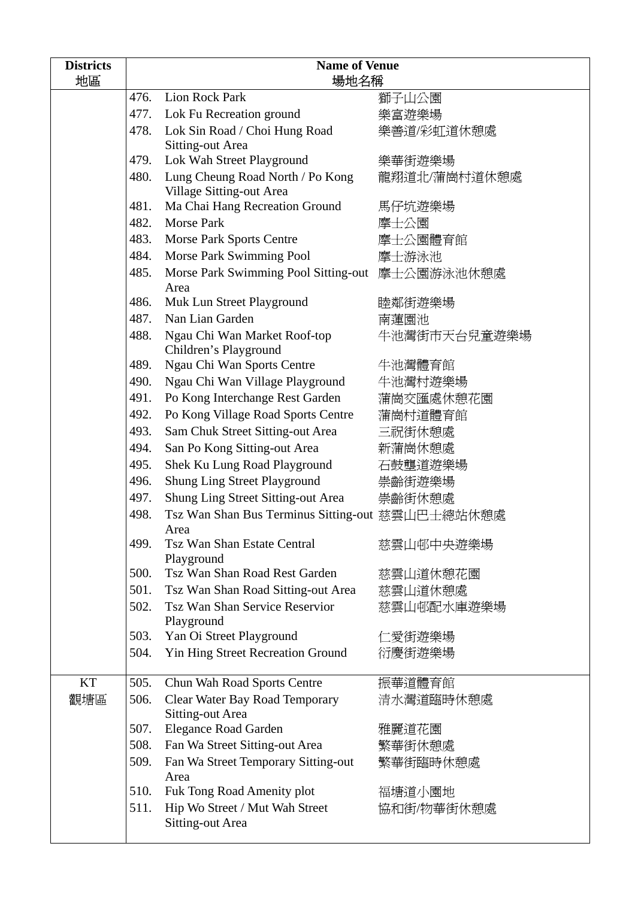| Districts<br>地區 | Name of Venue<br>場地名稱 | | |
|---|---|---|---|
| | 476. | Lion Rock Park | 獅子山公園 |
| | 477. | Lok Fu Recreation ground | 樂富遊樂場 |
| | 478. | Lok Sin Road / Choi Hung Road Sitting-out Area | 樂善道/彩虹道休憩處 |
| | 479. | Lok Wah Street Playground | 樂華街遊樂場 |
| | 480. | Lung Cheung Road North / Po Kong Village Sitting-out Area | 龍翔道北/蒲崗村道休憩處 |
| | 481. | Ma Chai Hang Recreation Ground | 馬仔坑遊樂場 |
| | 482. | Morse Park | 摩士公園 |
| | 483. | Morse Park Sports Centre | 摩士公園體育館 |
| | 484. | Morse Park Swimming Pool | 摩士游泳池 |
| | 485. | Morse Park Swimming Pool Sitting-out Area | 摩士公園游泳池休憩處 |
| | 486. | Muk Lun Street Playground | 睦鄰街遊樂場 |
| | 487. | Nan Lian Garden | 南蓮園池 |
| | 488. | Ngau Chi Wan Market Roof-top Children's Playground | 牛池灣街市天台兒童遊樂場 |
| | 489. | Ngau Chi Wan Sports Centre | 牛池灣體育館 |
| | 490. | Ngau Chi Wan Village Playground | 牛池灣村遊樂場 |
| | 491. | Po Kong Interchange Rest Garden | 蒲崗交匯處休憩花園 |
| | 492. | Po Kong Village Road Sports Centre | 蒲崗村道體育館 |
| | 493. | Sam Chuk Street Sitting-out Area | 三祝街休憩處 |
| | 494. | San Po Kong Sitting-out Area | 新蒲崗休憩處 |
| | 495. | Shek Ku Lung Road Playground | 石鼓壟道遊樂場 |
| | 496. | Shung Ling Street Playground | 崇齡街遊樂場 |
| | 497. | Shung Ling Street Sitting-out Area | 崇齡街休憩處 |
| | 498. | Tsz Wan Shan Bus Terminus Sitting-out Area | 慈雲山巴士總站休憩處 |
| | 499. | Tsz Wan Shan Estate Central Playground | 慈雲山邨中央遊樂場 |
| | 500. | Tsz Wan Shan Road Rest Garden | 慈雲山道休憩花園 |
| | 501. | Tsz Wan Shan Road Sitting-out Area | 慈雲山道休憩處 |
| | 502. | Tsz Wan Shan Service Reservior Playground | 慈雲山邨配水庫遊樂場 |
| | 503. | Yan Oi Street Playground | 仁愛街遊樂場 |
| | 504. | Yin Hing Street Recreation Ground | 衍慶街遊樂場 |
| KT<br>觀塘區 | 505. | Chun Wah Road Sports Centre | 振華道體育館 |
| | 506. | Clear Water Bay Road Temporary Sitting-out Area | 清水灣道臨時休憩處 |
| | 507. | Elegance Road Garden | 雅麗道花園 |
| | 508. | Fan Wa Street Sitting-out Area | 繁華街休憩處 |
| | 509. | Fan Wa Street Temporary Sitting-out Area | 繁華街臨時休憩處 |
| | 510. | Fuk Tong Road Amenity plot | 福塘道小園地 |
| | 511. | Hip Wo Street / Mut Wah Street Sitting-out Area | 協和街/物華街休憩處 |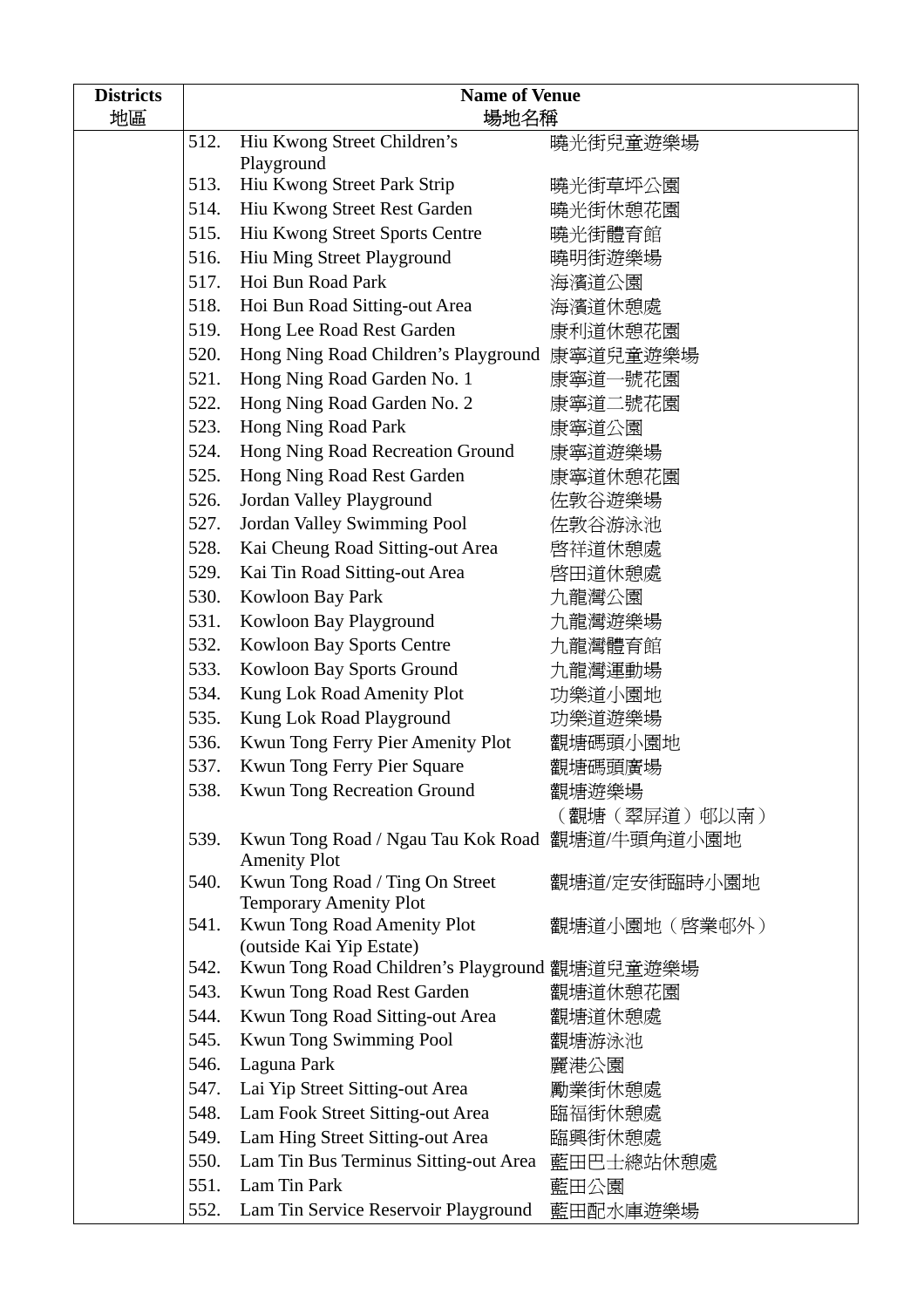| Districts 地區 | Name of Venue 場地名稱 | | |
|---|---|---|---|
| | 512. | Hiu Kwong Street Children's Playground | 曉光街兒童遊樂場 |
| | 513. | Hiu Kwong Street Park Strip | 曉光街草坪公園 |
| | 514. | Hiu Kwong Street Rest Garden | 曉光街休憩花園 |
| | 515. | Hiu Kwong Street Sports Centre | 曉光街體育館 |
| | 516. | Hiu Ming Street Playground | 曉明街遊樂場 |
| | 517. | Hoi Bun Road Park | 海濱道公園 |
| | 518. | Hoi Bun Road Sitting-out Area | 海濱道休憩處 |
| | 519. | Hong Lee Road Rest Garden | 康利道休憩花園 |
| | 520. | Hong Ning Road Children's Playground | 康寧道兒童遊樂場 |
| | 521. | Hong Ning Road Garden No. 1 | 康寧道一號花園 |
| | 522. | Hong Ning Road Garden No. 2 | 康寧道二號花園 |
| | 523. | Hong Ning Road Park | 康寧道公園 |
| | 524. | Hong Ning Road Recreation Ground | 康寧道遊樂場 |
| | 525. | Hong Ning Road Rest Garden | 康寧道休憩花園 |
| | 526. | Jordan Valley Playground | 佐敦谷遊樂場 |
| | 527. | Jordan Valley Swimming Pool | 佐敦谷游泳池 |
| | 528. | Kai Cheung Road Sitting-out Area | 啓祥道休憩處 |
| | 529. | Kai Tin Road Sitting-out Area | 啓田道休憩處 |
| | 530. | Kowloon Bay Park | 九龍灣公園 |
| | 531. | Kowloon Bay Playground | 九龍灣遊樂場 |
| | 532. | Kowloon Bay Sports Centre | 九龍灣體育館 |
| | 533. | Kowloon Bay Sports Ground | 九龍灣運動場 |
| | 534. | Kung Lok Road Amenity Plot | 功樂道小園地 |
| | 535. | Kung Lok Road Playground | 功樂道遊樂場 |
| | 536. | Kwun Tong Ferry Pier Amenity Plot | 觀塘碼頭小園地 |
| | 537. | Kwun Tong Ferry Pier Square | 觀塘碼頭廣場 |
| | 538. | Kwun Tong Recreation Ground | 觀塘遊樂場（觀塘（翠屏道）邨以南） |
| | 539. | Kwun Tong Road / Ngau Tau Kok Road Amenity Plot | 觀塘道/牛頭角道小園地 |
| | 540. | Kwun Tong Road / Ting On Street Temporary Amenity Plot | 觀塘道/定安街臨時小園地 |
| | 541. | Kwun Tong Road Amenity Plot (outside Kai Yip Estate) | 觀塘道小園地（啓業邨外） |
| | 542. | Kwun Tong Road Children's Playground | 觀塘道兒童遊樂場 |
| | 543. | Kwun Tong Road Rest Garden | 觀塘道休憩花園 |
| | 544. | Kwun Tong Road Sitting-out Area | 觀塘道休憩處 |
| | 545. | Kwun Tong Swimming Pool | 觀塘游泳池 |
| | 546. | Laguna Park | 麗港公園 |
| | 547. | Lai Yip Street Sitting-out Area | 勵業街休憩處 |
| | 548. | Lam Fook Street Sitting-out Area | 臨福街休憩處 |
| | 549. | Lam Hing Street Sitting-out Area | 臨興街休憩處 |
| | 550. | Lam Tin Bus Terminus Sitting-out Area | 藍田巴士總站休憩處 |
| | 551. | Lam Tin Park | 藍田公園 |
| | 552. | Lam Tin Service Reservoir Playground | 藍田配水庫遊樂場 |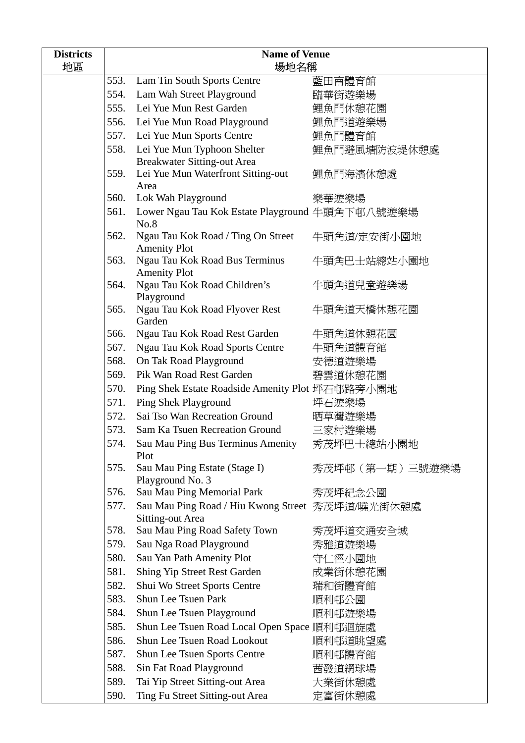| Districts 地區 | Name of Venue 場地名稱 | | |
|---|---|---|---|
| | 553. | Lam Tin South Sports Centre | 藍田南體育館 |
| | 554. | Lam Wah Street Playground | 臨華街遊樂場 |
| | 555. | Lei Yue Mun Rest Garden | 鯉魚門休憩花園 |
| | 556. | Lei Yue Mun Road Playground | 鯉魚門道遊樂場 |
| | 557. | Lei Yue Mun Sports Centre | 鯉魚門體育館 |
| | 558. | Lei Yue Mun Typhoon Shelter Breakwater Sitting-out Area | 鯉魚門避風塘防波堤休憩處 |
| | 559. | Lei Yue Mun Waterfront Sitting-out Area | 鯉魚門海濱休憩處 |
| | 560. | Lok Wah Playground | 樂華遊樂場 |
| | 561. | Lower Ngau Tau Kok Estate Playground No.8 | 牛頭角下邨八號遊樂場 |
| | 562. | Ngau Tau Kok Road / Ting On Street Amenity Plot | 牛頭角道/定安街小園地 |
| | 563. | Ngau Tau Kok Road Bus Terminus Amenity Plot | 牛頭角巴士站總站小園地 |
| | 564. | Ngau Tau Kok Road Children's Playground | 牛頭角道兒童遊樂場 |
| | 565. | Ngau Tau Kok Road Flyover Rest Garden | 牛頭角道天橋休憩花園 |
| | 566. | Ngau Tau Kok Road Rest Garden | 牛頭角道休憩花園 |
| | 567. | Ngau Tau Kok Road Sports Centre | 牛頭角道體育館 |
| | 568. | On Tak Road Playground | 安德道遊樂場 |
| | 569. | Pik Wan Road Rest Garden | 碧雲道休憩花園 |
| | 570. | Ping Shek Estate Roadside Amenity Plot | 坪石邨路旁小園地 |
| | 571. | Ping Shek Playground | 坪石遊樂場 |
| | 572. | Sai Tso Wan Recreation Ground | 晒草灣遊樂場 |
| | 573. | Sam Ka Tsuen Recreation Ground | 三家村遊樂場 |
| | 574. | Sau Mau Ping Bus Terminus Amenity Plot | 秀茂坪巴士總站小園地 |
| | 575. | Sau Mau Ping Estate (Stage I) Playground No. 3 | 秀茂坪邨（第一期）三號遊樂場 |
| | 576. | Sau Mau Ping Memorial Park | 秀茂坪紀念公園 |
| | 577. | Sau Mau Ping Road / Hiu Kwong Street Sitting-out Area | 秀茂坪道/曉光街休憩處 |
| | 578. | Sau Mau Ping Road Safety Town | 秀茂坪道交通安全城 |
| | 579. | Sau Nga Road Playground | 秀雅道遊樂場 |
| | 580. | Sau Yan Path Amenity Plot | 守仁徑小園地 |
| | 581. | Shing Yip Street Rest Garden | 成業街休憩花園 |
| | 582. | Shui Wo Street Sports Centre | 瑞和街體育館 |
| | 583. | Shun Lee Tsuen Park | 順利邨公園 |
| | 584. | Shun Lee Tsuen Playground | 順利邨遊樂場 |
| | 585. | Shun Lee Tsuen Road Local Open Space | 順利邨迴旋處 |
| | 586. | Shun Lee Tsuen Road Lookout | 順利邨道眺望處 |
| | 587. | Shun Lee Tsuen Sports Centre | 順利邨體育館 |
| | 588. | Sin Fat Road Playground | 茜發道網球場 |
| | 589. | Tai Yip Street Sitting-out Area | 大業街休憩處 |
| | 590. | Ting Fu Street Sitting-out Area | 定富街休憩處 |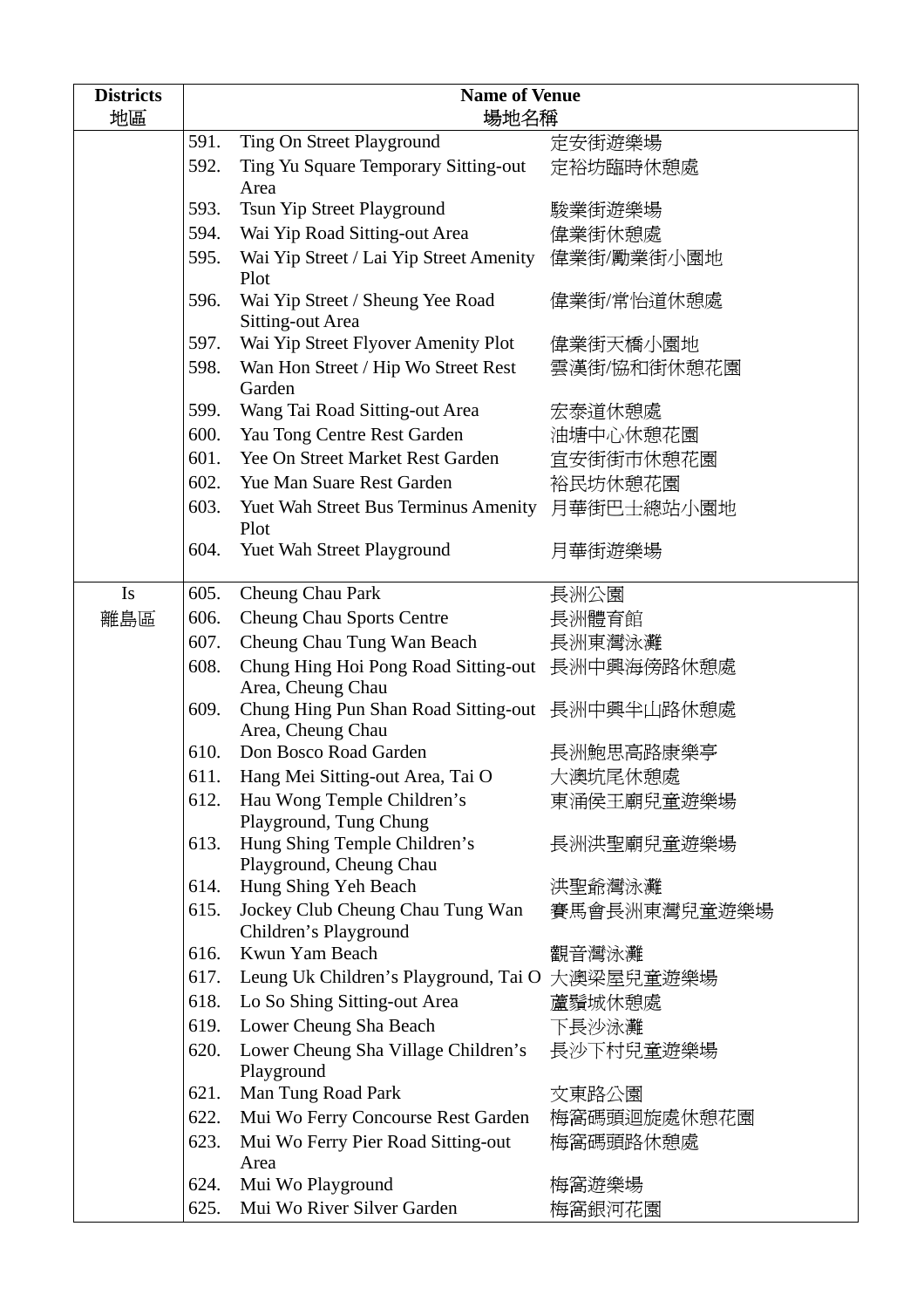| Districts<br>地區 | Name of Venue<br>場地名稱 | | |
|---|---|---|---|
| | 591. | Ting On Street Playground | 定安街遊樂場 |
| | 592. | Ting Yu Square Temporary Sitting-out Area | 定裕坊臨時休憩處 |
| | 593. | Tsun Yip Street Playground | 駿業街遊樂場 |
| | 594. | Wai Yip Road Sitting-out Area | 偉業街休憩處 |
| | 595. | Wai Yip Street / Lai Yip Street Amenity Plot | 偉業街/勵業街小園地 |
| | 596. | Wai Yip Street / Sheung Yee Road Sitting-out Area | 偉業街/常怡道休憩處 |
| | 597. | Wai Yip Street Flyover Amenity Plot | 偉業街天橋小園地 |
| | 598. | Wan Hon Street / Hip Wo Street Rest Garden | 雲漢街/協和街休憩花園 |
| | 599. | Wang Tai Road Sitting-out Area | 宏泰道休憩處 |
| | 600. | Yau Tong Centre Rest Garden | 油塘中心休憩花園 |
| | 601. | Yee On Street Market Rest Garden | 宜安街街市休憩花園 |
| | 602. | Yue Man Suare Rest Garden | 裕民坊休憩花園 |
| | 603. | Yuet Wah Street Bus Terminus Amenity Plot | 月華街巴士總站小園地 |
| | 604. | Yuet Wah Street Playground | 月華街遊樂場 |
| Is<br>離島區 | 605. | Cheung Chau Park | 長洲公園 |
| | 606. | Cheung Chau Sports Centre | 長洲體育館 |
| | 607. | Cheung Chau Tung Wan Beach | 長洲東灣泳灘 |
| | 608. | Chung Hing Hoi Pong Road Sitting-out Area, Cheung Chau | 長洲中興海傍路休憩處 |
| | 609. | Chung Hing Pun Shan Road Sitting-out Area, Cheung Chau | 長洲中興半山路休憩處 |
| | 610. | Don Bosco Road Garden | 長洲鮑思高路康樂亭 |
| | 611. | Hang Mei Sitting-out Area, Tai O | 大澳坑尾休憩處 |
| | 612. | Hau Wong Temple Children's Playground, Tung Chung | 東涌侯王廟兒童遊樂場 |
| | 613. | Hung Shing Temple Children's Playground, Cheung Chau | 長洲洪聖廟兒童遊樂場 |
| | 614. | Hung Shing Yeh Beach | 洪聖爺灣泳灘 |
| | 615. | Jockey Club Cheung Chau Tung Wan Children's Playground | 賽馬會長洲東灣兒童遊樂場 |
| | 616. | Kwun Yam Beach | 觀音灣泳灘 |
| | 617. | Leung Uk Children's Playground, Tai O | 大澳梁屋兒童遊樂場 |
| | 618. | Lo So Shing Sitting-out Area | 蘆鬚城休憩處 |
| | 619. | Lower Cheung Sha Beach | 下長沙泳灘 |
| | 620. | Lower Cheung Sha Village Children's Playground | 長沙下村兒童遊樂場 |
| | 621. | Man Tung Road Park | 文東路公園 |
| | 622. | Mui Wo Ferry Concourse Rest Garden | 梅窩碼頭迴旋處休憩花園 |
| | 623. | Mui Wo Ferry Pier Road Sitting-out Area | 梅窩碼頭路休憩處 |
| | 624. | Mui Wo Playground | 梅窩遊樂場 |
| | 625. | Mui Wo River Silver Garden | 梅窩銀河花園 |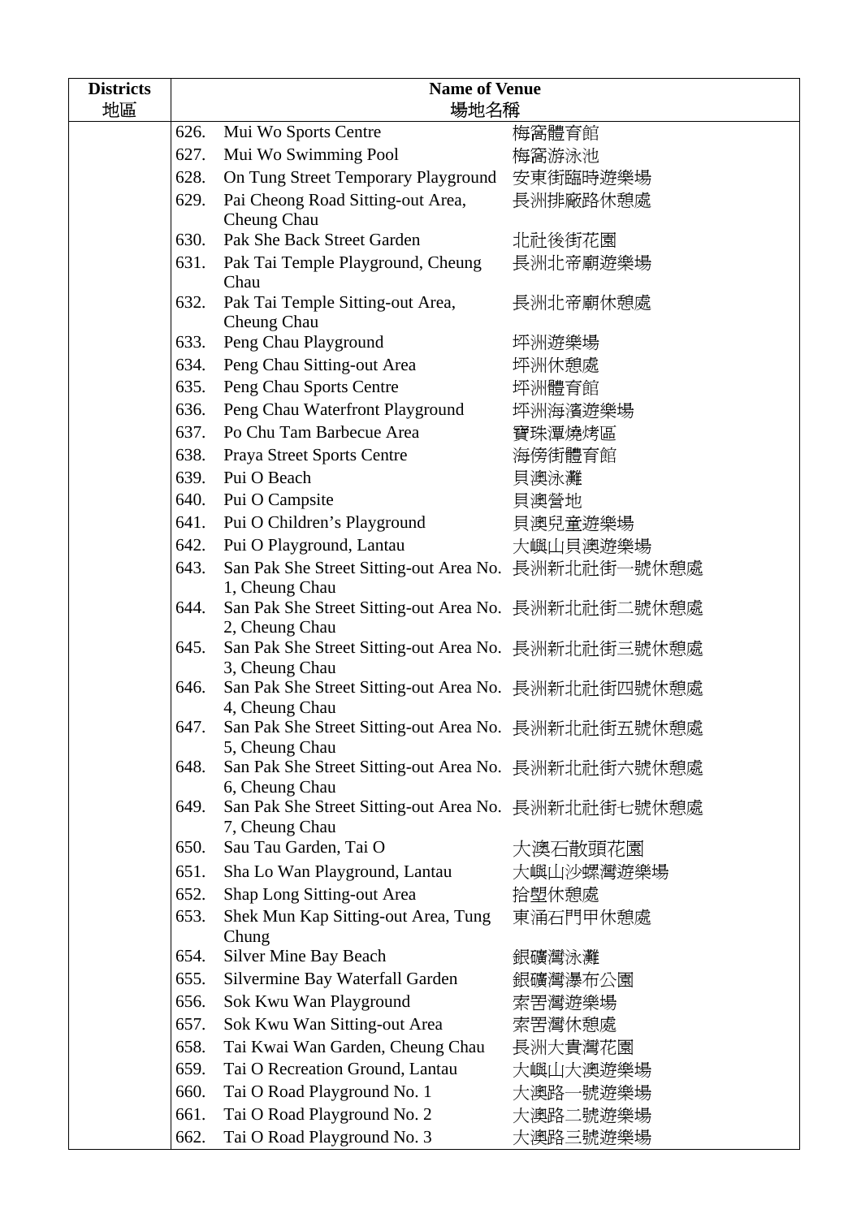| Districts 地區 | Name of Venue 場地名稱 | | |
|---|---|---|---|
| | 626. | Mui Wo Sports Centre | 梅窩體育館 |
| | 627. | Mui Wo Swimming Pool | 梅窩游泳池 |
| | 628. | On Tung Street Temporary Playground | 安東街臨時遊樂場 |
| | 629. | Pai Cheong Road Sitting-out Area, Cheung Chau | 長洲排廠路休憩處 |
| | 630. | Pak She Back Street Garden | 北社後街花園 |
| | 631. | Pak Tai Temple Playground, Cheung Chau | 長洲北帝廟遊樂場 |
| | 632. | Pak Tai Temple Sitting-out Area, Cheung Chau | 長洲北帝廟休憩處 |
| | 633. | Peng Chau Playground | 坪洲遊樂場 |
| | 634. | Peng Chau Sitting-out Area | 坪洲休憩處 |
| | 635. | Peng Chau Sports Centre | 坪洲體育館 |
| | 636. | Peng Chau Waterfront Playground | 坪洲海濱遊樂場 |
| | 637. | Po Chu Tam Barbecue Area | 寶珠潭燒烤區 |
| | 638. | Praya Street Sports Centre | 海傍街體育館 |
| | 639. | Pui O Beach | 貝澳泳灘 |
| | 640. | Pui O Campsite | 貝澳營地 |
| | 641. | Pui O Children's Playground | 貝澳兒童遊樂場 |
| | 642. | Pui O Playground, Lantau | 大嶼山貝澳遊樂場 |
| | 643. | San Pak She Street Sitting-out Area No. 1, Cheung Chau | 長洲新北社街一號休憩處 |
| | 644. | San Pak She Street Sitting-out Area No. 2, Cheung Chau | 長洲新北社街二號休憩處 |
| | 645. | San Pak She Street Sitting-out Area No. 3, Cheung Chau | 長洲新北社街三號休憩處 |
| | 646. | San Pak She Street Sitting-out Area No. 4, Cheung Chau | 長洲新北社街四號休憩處 |
| | 647. | San Pak She Street Sitting-out Area No. 5, Cheung Chau | 長洲新北社街五號休憩處 |
| | 648. | San Pak She Street Sitting-out Area No. 6, Cheung Chau | 長洲新北社街六號休憩處 |
| | 649. | San Pak She Street Sitting-out Area No. 7, Cheung Chau | 長洲新北社街七號休憩處 |
| | 650. | Sau Tau Garden, Tai O | 大澳石散頭花園 |
| | 651. | Sha Lo Wan Playground, Lantau | 大嶼山沙螺灣遊樂場 |
| | 652. | Shap Long Sitting-out Area | 拾塱休憩處 |
| | 653. | Shek Mun Kap Sitting-out Area, Tung Chung | 東涌石門甲休憩處 |
| | 654. | Silver Mine Bay Beach | 銀礦灣泳灘 |
| | 655. | Silvermine Bay Waterfall Garden | 銀礦灣瀑布公園 |
| | 656. | Sok Kwu Wan Playground | 索罟灣遊樂場 |
| | 657. | Sok Kwu Wan Sitting-out Area | 索罟灣休憩處 |
| | 658. | Tai Kwai Wan Garden, Cheung Chau | 長洲大貴灣花園 |
| | 659. | Tai O Recreation Ground, Lantau | 大嶼山大澳遊樂場 |
| | 660. | Tai O Road Playground No. 1 | 大澳路一號遊樂場 |
| | 661. | Tai O Road Playground No. 2 | 大澳路二號遊樂場 |
| | 662. | Tai O Road Playground No. 3 | 大澳路三號遊樂場 |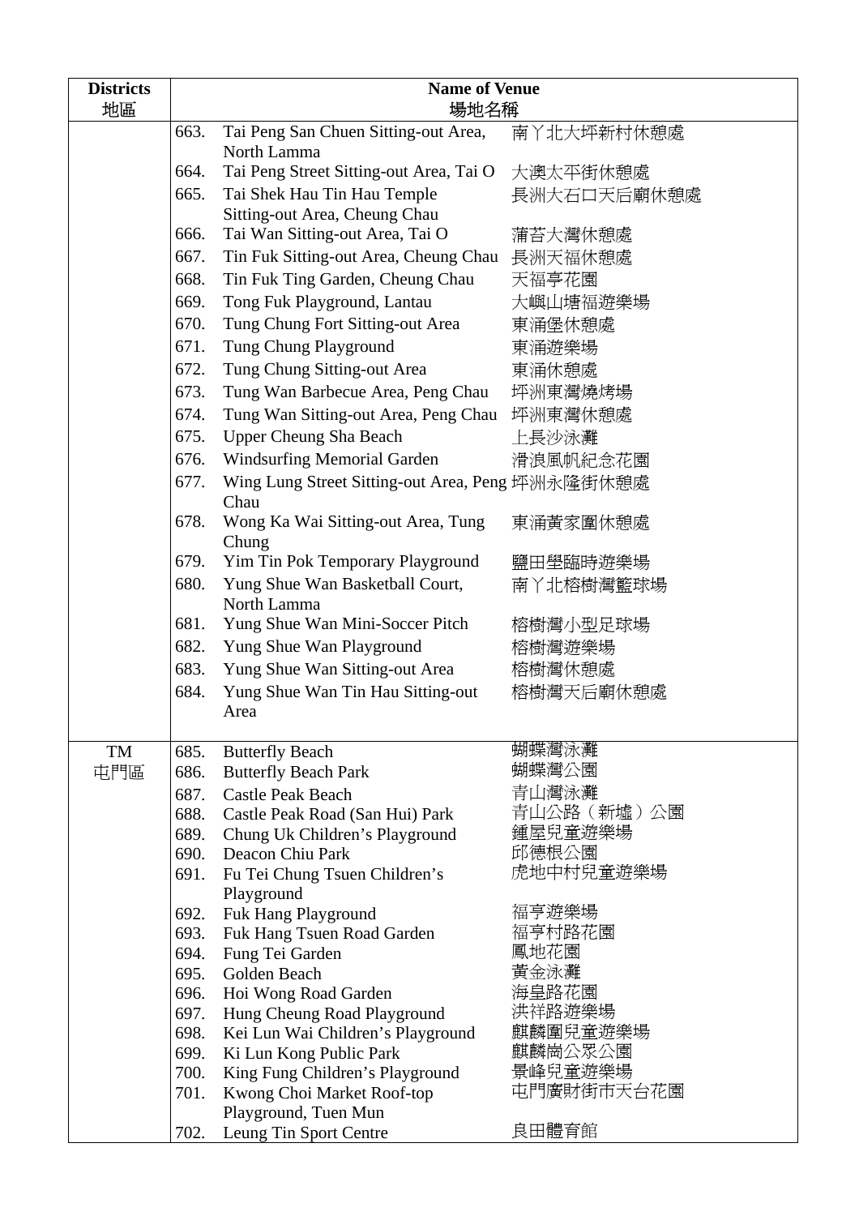| Districts 地區 | Name of Venue 場地名稱 | | |
|---|---|---|---|
| | 663. | Tai Peng San Chuen Sitting-out Area, North Lamma | 南丫北大坪新村休憩處 |
| | 664. | Tai Peng Street Sitting-out Area, Tai O | 大澳太平街休憩處 |
| | 665. | Tai Shek Hau Tin Hau Temple Sitting-out Area, Cheung Chau | 長洲大石口天后廟休憩處 |
| | 666. | Tai Wan Sitting-out Area, Tai O | 蒲苔大灣休憩處 |
| | 667. | Tin Fuk Sitting-out Area, Cheung Chau | 長洲天福休憩處 |
| | 668. | Tin Fuk Ting Garden, Cheung Chau | 天福亭花園 |
| | 669. | Tong Fuk Playground, Lantau | 大嶼山塘福遊樂場 |
| | 670. | Tung Chung Fort Sitting-out Area | 東涌堡休憩處 |
| | 671. | Tung Chung Playground | 東涌遊樂場 |
| | 672. | Tung Chung Sitting-out Area | 東涌休憩處 |
| | 673. | Tung Wan Barbecue Area, Peng Chau | 坪洲東灣燒烤場 |
| | 674. | Tung Wan Sitting-out Area, Peng Chau | 坪洲東灣休憩處 |
| | 675. | Upper Cheung Sha Beach | 上長沙泳灘 |
| | 676. | Windsurfing Memorial Garden | 滑浪風帆紀念花園 |
| | 677. | Wing Lung Street Sitting-out Area, Peng Chau | 坪洲永隆街休憩處 |
| | 678. | Wong Ka Wai Sitting-out Area, Tung Chung | 東涌黃家圍休憩處 |
| | 679. | Yim Tin Pok Temporary Playground | 鹽田壆臨時遊樂場 |
| | 680. | Yung Shue Wan Basketball Court, North Lamma | 南丫北榕樹灣籃球場 |
| | 681. | Yung Shue Wan Mini-Soccer Pitch | 榕樹灣小型足球場 |
| | 682. | Yung Shue Wan Playground | 榕樹灣遊樂場 |
| | 683. | Yung Shue Wan Sitting-out Area | 榕樹灣休憩處 |
| | 684. | Yung Shue Wan Tin Hau Sitting-out Area | 榕樹灣天后廟休憩處 |
| TM 屯門區 | 685. | Butterfly Beach | 蝴蝶灣泳灘 |
| | 686. | Butterfly Beach Park | 蝴蝶灣公園 |
| | 687. | Castle Peak Beach | 青山灣泳灘 |
| | 688. | Castle Peak Road (San Hui) Park | 青山公路（新墟）公園 |
| | 689. | Chung Uk Children's Playground | 鍾屋兒童遊樂場 |
| | 690. | Deacon Chiu Park | 邱德根公園 |
| | 691. | Fu Tei Chung Tsuen Children's Playground | 虎地中村兒童遊樂場 |
| | 692. | Fuk Hang Playground | 福亨遊樂場 |
| | 693. | Fuk Hang Tsuen Road Garden | 福亨村路花園 |
| | 694. | Fung Tei Garden | 鳳地花園 |
| | 695. | Golden Beach | 黃金泳灘 |
| | 696. | Hoi Wong Road Garden | 海皇路花園 |
| | 697. | Hung Cheung Road Playground | 洪祥路遊樂場 |
| | 698. | Kei Lun Wai Children's Playground | 麒麟圍兒童遊樂場 |
| | 699. | Ki Lun Kong Public Park | 麒麟崗公眾公園 |
| | 700. | King Fung Children's Playground | 景峰兒童遊樂場 |
| | 701. | Kwong Choi Market Roof-top Playground, Tuen Mun | 屯門廣財街市天台花園 |
| | 702. | Leung Tin Sport Centre | 良田體育館 |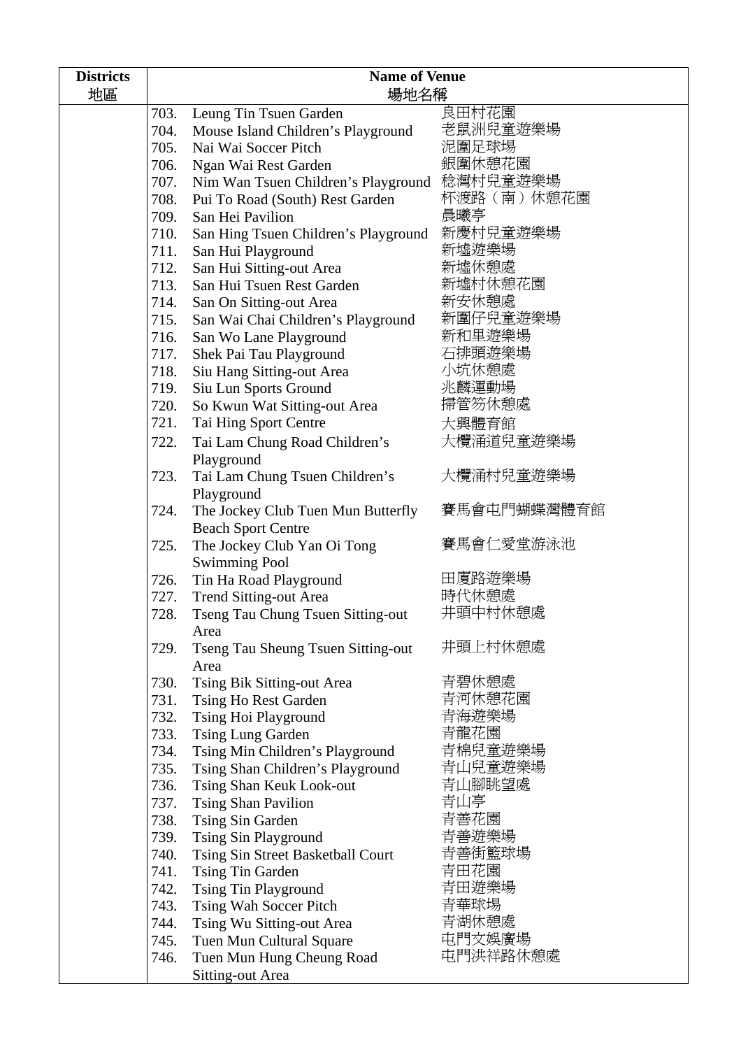| Districts<br>地區 | Name of Venue<br>場地名稱 | | |
|---|---|---|---|
| | 703. | Leung Tin Tsuen Garden | 良田村花園 |
| | 704. | Mouse Island Children's Playground | 老鼠洲兒童遊樂場 |
| | 705. | Nai Wai Soccer Pitch | 泥圍足球場 |
| | 706. | Ngan Wai Rest Garden | 銀圍休憩花園 |
| | 707. | Nim Wan Tsuen Children's Playground | 稔灣村兒童遊樂場 |
| | 708. | Pui To Road (South) Rest Garden | 杯渡路（南）休憩花園 |
| | 709. | San Hei Pavilion | 晨曦亭 |
| | 710. | San Hing Tsuen Children's Playground | 新慶村兒童遊樂場 |
| | 711. | San Hui Playground | 新墟遊樂場 |
| | 712. | San Hui Sitting-out Area | 新墟休憩處 |
| | 713. | San Hui Tsuen Rest Garden | 新墟村休憩花園 |
| | 714. | San On Sitting-out Area | 新安休憩處 |
| | 715. | San Wai Chai Children's Playground | 新圍仔兒童遊樂場 |
| | 716. | San Wo Lane Playground | 新和里遊樂場 |
| | 717. | Shek Pai Tau Playground | 石排頭遊樂場 |
| | 718. | Siu Hang Sitting-out Area | 小坑休憩處 |
| | 719. | Siu Lun Sports Ground | 兆麟運動場 |
| | 720. | So Kwun Wat Sitting-out Area | 掃管笏休憩處 |
| | 721. | Tai Hing Sport Centre | 大興體育館 |
| | 722. | Tai Lam Chung Road Children's Playground | 大欖涌道兒童遊樂場 |
| | 723. | Tai Lam Chung Tsuen Children's Playground | 大欖涌村兒童遊樂場 |
| | 724. | The Jockey Club Tuen Mun Butterfly Beach Sport Centre | 賽馬會屯門蝴蝶灣體育館 |
| | 725. | The Jockey Club Yan Oi Tong Swimming Pool | 賽馬會仁愛堂游泳池 |
| | 726. | Tin Ha Road Playground | 田廈路遊樂場 |
| | 727. | Trend Sitting-out Area | 時代休憩處 |
| | 728. | Tseng Tau Chung Tsuen Sitting-out Area | 井頭中村休憩處 |
| | 729. | Tseng Tau Sheung Tsuen Sitting-out Area | 井頭上村休憩處 |
| | 730. | Tsing Bik Sitting-out Area | 青碧休憩處 |
| | 731. | Tsing Ho Rest Garden | 青河休憩花園 |
| | 732. | Tsing Hoi Playground | 青海遊樂場 |
| | 733. | Tsing Lung Garden | 青龍花園 |
| | 734. | Tsing Min Children's Playground | 青棉兒童遊樂場 |
| | 735. | Tsing Shan Children's Playground | 青山兒童遊樂場 |
| | 736. | Tsing Shan Keuk Look-out | 青山腳眺望處 |
| | 737. | Tsing Shan Pavilion | 青山亭 |
| | 738. | Tsing Sin Garden | 青善花園 |
| | 739. | Tsing Sin Playground | 青善遊樂場 |
| | 740. | Tsing Sin Street Basketball Court | 青善街籃球場 |
| | 741. | Tsing Tin Garden | 青田花園 |
| | 742. | Tsing Tin Playground | 青田遊樂場 |
| | 743. | Tsing Wah Soccer Pitch | 青華球場 |
| | 744. | Tsing Wu Sitting-out Area | 青湖休憩處 |
| | 745. | Tuen Mun Cultural Square | 屯門文娛廣場 |
| | 746. | Tuen Mun Hung Cheung Road Sitting-out Area | 屯門洪祥路休憩處 |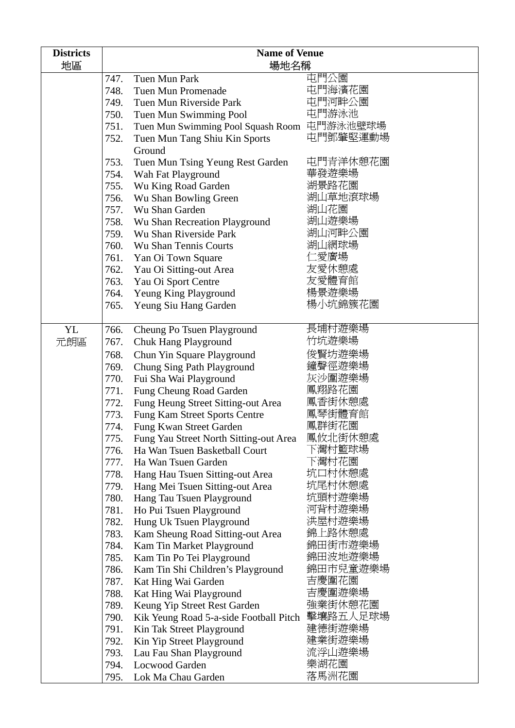| Districts<br>地區 | Name of Venue<br>場地名稱 | | |
|---|---|---|---|
| | 747. | Tuen Mun Park | 屯門公園 |
| | 748. | Tuen Mun Promenade | 屯門海濱花園 |
| | 749. | Tuen Mun Riverside Park | 屯門河畔公園 |
| | 750. | Tuen Mun Swimming Pool | 屯門游泳池 |
| | 751. | Tuen Mun Swimming Pool Squash Room | 屯門游泳池壁球場 |
| | 752. | Tuen Mun Tang Shiu Kin Sports Ground | 屯門鄧肇堅運動場 |
| | 753. | Tuen Mun Tsing Yeung Rest Garden | 屯門青洋休憩花園 |
| | 754. | Wah Fat Playground | 華發遊樂場 |
| | 755. | Wu King Road Garden | 湖景路花園 |
| | 756. | Wu Shan Bowling Green | 湖山草地滾球場 |
| | 757. | Wu Shan Garden | 湖山花園 |
| | 758. | Wu Shan Recreation Playground | 湖山遊樂場 |
| | 759. | Wu Shan Riverside Park | 湖山河畔公園 |
| | 760. | Wu Shan Tennis Courts | 湖山網球場 |
| | 761. | Yan Oi Town Square | 仁愛廣場 |
| | 762. | Yau Oi Sitting-out Area | 友愛休憩處 |
| | 763. | Yau Oi Sport Centre | 友愛體育館 |
| | 764. | Yeung King Playground | 楊景遊樂場 |
| | 765. | Yeung Siu Hang Garden | 楊小坑錦簇花園 |
| YL<br>元朗區 | 766. | Cheung Po Tsuen Playground | 長莆村遊樂場 |
| | 767. | Chuk Hang Playground | 竹坑遊樂場 |
| | 768. | Chun Yin Square Playground | 俊賢坊遊樂場 |
| | 769. | Chung Sing Path Playground | 鐘聲徑遊樂場 |
| | 770. | Fui Sha Wai Playground | 灰沙圍遊樂場 |
| | 771. | Fung Cheung Road Garden | 鳳翔路花園 |
| | 772. | Fung Heung Street Sitting-out Area | 鳳香街休憩處 |
| | 773. | Fung Kam Street Sports Centre | 鳳琴街體育館 |
| | 774. | Fung Kwan Street Garden | 鳳群街花園 |
| | 775. | Fung Yau Street North Sitting-out Area | 鳳攸北街休憩處 |
| | 776. | Ha Wan Tsuen Basketball Court | 下灣村籃球場 |
| | 777. | Ha Wan Tsuen Garden | 下灣村花園 |
| | 778. | Hang Hau Tsuen Sitting-out Area | 坑口村休憩處 |
| | 779. | Hang Mei Tsuen Sitting-out Area | 坑尾村休憩處 |
| | 780. | Hang Tau Tsuen Playground | 坑頭村遊樂場 |
| | 781. | Ho Pui Tsuen Playground | 河背村遊樂場 |
| | 782. | Hung Uk Tsuen Playground | 洪屋村遊樂場 |
| | 783. | Kam Sheung Road Sitting-out Area | 錦上路休憩處 |
| | 784. | Kam Tin Market Playground | 錦田街市遊樂場 |
| | 785. | Kam Tin Po Tei Playground | 錦田波地遊樂場 |
| | 786. | Kam Tin Shi Children's Playground | 錦田市兒童遊樂場 |
| | 787. | Kat Hing Wai Garden | 吉慶圍花園 |
| | 788. | Kat Hing Wai Playground | 吉慶圍遊樂場 |
| | 789. | Keung Yip Street Rest Garden | 強業街休憩花園 |
| | 790. | Kik Yeung Road 5-a-side Football Pitch | 擊壤路五人足球場 |
| | 791. | Kin Tak Street Playground | 建德街遊樂場 |
| | 792. | Kin Yip Street Playground | 建業街遊樂場 |
| | 793. | Lau Fau Shan Playground | 流浮山遊樂場 |
| | 794. | Locwood Garden | 樂湖花園 |
| | 795. | Lok Ma Chau Garden | 落馬洲花園 |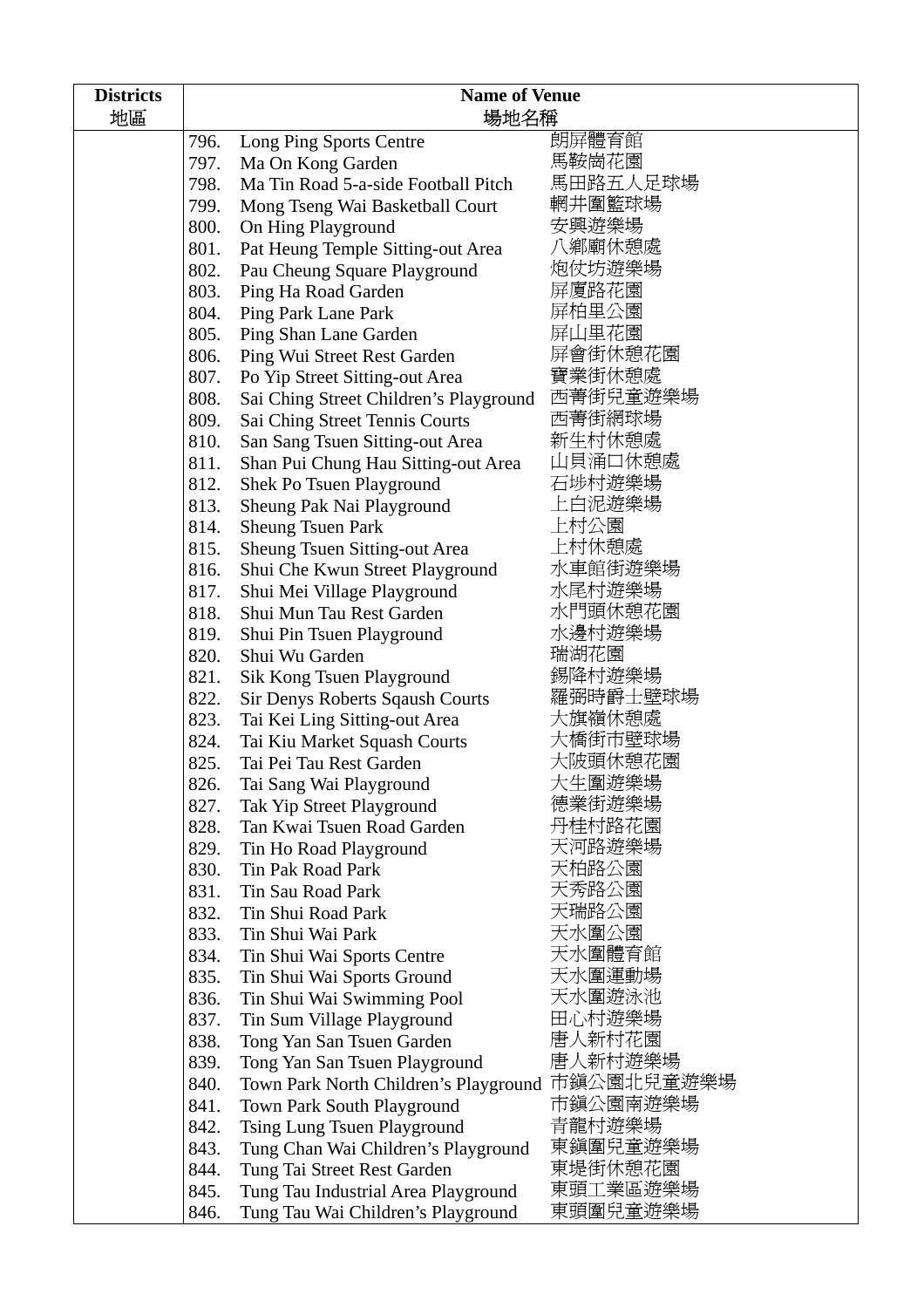| Districts 地區 | Name of Venue 場地名稱 | | |
|---|---|---|---|
| | 796. | Long Ping Sports Centre | 朗屏體育館 |
| | 797. | Ma On Kong Garden | 馬鞍崗花園 |
| | 798. | Ma Tin Road 5-a-side Football Pitch | 馬田路五人足球場 |
| | 799. | Mong Tseng Wai Basketball Court | 輞井圍籃球場 |
| | 800. | On Hing Playground | 安興遊樂場 |
| | 801. | Pat Heung Temple Sitting-out Area | 八鄉廟休憩處 |
| | 802. | Pau Cheung Square Playground | 炮仗坊遊樂場 |
| | 803. | Ping Ha Road Garden | 屏厦路花園 |
| | 804. | Ping Park Lane Park | 屏柏里公園 |
| | 805. | Ping Shan Lane Garden | 屏山里花園 |
| | 806. | Ping Wui Street Rest Garden | 屏會街休憩花園 |
| | 807. | Po Yip Street Sitting-out Area | 寶業街休憩處 |
| | 808. | Sai Ching Street Children's Playground | 西菁街兒童遊樂場 |
| | 809. | Sai Ching Street Tennis Courts | 西菁街網球場 |
| | 810. | San Sang Tsuen Sitting-out Area | 新生村休憩處 |
| | 811. | Shan Pui Chung Hau Sitting-out Area | 山貝涌口休憩處 |
| | 812. | Shek Po Tsuen Playground | 石埗村遊樂場 |
| | 813. | Sheung Pak Nai Playground | 上白泥遊樂場 |
| | 814. | Sheung Tsuen Park | 上村公園 |
| | 815. | Sheung Tsuen Sitting-out Area | 上村休憩處 |
| | 816. | Shui Che Kwun Street Playground | 水車館街遊樂場 |
| | 817. | Shui Mei Village Playground | 水尾村遊樂場 |
| | 818. | Shui Mun Tau Rest Garden | 水門頭休憩花園 |
| | 819. | Shui Pin Tsuen Playground | 水邊村遊樂場 |
| | 820. | Shui Wu Garden | 瑞湖花園 |
| | 821. | Sik Kong Tsuen Playground | 錫降村遊樂場 |
| | 822. | Sir Denys Roberts Sqaush Courts | 羅弼時爵士壁球場 |
| | 823. | Tai Kei Ling Sitting-out Area | 大旗嶺休憩處 |
| | 824. | Tai Kiu Market Squash Courts | 大橋街市壁球場 |
| | 825. | Tai Pei Tau Rest Garden | 大陂頭休憩花園 |
| | 826. | Tai Sang Wai Playground | 大生圍遊樂場 |
| | 827. | Tak Yip Street Playground | 德業街遊樂場 |
| | 828. | Tan Kwai Tsuen Road Garden | 丹桂村路花園 |
| | 829. | Tin Ho Road Playground | 天河路遊樂場 |
| | 830. | Tin Pak Road Park | 天柏路公園 |
| | 831. | Tin Sau Road Park | 天秀路公園 |
| | 832. | Tin Shui Road Park | 天瑞路公園 |
| | 833. | Tin Shui Wai Park | 天水圍公園 |
| | 834. | Tin Shui Wai Sports Centre | 天水圍體育館 |
| | 835. | Tin Shui Wai Sports Ground | 天水圍運動場 |
| | 836. | Tin Shui Wai Swimming Pool | 天水圍遊泳池 |
| | 837. | Tin Sum Village Playground | 田心村遊樂場 |
| | 838. | Tong Yan San Tsuen Garden | 唐人新村花園 |
| | 839. | Tong Yan San Tsuen Playground | 唐人新村遊樂場 |
| | 840. | Town Park North Children's Playground | 市鎮公園北兒童遊樂場 |
| | 841. | Town Park South Playground | 市鎮公園南遊樂場 |
| | 842. | Tsing Lung Tsuen Playground | 青龍村遊樂場 |
| | 843. | Tung Chan Wai Children's Playground | 東鎮圍兒童遊樂場 |
| | 844. | Tung Tai Street Rest Garden | 東堤街休憩花園 |
| | 845. | Tung Tau Industrial Area Playground | 東頭工業區遊樂場 |
| | 846. | Tung Tau Wai Children's Playground | 東頭圍兒童遊樂場 |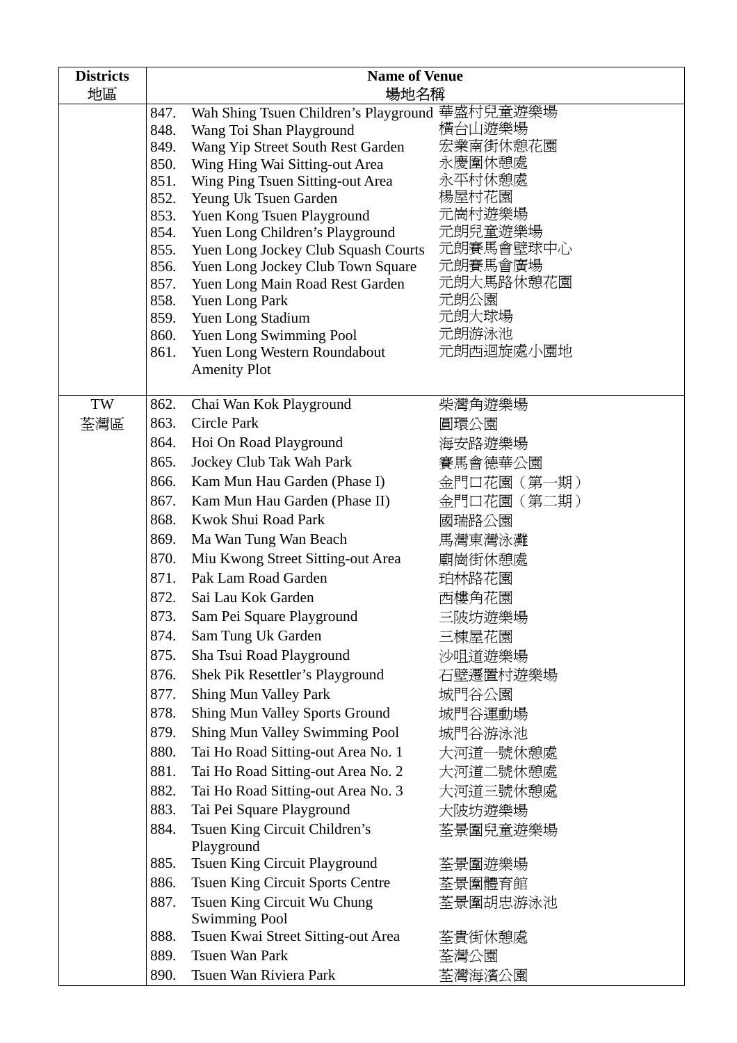| Districts<br>地區 | Name of Venue<br>場地名稱 | |
|---|---|---|
| | 847. Wah Shing Tsuen Children's Playground | 華盛村兒童遊樂場 |
| | 848. Wang Toi Shan Playground | 橫台山遊樂場 |
| | 849. Wang Yip Street South Rest Garden | 宏業南街休憩花園 |
| | 850. Wing Hing Wai Sitting-out Area | 永慶圍休憩處 |
| | 851. Wing Ping Tsuen Sitting-out Area | 永平村休憩處 |
| | 852. Yeung Uk Tsuen Garden | 楊屋村花園 |
| | 853. Yuen Kong Tsuen Playground | 元崗村遊樂場 |
| | 854. Yuen Long Children's Playground | 元朗兒童遊樂場 |
| | 855. Yuen Long Jockey Club Squash Courts | 元朗賽馬會壁球中心 |
| | 856. Yuen Long Jockey Club Town Square | 元朗賽馬會廣場 |
| | 857. Yuen Long Main Road Rest Garden | 元朗大馬路休憩花園 |
| | 858. Yuen Long Park | 元朗公園 |
| | 859. Yuen Long Stadium | 元朗大球場 |
| | 860. Yuen Long Swimming Pool | 元朗游泳池 |
| | 861. Yuen Long Western Roundabout Amenity Plot | 元朗西迴旋處小園地 |
| TW<br>荃灣區 | 862. Chai Wan Kok Playground | 柴灣角遊樂場 |
| | 863. Circle Park | 圓環公園 |
| | 864. Hoi On Road Playground | 海安路遊樂場 |
| | 865. Jockey Club Tak Wah Park | 賽馬會德華公園 |
| | 866. Kam Mun Hau Garden (Phase I) | 金門口花園（第一期） |
| | 867. Kam Mun Hau Garden (Phase II) | 金門口花園（第二期） |
| | 868. Kwok Shui Road Park | 國瑞路公園 |
| | 869. Ma Wan Tung Wan Beach | 馬灣東灣泳灘 |
| | 870. Miu Kwong Street Sitting-out Area | 廟崗街休憩處 |
| | 871. Pak Lam Road Garden | 珀林路花園 |
| | 872. Sai Lau Kok Garden | 西樓角花園 |
| | 873. Sam Pei Square Playground | 三陂坊遊樂場 |
| | 874. Sam Tung Uk Garden | 三棟屋花園 |
| | 875. Sha Tsui Road Playground | 沙咀道遊樂場 |
| | 876. Shek Pik Resettler's Playground | 石壁遷置村遊樂場 |
| | 877. Shing Mun Valley Park | 城門谷公園 |
| | 878. Shing Mun Valley Sports Ground | 城門谷運動場 |
| | 879. Shing Mun Valley Swimming Pool | 城門谷游泳池 |
| | 880. Tai Ho Road Sitting-out Area No. 1 | 大河道一號休憩處 |
| | 881. Tai Ho Road Sitting-out Area No. 2 | 大河道二號休憩處 |
| | 882. Tai Ho Road Sitting-out Area No. 3 | 大河道三號休憩處 |
| | 883. Tai Pei Square Playground | 大陂坊遊樂場 |
| | 884. Tsuen King Circuit Children's Playground | 荃景圍兒童遊樂場 |
| | 885. Tsuen King Circuit Playground | 荃景圍遊樂場 |
| | 886. Tsuen King Circuit Sports Centre | 荃景圍體育館 |
| | 887. Tsuen King Circuit Wu Chung Swimming Pool | 荃景圍胡忠游泳池 |
| | 888. Tsuen Kwai Street Sitting-out Area | 荃貴街休憩處 |
| | 889. Tsuen Wan Park | 荃灣公園 |
| | 890. Tsuen Wan Riviera Park | 荃灣海濱公園 |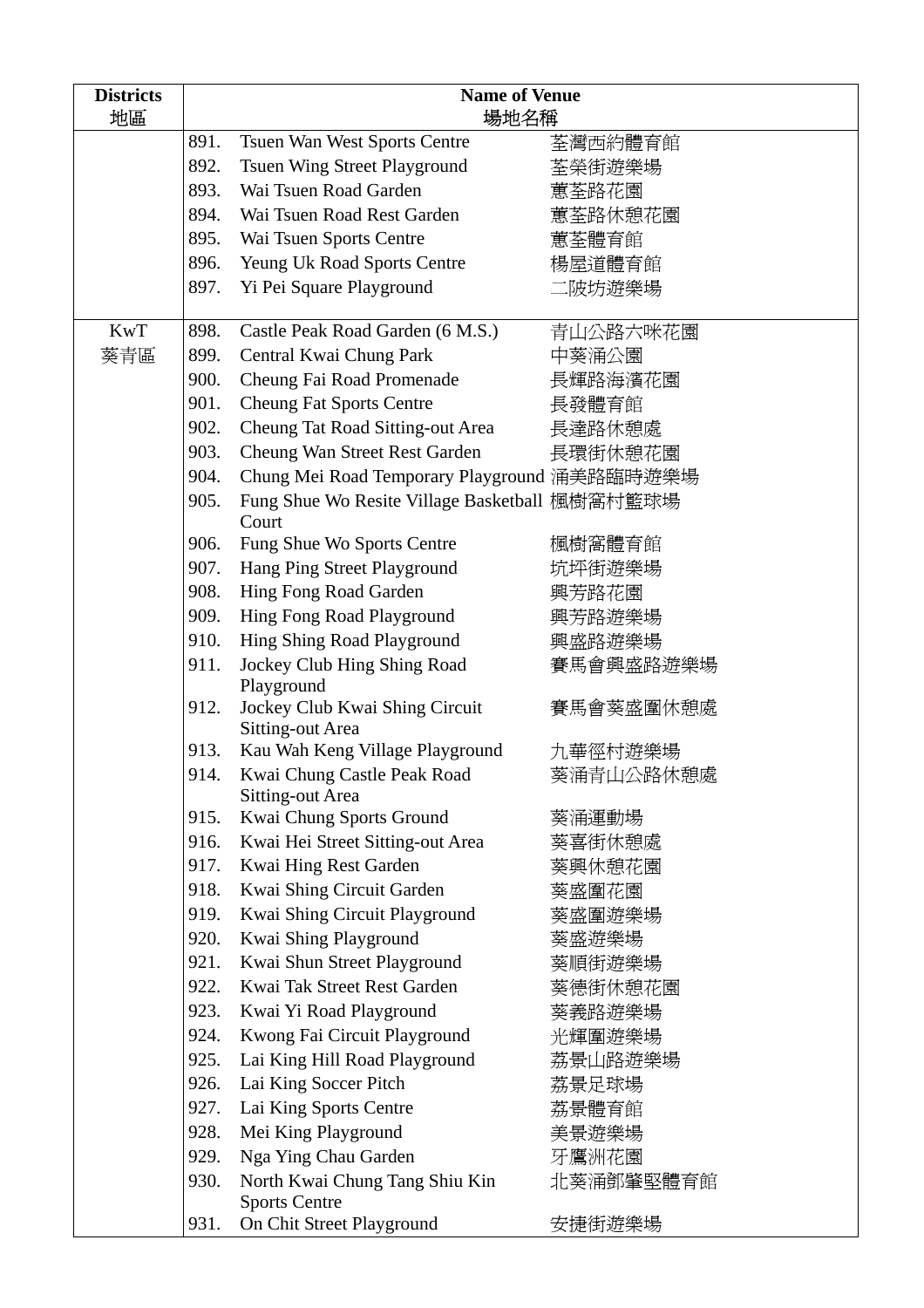| Districts 地區 | Name of Venue 場地名稱 | | |
|---|---|---|---|
| | 891. | Tsuen Wan West Sports Centre | 荃灣西約體育館 |
| | 892. | Tsuen Wing Street Playground | 荃榮街遊樂場 |
| | 893. | Wai Tsuen Road Garden | 蕙荃路花園 |
| | 894. | Wai Tsuen Road Rest Garden | 蕙荃路休憩花園 |
| | 895. | Wai Tsuen Sports Centre | 蕙荃體育館 |
| | 896. | Yeung Uk Road Sports Centre | 楊屋道體育館 |
| | 897. | Yi Pei Square Playground | 二陂坊遊樂場 |
| KwT 葵青區 | 898. | Castle Peak Road Garden (6 M.S.) | 青山公路六咪花園 |
| | 899. | Central Kwai Chung Park | 中葵涌公園 |
| | 900. | Cheung Fai Road Promenade | 長輝路海濱花園 |
| | 901. | Cheung Fat Sports Centre | 長發體育館 |
| | 902. | Cheung Tat Road Sitting-out Area | 長達路休憩處 |
| | 903. | Cheung Wan Street Rest Garden | 長環街休憩花園 |
| | 904. | Chung Mei Road Temporary Playground | 涌美路臨時遊樂場 |
| | 905. | Fung Shue Wo Resite Village Basketball Court | 楓樹窩村籃球場 |
| | 906. | Fung Shue Wo Sports Centre | 楓樹窩體育館 |
| | 907. | Hang Ping Street Playground | 坑坪街遊樂場 |
| | 908. | Hing Fong Road Garden | 興芳路花園 |
| | 909. | Hing Fong Road Playground | 興芳路遊樂場 |
| | 910. | Hing Shing Road Playground | 興盛路遊樂場 |
| | 911. | Jockey Club Hing Shing Road Playground | 賽馬會興盛路遊樂場 |
| | 912. | Jockey Club Kwai Shing Circuit Sitting-out Area | 賽馬會葵盛圍休憩處 |
| | 913. | Kau Wah Keng Village Playground | 九華徑村遊樂場 |
| | 914. | Kwai Chung Castle Peak Road Sitting-out Area | 葵涌青山公路休憩處 |
| | 915. | Kwai Chung Sports Ground | 葵涌運動場 |
| | 916. | Kwai Hei Street Sitting-out Area | 葵喜街休憩處 |
| | 917. | Kwai Hing Rest Garden | 葵興休憩花園 |
| | 918. | Kwai Shing Circuit Garden | 葵盛圍花園 |
| | 919. | Kwai Shing Circuit Playground | 葵盛圍遊樂場 |
| | 920. | Kwai Shing Playground | 葵盛遊樂場 |
| | 921. | Kwai Shun Street Playground | 葵順街遊樂場 |
| | 922. | Kwai Tak Street Rest Garden | 葵德街休憩花園 |
| | 923. | Kwai Yi Road Playground | 葵義路遊樂場 |
| | 924. | Kwong Fai Circuit Playground | 光輝圍遊樂場 |
| | 925. | Lai King Hill Road Playground | 荔景山路遊樂場 |
| | 926. | Lai King Soccer Pitch | 荔景足球場 |
| | 927. | Lai King Sports Centre | 荔景體育館 |
| | 928. | Mei King Playground | 美景遊樂場 |
| | 929. | Nga Ying Chau Garden | 牙鷹洲花園 |
| | 930. | North Kwai Chung Tang Shiu Kin Sports Centre | 北葵涌鄧肇堅體育館 |
| | 931. | On Chit Street Playground | 安捷街遊樂場 |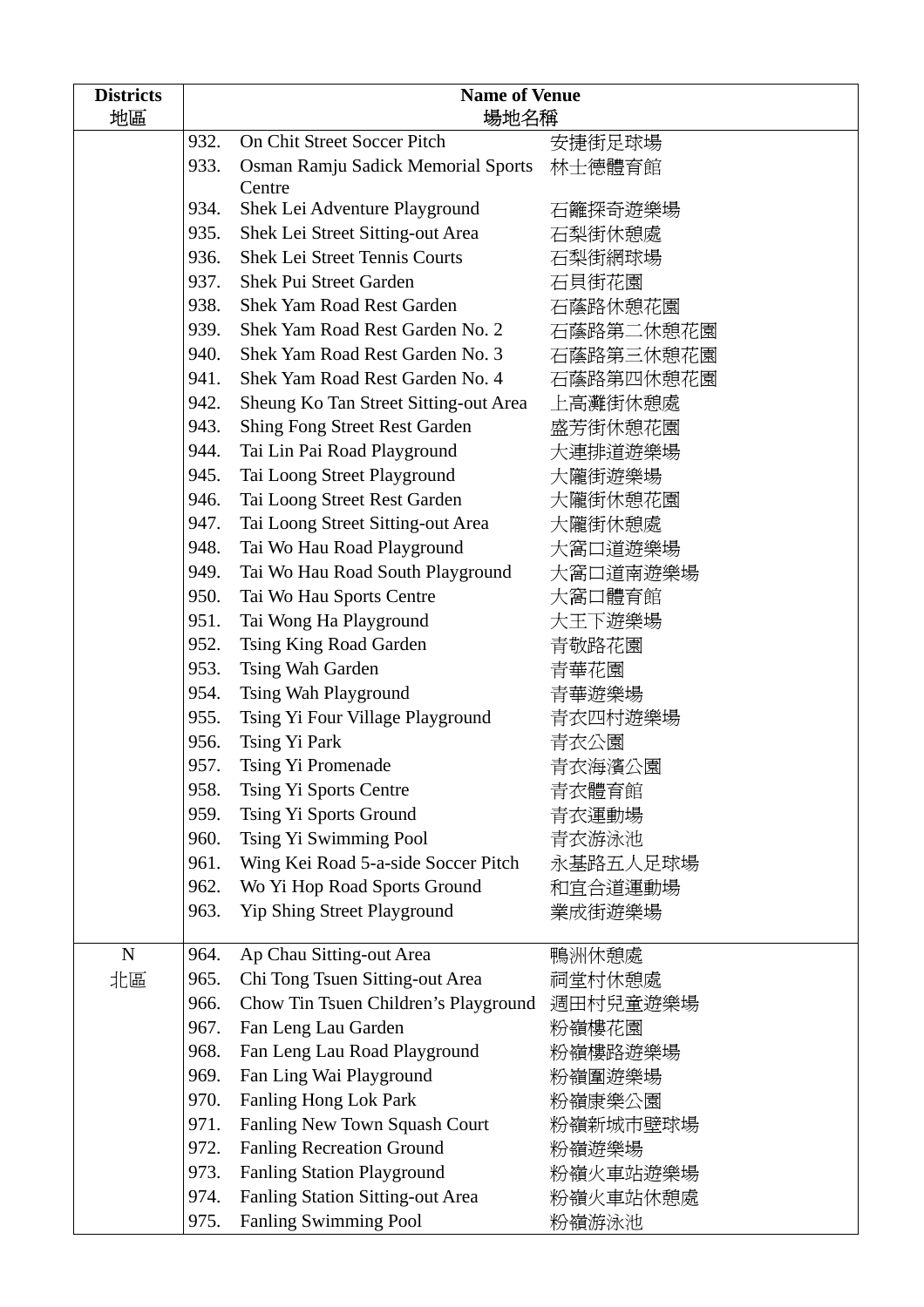| Districts<br>地區 | Name of Venue<br>場地名稱 | |
|---|---|---|
| | 932. On Chit Street Soccer Pitch | 安捷街足球場 |
| | 933. Osman Ramju Sadick Memorial Sports Centre | 林士德體育館 |
| | 934. Shek Lei Adventure Playground | 石籬探奇遊樂場 |
| | 935. Shek Lei Street Sitting-out Area | 石梨街休憩處 |
| | 936. Shek Lei Street Tennis Courts | 石梨街網球場 |
| | 937. Shek Pui Street Garden | 石貝街花園 |
| | 938. Shek Yam Road Rest Garden | 石蔭路休憩花園 |
| | 939. Shek Yam Road Rest Garden No. 2 | 石蔭路第二休憩花園 |
| | 940. Shek Yam Road Rest Garden No. 3 | 石蔭路第三休憩花園 |
| | 941. Shek Yam Road Rest Garden No. 4 | 石蔭路第四休憩花園 |
| | 942. Sheung Ko Tan Street Sitting-out Area | 上高灘街休憩處 |
| | 943. Shing Fong Street Rest Garden | 盛芳街休憩花園 |
| | 944. Tai Lin Pai Road Playground | 大連排道遊樂場 |
| | 945. Tai Loong Street Playground | 大隴街遊樂場 |
| | 946. Tai Loong Street Rest Garden | 大隴街休憩花園 |
| | 947. Tai Loong Street Sitting-out Area | 大隴街休憩處 |
| | 948. Tai Wo Hau Road Playground | 大窩口道遊樂場 |
| | 949. Tai Wo Hau Road South Playground | 大窩口道南遊樂場 |
| | 950. Tai Wo Hau Sports Centre | 大窩口體育館 |
| | 951. Tai Wong Ha Playground | 大王下遊樂場 |
| | 952. Tsing King Road Garden | 青敬路花園 |
| | 953. Tsing Wah Garden | 青華花園 |
| | 954. Tsing Wah Playground | 青華遊樂場 |
| | 955. Tsing Yi Four Village Playground | 青衣四村遊樂場 |
| | 956. Tsing Yi Park | 青衣公園 |
| | 957. Tsing Yi Promenade | 青衣海濱公園 |
| | 958. Tsing Yi Sports Centre | 青衣體育館 |
| | 959. Tsing Yi Sports Ground | 青衣運動場 |
| | 960. Tsing Yi Swimming Pool | 青衣游泳池 |
| | 961. Wing Kei Road 5-a-side Soccer Pitch | 永基路五人足球場 |
| | 962. Wo Yi Hop Road Sports Ground | 和宜合道運動場 |
| | 963. Yip Shing Street Playground | 業成街遊樂場 |
| N<br>北區 | 964. Ap Chau Sitting-out Area | 鴨洲休憩處 |
| | 965. Chi Tong Tsuen Sitting-out Area | 祠堂村休憩處 |
| | 966. Chow Tin Tsuen Children's Playground | 週田村兒童遊樂場 |
| | 967. Fan Leng Lau Garden | 粉嶺樓花園 |
| | 968. Fan Leng Lau Road Playground | 粉嶺樓路遊樂場 |
| | 969. Fan Ling Wai Playground | 粉嶺圍遊樂場 |
| | 970. Fanling Hong Lok Park | 粉嶺康樂公園 |
| | 971. Fanling New Town Squash Court | 粉嶺新城市壁球場 |
| | 972. Fanling Recreation Ground | 粉嶺遊樂場 |
| | 973. Fanling Station Playground | 粉嶺火車站遊樂場 |
| | 974. Fanling Station Sitting-out Area | 粉嶺火車站休憩處 |
| | 975. Fanling Swimming Pool | 粉嶺游泳池 |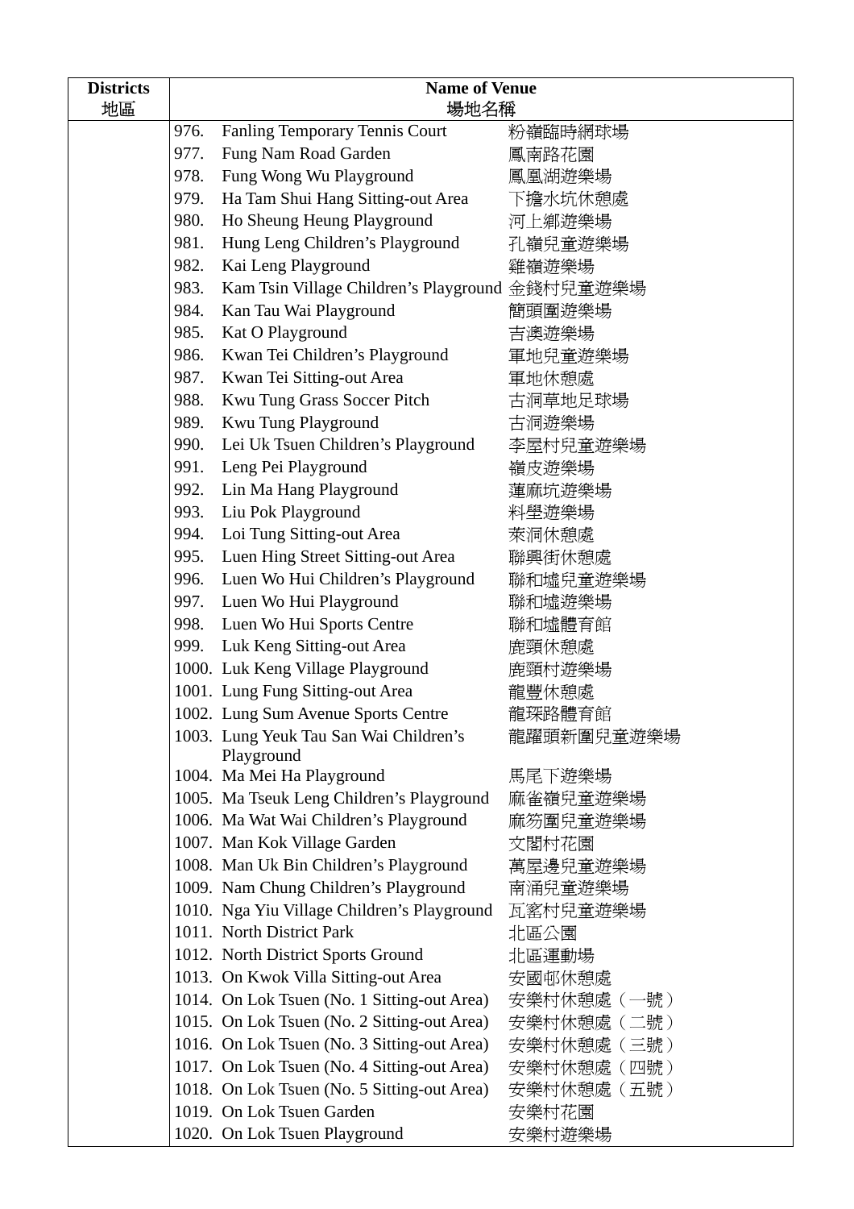| Districts 地區 | Name of Venue 場地名稱 | |
|---|---|---|
| | 976. Fanling Temporary Tennis Court | 粉嶺臨時網球場 |
| | 977. Fung Nam Road Garden | 鳳南路花園 |
| | 978. Fung Wong Wu Playground | 鳳凰湖遊樂場 |
| | 979. Ha Tam Shui Hang Sitting-out Area | 下擔水坑休憩處 |
| | 980. Ho Sheung Heung Playground | 河上鄉遊樂場 |
| | 981. Hung Leng Children's Playground | 孔嶺兒童遊樂場 |
| | 982. Kai Leng Playground | 雞嶺遊樂場 |
| | 983. Kam Tsin Village Children's Playground | 金錢村兒童遊樂場 |
| | 984. Kan Tau Wai Playground | 簡頭圍遊樂場 |
| | 985. Kat O Playground | 吉澳遊樂場 |
| | 986. Kwan Tei Children's Playground | 軍地兒童遊樂場 |
| | 987. Kwan Tei Sitting-out Area | 軍地休憩處 |
| | 988. Kwu Tung Grass Soccer Pitch | 古洞草地足球場 |
| | 989. Kwu Tung Playground | 古洞遊樂場 |
| | 990. Lei Uk Tsuen Children's Playground | 李屋村兒童遊樂場 |
| | 991. Leng Pei Playground | 嶺皮遊樂場 |
| | 992. Lin Ma Hang Playground | 蓮麻坑遊樂場 |
| | 993. Liu Pok Playground | 料壆遊樂場 |
| | 994. Loi Tung Sitting-out Area | 萊洞休憩處 |
| | 995. Luen Hing Street Sitting-out Area | 聯興街休憩處 |
| | 996. Luen Wo Hui Children's Playground | 聯和墟兒童遊樂場 |
| | 997. Luen Wo Hui Playground | 聯和墟遊樂場 |
| | 998. Luen Wo Hui Sports Centre | 聯和墟體育館 |
| | 999. Luk Keng Sitting-out Area | 鹿頸休憩處 |
| | 1000. Luk Keng Village Playground | 鹿頸村遊樂場 |
| | 1001. Lung Fung Sitting-out Area | 龍豐休憩處 |
| | 1002. Lung Sum Avenue Sports Centre | 龍琛路體育館 |
| | 1003. Lung Yeuk Tau San Wai Children's Playground | 龍躍頭新圍兒童遊樂場 |
| | 1004. Ma Mei Ha Playground | 馬尾下遊樂場 |
| | 1005. Ma Tseuk Leng Children's Playground | 麻雀嶺兒童遊樂場 |
| | 1006. Ma Wat Wai Children's Playground | 麻笏圍兒童遊樂場 |
| | 1007. Man Kok Village Garden | 文閣村花園 |
| | 1008. Man Uk Bin Children's Playground | 萬屋邊兒童遊樂場 |
| | 1009. Nam Chung Children's Playground | 南涌兒童遊樂場 |
| | 1010. Nga Yiu Village Children's Playground | 瓦窰村兒童遊樂場 |
| | 1011. North District Park | 北區公園 |
| | 1012. North District Sports Ground | 北區運動場 |
| | 1013. On Kwok Villa Sitting-out Area | 安國邨休憩處 |
| | 1014. On Lok Tsuen (No. 1 Sitting-out Area) | 安樂村休憩處（一號） |
| | 1015. On Lok Tsuen (No. 2 Sitting-out Area) | 安樂村休憩處（二號） |
| | 1016. On Lok Tsuen (No. 3 Sitting-out Area) | 安樂村休憩處（三號） |
| | 1017. On Lok Tsuen (No. 4 Sitting-out Area) | 安樂村休憩處（四號） |
| | 1018. On Lok Tsuen (No. 5 Sitting-out Area) | 安樂村休憩處（五號） |
| | 1019. On Lok Tsuen Garden | 安樂村花園 |
| | 1020. On Lok Tsuen Playground | 安樂村遊樂場 |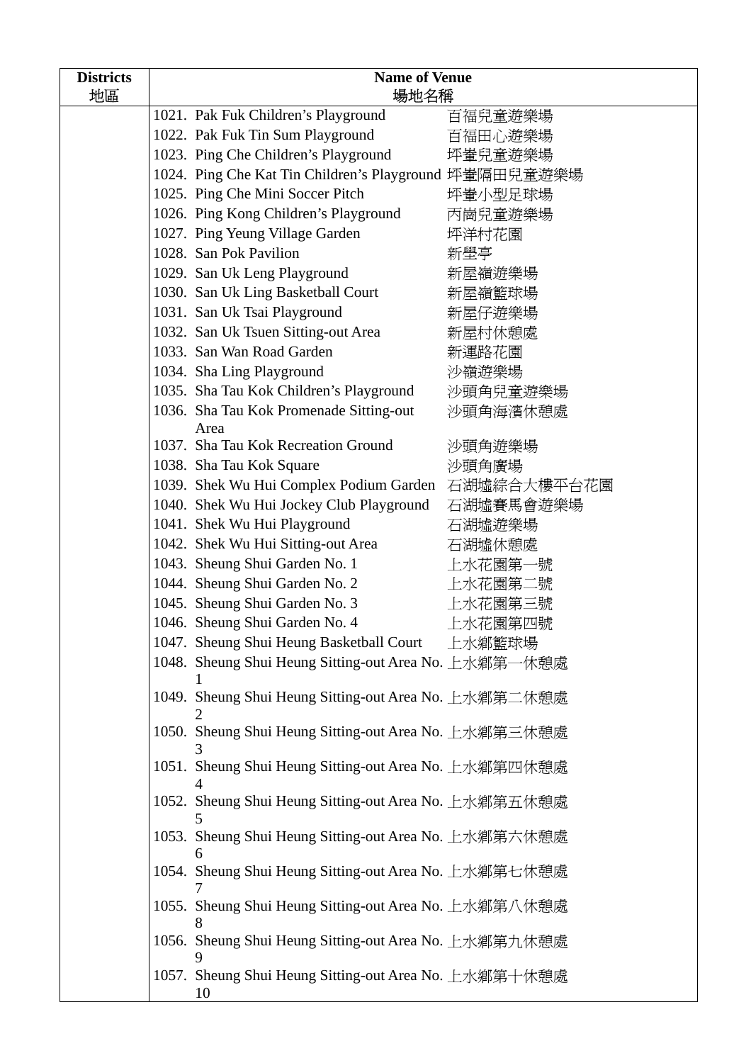| Districts 地區 | Name of Venue 場地名稱 | |
|---|---|---|
| | 1021. Pak Fuk Children's Playground | 百福兒童遊樂場 |
| | 1022. Pak Fuk Tin Sum Playground | 百福田心遊樂場 |
| | 1023. Ping Che Children's Playground | 坪輋兒童遊樂場 |
| | 1024. Ping Che Kat Tin Children's Playground | 坪輋隔田兒童遊樂場 |
| | 1025. Ping Che Mini Soccer Pitch | 坪輋小型足球場 |
| | 1026. Ping Kong Children's Playground | 丙崗兒童遊樂場 |
| | 1027. Ping Yeung Village Garden | 坪洋村花園 |
| | 1028. San Pok Pavilion | 新璧亭 |
| | 1029. San Uk Leng Playground | 新屋嶺遊樂場 |
| | 1030. San Uk Ling Basketball Court | 新屋嶺籃球場 |
| | 1031. San Uk Tsai Playground | 新屋仔遊樂場 |
| | 1032. San Uk Tsuen Sitting-out Area | 新屋村休憩處 |
| | 1033. San Wan Road Garden | 新運路花園 |
| | 1034. Sha Ling Playground | 沙嶺遊樂場 |
| | 1035. Sha Tau Kok Children's Playground | 沙頭角兒童遊樂場 |
| | 1036. Sha Tau Kok Promenade Sitting-out Area | 沙頭角海濱休憩處 |
| | 1037. Sha Tau Kok Recreation Ground | 沙頭角遊樂場 |
| | 1038. Sha Tau Kok Square | 沙頭角廣場 |
| | 1039. Shek Wu Hui Complex Podium Garden | 石湖墟綜合大樓平台花園 |
| | 1040. Shek Wu Hui Jockey Club Playground | 石湖墟賽馬會遊樂場 |
| | 1041. Shek Wu Hui Playground | 石湖墟遊樂場 |
| | 1042. Shek Wu Hui Sitting-out Area | 石湖墟休憩處 |
| | 1043. Sheung Shui Garden No. 1 | 上水花園第一號 |
| | 1044. Sheung Shui Garden No. 2 | 上水花園第二號 |
| | 1045. Sheung Shui Garden No. 3 | 上水花園第三號 |
| | 1046. Sheung Shui Garden No. 4 | 上水花園第四號 |
| | 1047. Sheung Shui Heung Basketball Court | 上水鄉籃球場 |
| | 1048. Sheung Shui Heung Sitting-out Area No. 1 | 上水鄉第一休憩處 |
| | 1049. Sheung Shui Heung Sitting-out Area No. 2 | 上水鄉第二休憩處 |
| | 1050. Sheung Shui Heung Sitting-out Area No. 3 | 上水鄉第三休憩處 |
| | 1051. Sheung Shui Heung Sitting-out Area No. 4 | 上水鄉第四休憩處 |
| | 1052. Sheung Shui Heung Sitting-out Area No. 5 | 上水鄉第五休憩處 |
| | 1053. Sheung Shui Heung Sitting-out Area No. 6 | 上水鄉第六休憩處 |
| | 1054. Sheung Shui Heung Sitting-out Area No. 7 | 上水鄉第七休憩處 |
| | 1055. Sheung Shui Heung Sitting-out Area No. 8 | 上水鄉第八休憩處 |
| | 1056. Sheung Shui Heung Sitting-out Area No. 9 | 上水鄉第九休憩處 |
| | 1057. Sheung Shui Heung Sitting-out Area No. 10 | 上水鄉第十休憩處 |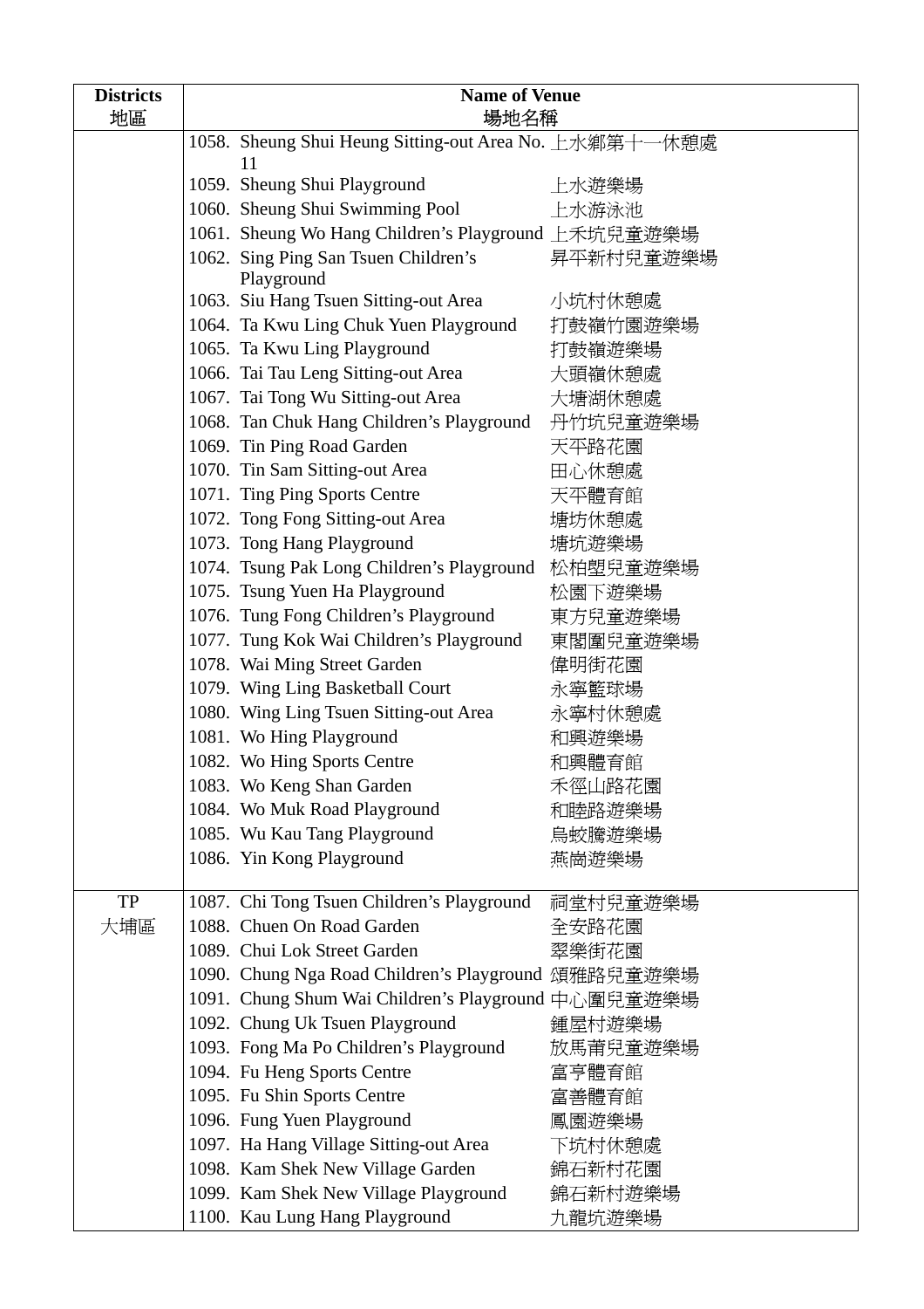| Districts<br>地區 | Name of Venue<br>場地名稱 | |
|---|---|---|
| | 1058. Sheung Shui Heung Sitting-out Area No. 11 | 上水鄉第十一休憩處 |
| | 1059. Sheung Shui Playground | 上水遊樂場 |
| | 1060. Sheung Shui Swimming Pool | 上水游泳池 |
| | 1061. Sheung Wo Hang Children's Playground | 上禾坑兒童遊樂場 |
| | 1062. Sing Ping San Tsuen Children's Playground | 昇平新村兒童遊樂場 |
| | 1063. Siu Hang Tsuen Sitting-out Area | 小坑村休憩處 |
| | 1064. Ta Kwu Ling Chuk Yuen Playground | 打鼓嶺竹園遊樂場 |
| | 1065. Ta Kwu Ling Playground | 打鼓嶺遊樂場 |
| | 1066. Tai Tau Leng Sitting-out Area | 大頭嶺休憩處 |
| | 1067. Tai Tong Wu Sitting-out Area | 大塘湖休憩處 |
| | 1068. Tan Chuk Hang Children's Playground | 丹竹坑兒童遊樂場 |
| | 1069. Tin Ping Road Garden | 天平路花園 |
| | 1070. Tin Sam Sitting-out Area | 田心休憩處 |
| | 1071. Ting Ping Sports Centre | 天平體育館 |
| | 1072. Tong Fong Sitting-out Area | 塘坊休憩處 |
| | 1073. Tong Hang Playground | 塘坑遊樂場 |
| | 1074. Tsung Pak Long Children's Playground | 松柏塱兒童遊樂場 |
| | 1075. Tsung Yuen Ha Playground | 松園下遊樂場 |
| | 1076. Tung Fong Children's Playground | 東方兒童遊樂場 |
| | 1077. Tung Kok Wai Children's Playground | 東閣圍兒童遊樂場 |
| | 1078. Wai Ming Street Garden | 偉明街花園 |
| | 1079. Wing Ling Basketball Court | 永寧籃球場 |
| | 1080. Wing Ling Tsuen Sitting-out Area | 永寧村休憩處 |
| | 1081. Wo Hing Playground | 和興遊樂場 |
| | 1082. Wo Hing Sports Centre | 和興體育館 |
| | 1083. Wo Keng Shan Garden | 禾徑山路花園 |
| | 1084. Wo Muk Road Playground | 和睦路遊樂場 |
| | 1085. Wu Kau Tang Playground | 烏蛟騰遊樂場 |
| | 1086. Yin Kong Playground | 燕崗遊樂場 |
| TP<br>大埔區 | 1087. Chi Tong Tsuen Children's Playground | 祠堂村兒童遊樂場 |
| | 1088. Chuen On Road Garden | 全安路花園 |
| | 1089. Chui Lok Street Garden | 翠樂街花園 |
| | 1090. Chung Nga Road Children's Playground | 頌雅路兒童遊樂場 |
| | 1091. Chung Shum Wai Children's Playground | 中心圍兒童遊樂場 |
| | 1092. Chung Uk Tsuen Playground | 鍾屋村遊樂場 |
| | 1093. Fong Ma Po Children's Playground | 放馬莆兒童遊樂場 |
| | 1094. Fu Heng Sports Centre | 富亨體育館 |
| | 1095. Fu Shin Sports Centre | 富善體育館 |
| | 1096. Fung Yuen Playground | 鳳園遊樂場 |
| | 1097. Ha Hang Village Sitting-out Area | 下坑村休憩處 |
| | 1098. Kam Shek New Village Garden | 錦石新村花園 |
| | 1099. Kam Shek New Village Playground | 錦石新村遊樂場 |
| | 1100. Kau Lung Hang Playground | 九龍坑遊樂場 |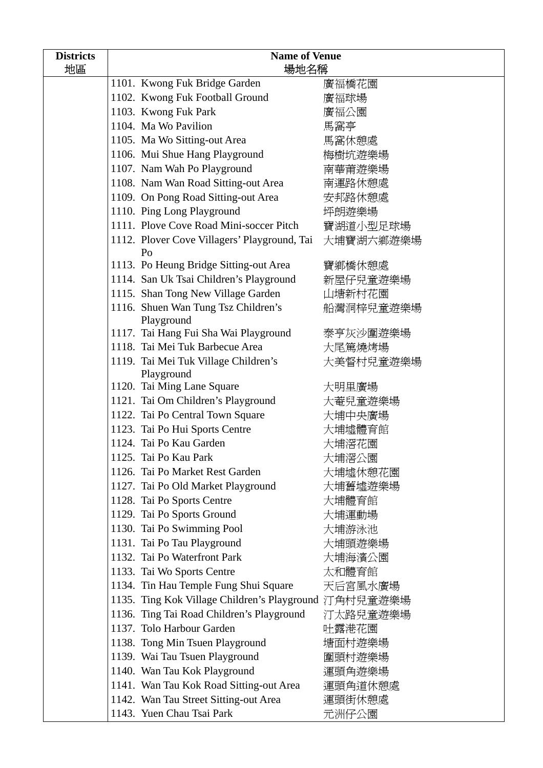| Districts<br>地區 | Name of Venue<br>場地名稱 | |
|---|---|---|
| | 1101. Kwong Fuk Bridge Garden | 廣福橋花園 |
| | 1102. Kwong Fuk Football Ground | 廣福球場 |
| | 1103. Kwong Fuk Park | 廣福公園 |
| | 1104. Ma Wo Pavilion | 馬窩亭 |
| | 1105. Ma Wo Sitting-out Area | 馬窩休憩處 |
| | 1106. Mui Shue Hang Playground | 梅樹坑遊樂場 |
| | 1107. Nam Wah Po Playground | 南華莆遊樂場 |
| | 1108. Nam Wan Road Sitting-out Area | 南運路休憩處 |
| | 1109. On Pong Road Sitting-out Area | 安邦路休憩處 |
| | 1110. Ping Long Playground | 坪朗遊樂場 |
| | 1111. Plove Cove Road Mini-soccer Pitch | 寶湖道小型足球場 |
| | 1112. Plover Cove Villagers' Playground, Tai Po | 大埔寶湖六鄉遊樂場 |
| | 1113. Po Heung Bridge Sitting-out Area | 寶鄉橋休憩處 |
| | 1114. San Uk Tsai Children's Playground | 新屋仔兒童遊樂場 |
| | 1115. Shan Tong New Village Garden | 山塘新村花園 |
| | 1116. Shuen Wan Tung Tsz Children's Playground | 船灣洞梓兒童遊樂場 |
| | 1117. Tai Hang Fui Sha Wai Playground | 泰亨灰沙圍遊樂場 |
| | 1118. Tai Mei Tuk Barbecue Area | 大尾篤燒烤場 |
| | 1119. Tai Mei Tuk Village Children's Playground | 大美督村兒童遊樂場 |
| | 1120. Tai Ming Lane Square | 大明里廣場 |
| | 1121. Tai Om Children's Playground | 大菴兒童遊樂場 |
| | 1122. Tai Po Central Town Square | 大埔中央廣場 |
| | 1123. Tai Po Hui Sports Centre | 大埔墟體育館 |
| | 1124. Tai Po Kau Garden | 大埔滘花園 |
| | 1125. Tai Po Kau Park | 大埔滘公園 |
| | 1126. Tai Po Market Rest Garden | 大埔墟休憩花園 |
| | 1127. Tai Po Old Market Playground | 大埔舊墟遊樂場 |
| | 1128. Tai Po Sports Centre | 大埔體育館 |
| | 1129. Tai Po Sports Ground | 大埔運動場 |
| | 1130. Tai Po Swimming Pool | 大埔游泳池 |
| | 1131. Tai Po Tau Playground | 大埔頭遊樂場 |
| | 1132. Tai Po Waterfront Park | 大埔海濱公園 |
| | 1133. Tai Wo Sports Centre | 太和體育館 |
| | 1134. Tin Hau Temple Fung Shui Square | 天后宮風水廣場 |
| | 1135. Ting Kok Village Children's Playground | 汀角村兒童遊樂場 |
| | 1136. Ting Tai Road Children's Playground | 汀太路兒童遊樂場 |
| | 1137. Tolo Harbour Garden | 吐露港花園 |
| | 1138. Tong Min Tsuen Playground | 塘面村遊樂場 |
| | 1139. Wai Tau Tsuen Playground | 圍頭村遊樂場 |
| | 1140. Wan Tau Kok Playground | 運頭角遊樂場 |
| | 1141. Wan Tau Kok Road Sitting-out Area | 運頭角道休憩處 |
| | 1142. Wan Tau Street Sitting-out Area | 運頭街休憩處 |
| | 1143. Yuen Chau Tsai Park | 元洲仔公園 |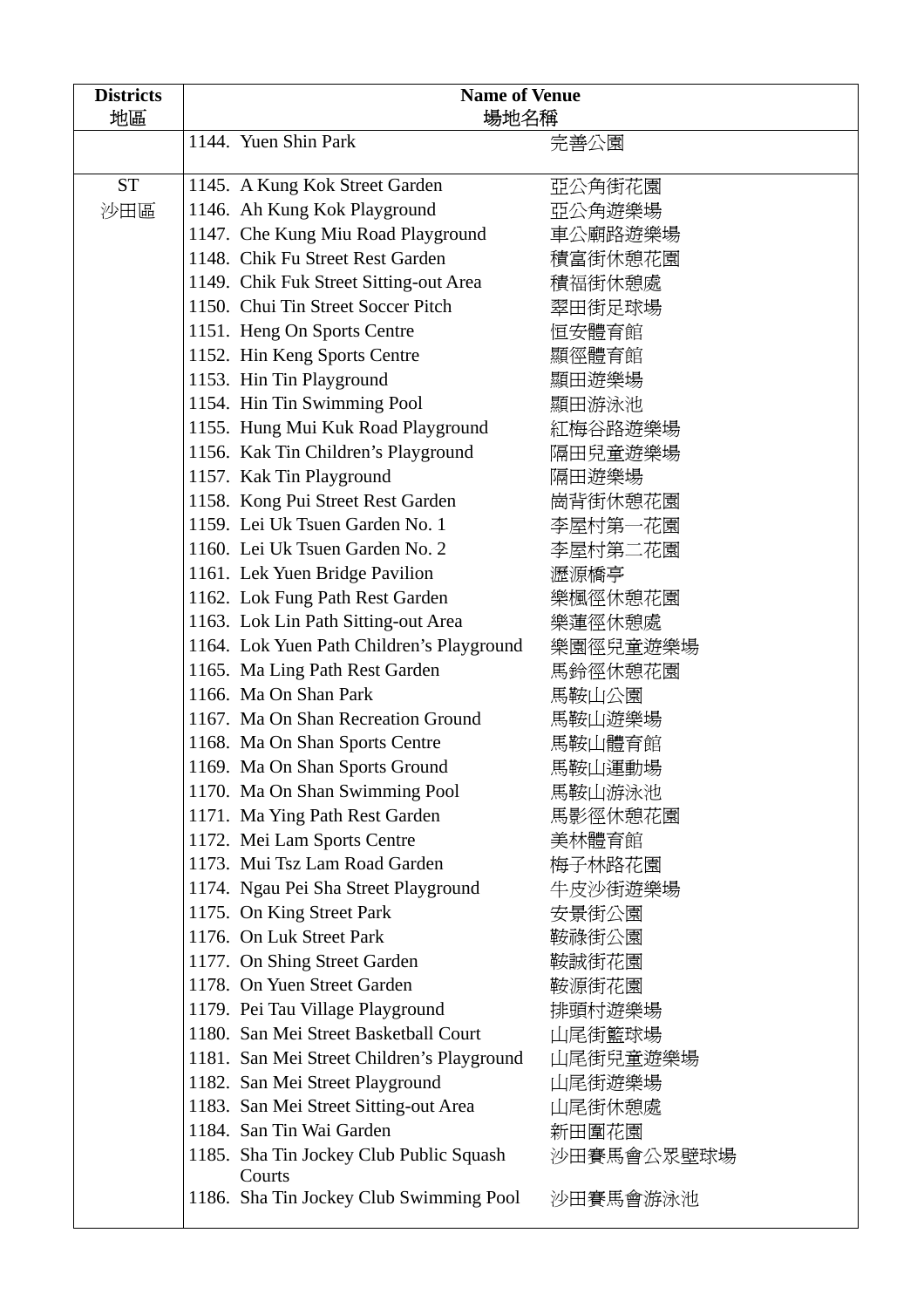| Districts 地區 | Name of Venue 場地名稱 | |
|---|---|---|
| | 1144. Yuen Shin Park | 完善公園 |
| ST 沙田區 | 1145. A Kung Kok Street Garden | 亞公角街花園 |
| | 1146. Ah Kung Kok Playground | 亞公角遊樂場 |
| | 1147. Che Kung Miu Road Playground | 車公廟路遊樂場 |
| | 1148. Chik Fu Street Rest Garden | 積富街休憩花園 |
| | 1149. Chik Fuk Street Sitting-out Area | 積福街休憩處 |
| | 1150. Chui Tin Street Soccer Pitch | 翠田街足球場 |
| | 1151. Heng On Sports Centre | 恒安體育館 |
| | 1152. Hin Keng Sports Centre | 顯徑體育館 |
| | 1153. Hin Tin Playground | 顯田遊樂場 |
| | 1154. Hin Tin Swimming Pool | 顯田游泳池 |
| | 1155. Hung Mui Kuk Road Playground | 紅梅谷路遊樂場 |
| | 1156. Kak Tin Children's Playground | 隔田兒童遊樂場 |
| | 1157. Kak Tin Playground | 隔田遊樂場 |
| | 1158. Kong Pui Street Rest Garden | 崗背街休憩花園 |
| | 1159. Lei Uk Tsuen Garden No. 1 | 李屋村第一花園 |
| | 1160. Lei Uk Tsuen Garden No. 2 | 李屋村第二花園 |
| | 1161. Lek Yuen Bridge Pavilion | 瀝源橋亭 |
| | 1162. Lok Fung Path Rest Garden | 樂楓徑休憩花園 |
| | 1163. Lok Lin Path Sitting-out Area | 樂蓮徑休憩處 |
| | 1164. Lok Yuen Path Children's Playground | 樂園徑兒童遊樂場 |
| | 1165. Ma Ling Path Rest Garden | 馬鈴徑休憩花園 |
| | 1166. Ma On Shan Park | 馬鞍山公園 |
| | 1167. Ma On Shan Recreation Ground | 馬鞍山遊樂場 |
| | 1168. Ma On Shan Sports Centre | 馬鞍山體育館 |
| | 1169. Ma On Shan Sports Ground | 馬鞍山運動場 |
| | 1170. Ma On Shan Swimming Pool | 馬鞍山游泳池 |
| | 1171. Ma Ying Path Rest Garden | 馬影徑休憩花園 |
| | 1172. Mei Lam Sports Centre | 美林體育館 |
| | 1173. Mui Tsz Lam Road Garden | 梅子林路花園 |
| | 1174. Ngau Pei Sha Street Playground | 牛皮沙街遊樂場 |
| | 1175. On King Street Park | 安景街公園 |
| | 1176. On Luk Street Park | 鞍祿街公園 |
| | 1177. On Shing Street Garden | 鞍誠街花園 |
| | 1178. On Yuen Street Garden | 鞍源街花園 |
| | 1179. Pei Tau Village Playground | 排頭村遊樂場 |
| | 1180. San Mei Street Basketball Court | 山尾街籃球場 |
| | 1181. San Mei Street Children's Playground | 山尾街兒童遊樂場 |
| | 1182. San Mei Street Playground | 山尾街遊樂場 |
| | 1183. San Mei Street Sitting-out Area | 山尾街休憩處 |
| | 1184. San Tin Wai Garden | 新田圍花園 |
| | 1185. Sha Tin Jockey Club Public Squash Courts | 沙田賽馬會公眾壁球場 |
| | 1186. Sha Tin Jockey Club Swimming Pool | 沙田賽馬會游泳池 |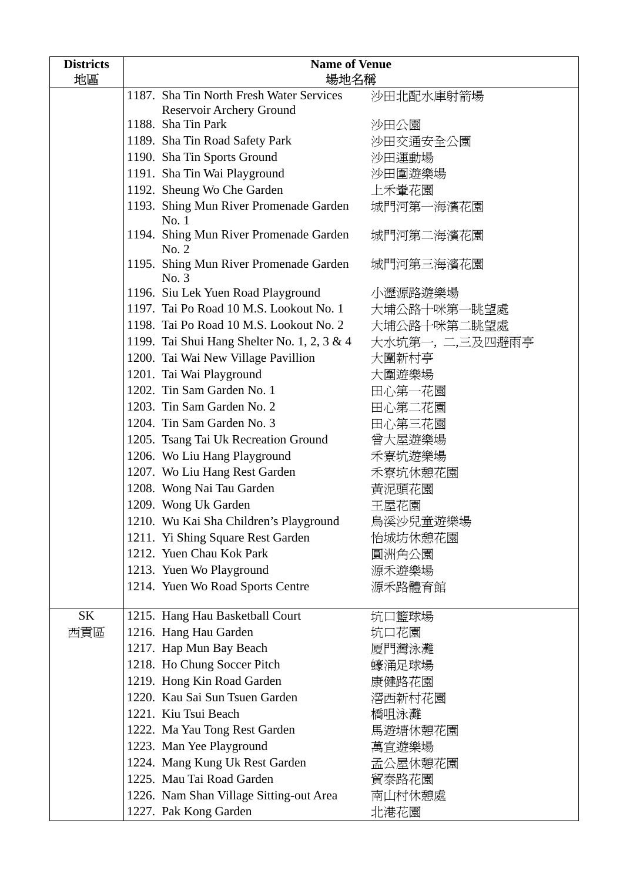| Districts<br>地區 | Name of Venue<br>場地名稱 | |
|---|---|---|
| | 1187. Sha Tin North Fresh Water Services Reservoir Archery Ground | 沙田北配水庫射箭場 |
| | 1188. Sha Tin Park | 沙田公園 |
| | 1189. Sha Tin Road Safety Park | 沙田交通安全公園 |
| | 1190. Sha Tin Sports Ground | 沙田運動場 |
| | 1191. Sha Tin Wai Playground | 沙田圍遊樂場 |
| | 1192. Sheung Wo Che Garden | 上禾輋花園 |
| | 1193. Shing Mun River Promenade Garden No. 1 | 城門河第一海濱花園 |
| | 1194. Shing Mun River Promenade Garden No. 2 | 城門河第二海濱花園 |
| | 1195. Shing Mun River Promenade Garden No. 3 | 城門河第三海濱花園 |
| | 1196. Siu Lek Yuen Road Playground | 小瀝源路遊樂場 |
| | 1197. Tai Po Road 10 M.S. Lookout No. 1 | 大埔公路十咪第一眺望處 |
| | 1198. Tai Po Road 10 M.S. Lookout No. 2 | 大埔公路十咪第二眺望處 |
| | 1199. Tai Shui Hang Shelter No. 1, 2, 3 & 4 | 大水坑第一, 二,三及四避雨亭 |
| | 1200. Tai Wai New Village Pavillion | 大圍新村亭 |
| | 1201. Tai Wai Playground | 大圍遊樂場 |
| | 1202. Tin Sam Garden No. 1 | 田心第一花園 |
| | 1203. Tin Sam Garden No. 2 | 田心第二花園 |
| | 1204. Tin Sam Garden No. 3 | 田心第三花園 |
| | 1205. Tsang Tai Uk Recreation Ground | 曾大屋遊樂場 |
| | 1206. Wo Liu Hang Playground | 禾寮坑遊樂場 |
| | 1207. Wo Liu Hang Rest Garden | 禾寮坑休憩花園 |
| | 1208. Wong Nai Tau Garden | 黃泥頭花園 |
| | 1209. Wong Uk Garden | 王屋花園 |
| | 1210. Wu Kai Sha Children's Playground | 烏溪沙兒童遊樂場 |
| | 1211. Yi Shing Square Rest Garden | 怡城坊休憩花園 |
| | 1212. Yuen Chau Kok Park | 圓洲角公園 |
| | 1213. Yuen Wo Playground | 源禾遊樂場 |
| | 1214. Yuen Wo Road Sports Centre | 源禾路體育館 |
| SK<br>西貢區 | 1215. Hang Hau Basketball Court | 坑口籃球場 |
| | 1216. Hang Hau Garden | 坑口花園 |
| | 1217. Hap Mun Bay Beach | 廈門灣泳灘 |
| | 1218. Ho Chung Soccer Pitch | 蠔涌足球場 |
| | 1219. Hong Kin Road Garden | 康健路花園 |
| | 1220. Kau Sai Sun Tsuen Garden | 滘西新村花園 |
| | 1221. Kiu Tsui Beach | 橋咀泳灘 |
| | 1222. Ma Yau Tong Rest Garden | 馬遊塘休憩花園 |
| | 1223. Man Yee Playground | 萬宜遊樂場 |
| | 1224. Mang Kung Uk Rest Garden | 孟公屋休憩花園 |
| | 1225. Mau Tai Road Garden | 貿泰路花園 |
| | 1226. Nam Shan Village Sitting-out Area | 南山村休憩處 |
| | 1227. Pak Kong Garden | 北港花園 |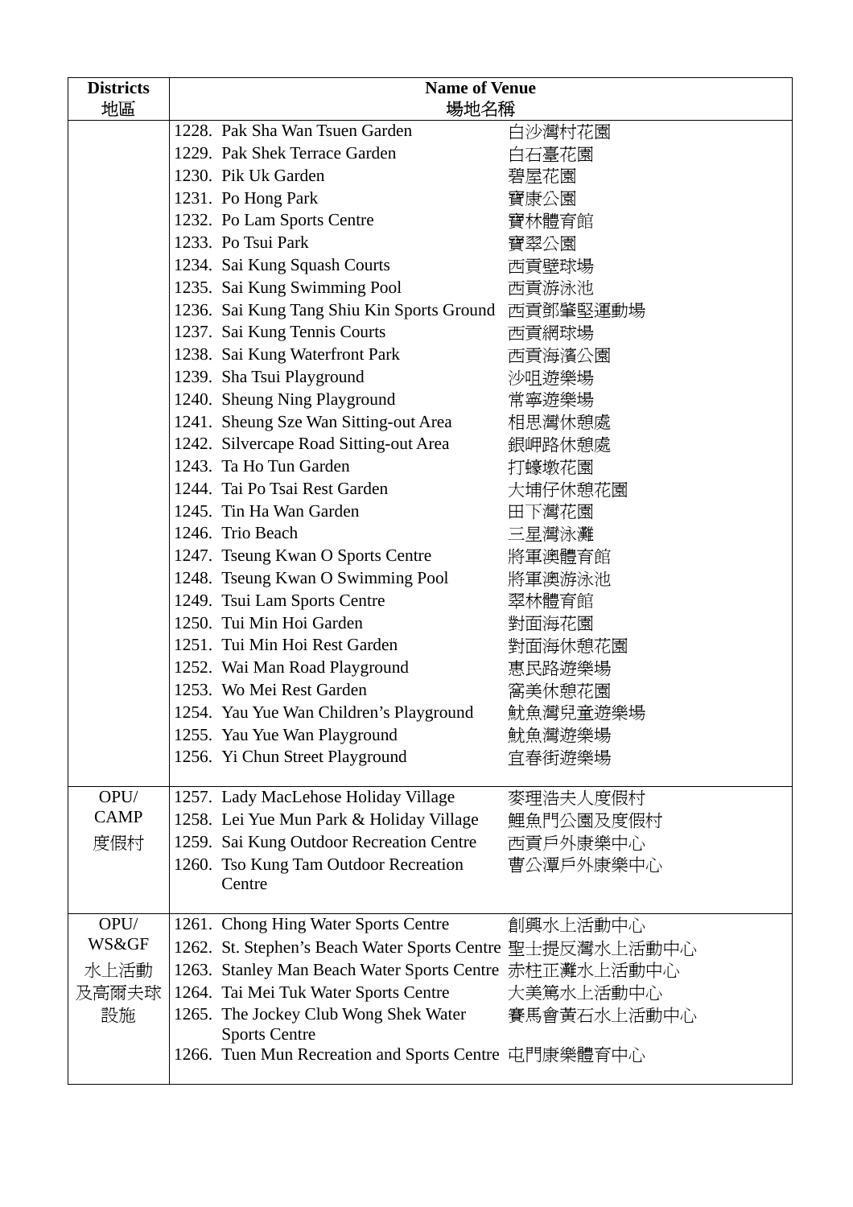| Districts<br>地區 | Name of Venue<br>場地名稱 | |
|---|---|---|
| | 1228. Pak Sha Wan Tsuen Garden | 白沙灣村花園 |
| | 1229. Pak Shek Terrace Garden | 白石臺花園 |
| | 1230. Pik Uk Garden | 碧屋花園 |
| | 1231. Po Hong Park | 寶康公園 |
| | 1232. Po Lam Sports Centre | 寶林體育館 |
| | 1233. Po Tsui Park | 寶翠公園 |
| | 1234. Sai Kung Squash Courts | 西貢壁球場 |
| | 1235. Sai Kung Swimming Pool | 西貢游泳池 |
| | 1236. Sai Kung Tang Shiu Kin Sports Ground | 西貢鄧肇堅運動場 |
| | 1237. Sai Kung Tennis Courts | 西貢網球場 |
| | 1238. Sai Kung Waterfront Park | 西貢海濱公園 |
| | 1239. Sha Tsui Playground | 沙咀遊樂場 |
| | 1240. Sheung Ning Playground | 常寧遊樂場 |
| | 1241. Sheung Sze Wan Sitting-out Area | 相思灣休憩處 |
| | 1242. Silvercape Road Sitting-out Area | 銀岬路休憩處 |
| | 1243. Ta Ho Tun Garden | 打蠔墩花園 |
| | 1244. Tai Po Tsai Rest Garden | 大埔仔休憩花園 |
| | 1245. Tin Ha Wan Garden | 田下灣花園 |
| | 1246. Trio Beach | 三星灣泳灘 |
| | 1247. Tseung Kwan O Sports Centre | 將軍澳體育館 |
| | 1248. Tseung Kwan O Swimming Pool | 將軍澳游泳池 |
| | 1249. Tsui Lam Sports Centre | 翠林體育館 |
| | 1250. Tui Min Hoi Garden | 對面海花園 |
| | 1251. Tui Min Hoi Rest Garden | 對面海休憩花園 |
| | 1252. Wai Man Road Playground | 惠民路遊樂場 |
| | 1253. Wo Mei Rest Garden | 窩美休憩花園 |
| | 1254. Yau Yue Wan Children's Playground | 魷魚灣兒童遊樂場 |
| | 1255. Yau Yue Wan Playground | 魷魚灣遊樂場 |
| | 1256. Yi Chun Street Playground | 宜春街遊樂場 |
| OPU/<br>CAMP<br>度假村 | 1257. Lady MacLehose Holiday Village | 麥理浩夫人度假村 |
| | 1258. Lei Yue Mun Park & Holiday Village | 鯉魚門公園及度假村 |
| | 1259. Sai Kung Outdoor Recreation Centre | 西貢戶外康樂中心 |
| | 1260. Tso Kung Tam Outdoor Recreation Centre | 曹公潭戶外康樂中心 |
| OPU/<br>WS&GF<br>水上活動及高爾夫球設施 | 1261. Chong Hing Water Sports Centre | 創興水上活動中心 |
| | 1262. St. Stephen's Beach Water Sports Centre | 聖士提反灣水上活動中心 |
| | 1263. Stanley Man Beach Water Sports Centre | 赤柱正灘水上活動中心 |
| | 1264. Tai Mei Tuk Water Sports Centre | 大美篤水上活動中心 |
| | 1265. The Jockey Club Wong Shek Water Sports Centre | 賽馬會黃石水上活動中心 |
| | 1266. Tuen Mun Recreation and Sports Centre | 屯門康樂體育中心 |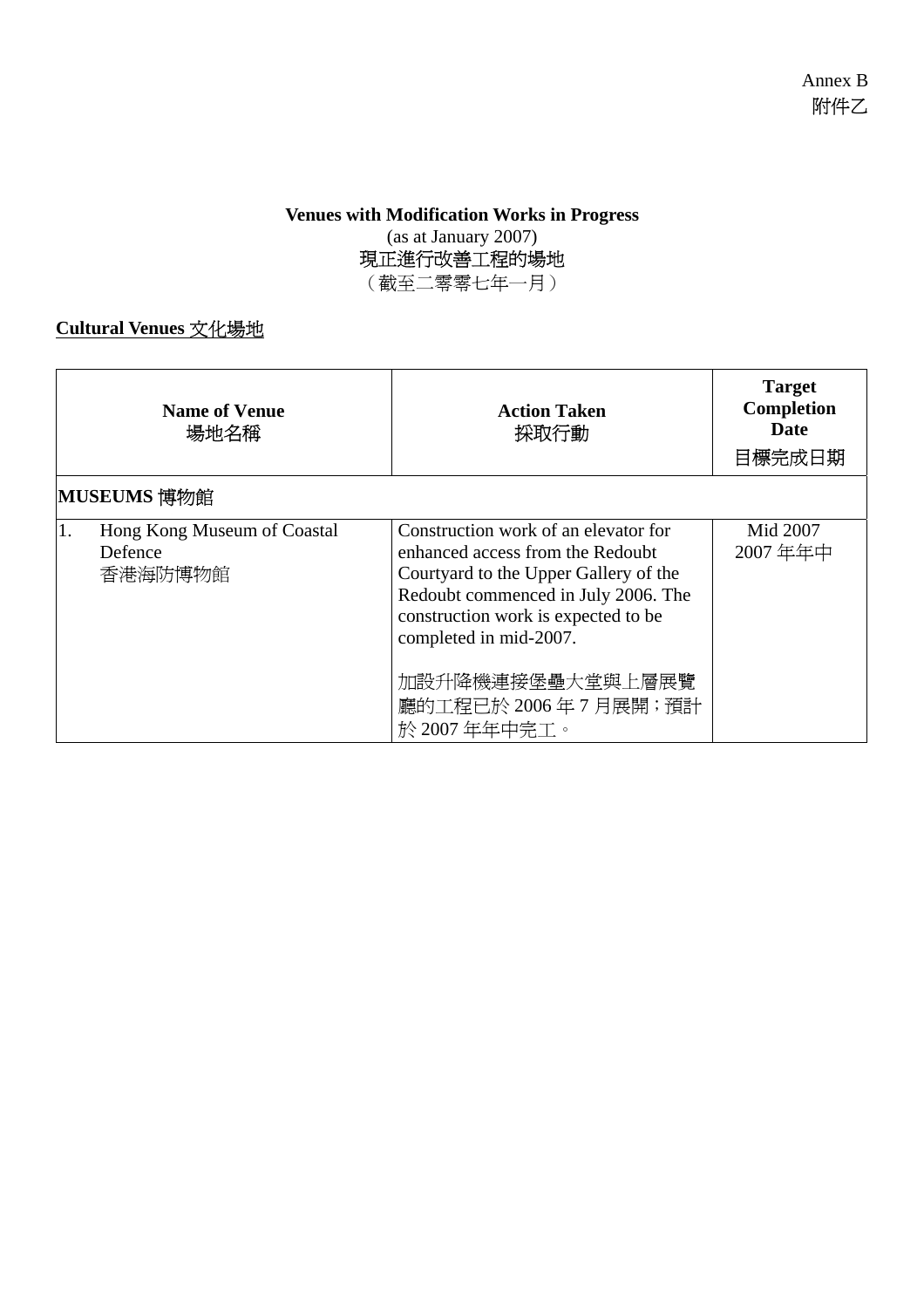Annex B
附件乙

**Venues with Modification Works in Progress**
(as at January 2007)
現正進行改善工程的場地
（截至二零零七年一月）

**<u>Cultural Venues 文化場地</u>**

| **Name of Venue** 場地名稱 | **Action Taken** 採取行動 | **Target Completion Date** 目標完成日期 |
|---|---|---|
| **MUSEUMS 博物館** | | |
| 1. Hong Kong Museum of Coastal Defence 香港海防博物館 | Construction work of an elevator for enhanced access from the Redoubt Courtyard to the Upper Gallery of the Redoubt commenced in July 2006. The construction work is expected to be completed in mid-2007.<br><br>加設升降機連接堡壘大堂與上層展覽廳的工程已於 2006 年 7 月展開；預計於 2007 年年中完工。 | Mid 2007<br>2007 年年中 |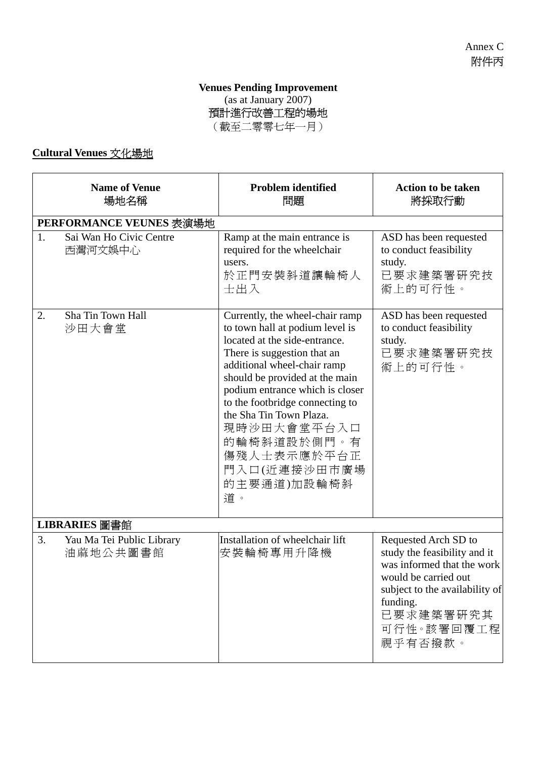Annex C
附件丙

**Venues Pending Improvement**
(as at January 2007)
預計進行改善工程的場地
（截至二零零七年一月）

**Cultural Venues 文化場地**

| Name of Venue 場地名稱 | Problem identified 問題 | Action to be taken 將採取行動 |
|---|---|---|
| **PERFORMANCE VEUNES 表演場地** | | |
| 1. Sai Wan Ho Civic Centre 西灣河文娛中心 | Ramp at the main entrance is required for the wheelchair users. 於正門安裝斜道讓輪椅人士出入 | ASD has been requested to conduct feasibility study. 已要求建築署研究技術上的可行性。 |
| 2. Sha Tin Town Hall 沙田大會堂 | Currently, the wheel-chair ramp to town hall at podium level is located at the side-entrance. There is suggestion that an additional wheel-chair ramp should be provided at the main podium entrance which is closer to the footbridge connecting to the Sha Tin Town Plaza. 現時沙田大會堂平台入口的輪椅斜道設於側門。有傷殘人士表示應於平台正門入口(近連接沙田市廣場的主要通道)加設輪椅斜道。 | ASD has been requested to conduct feasibility study. 已要求建築署研究技術上的可行性。 |
| **LIBRARIES 圖書館** | | |
| 3. Yau Ma Tei Public Library 油麻地公共圖書館 | Installation of wheelchair lift 安裝輪椅專用升降機 | Requested Arch SD to study the feasibility and it was informed that the work would be carried out subject to the availability of funding. 已要求建築署研究其可行性。該署回覆工程視乎有否撥款。 |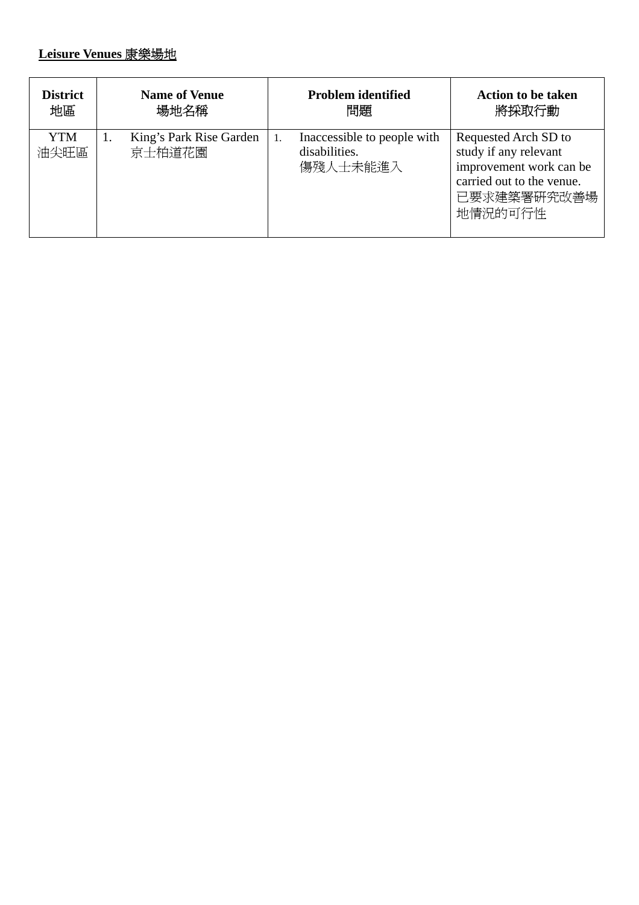**Leisure Venues 康樂場地**

| District<br>地區 | Name of Venue<br>場地名稱 | Problem identified<br>問題 | Action to be taken<br>將採取行動 |
|---|---|---|---|
| YTM<br>油尖旺區 | 1. King's Park Rise Garden<br>京士柏道花園 | 1. Inaccessible to people with disabilities.<br>傷殘人士未能進入 | Requested Arch SD to study if any relevant improvement work can be carried out to the venue.<br>已要求建築署研究改善場地情況的可行性 |